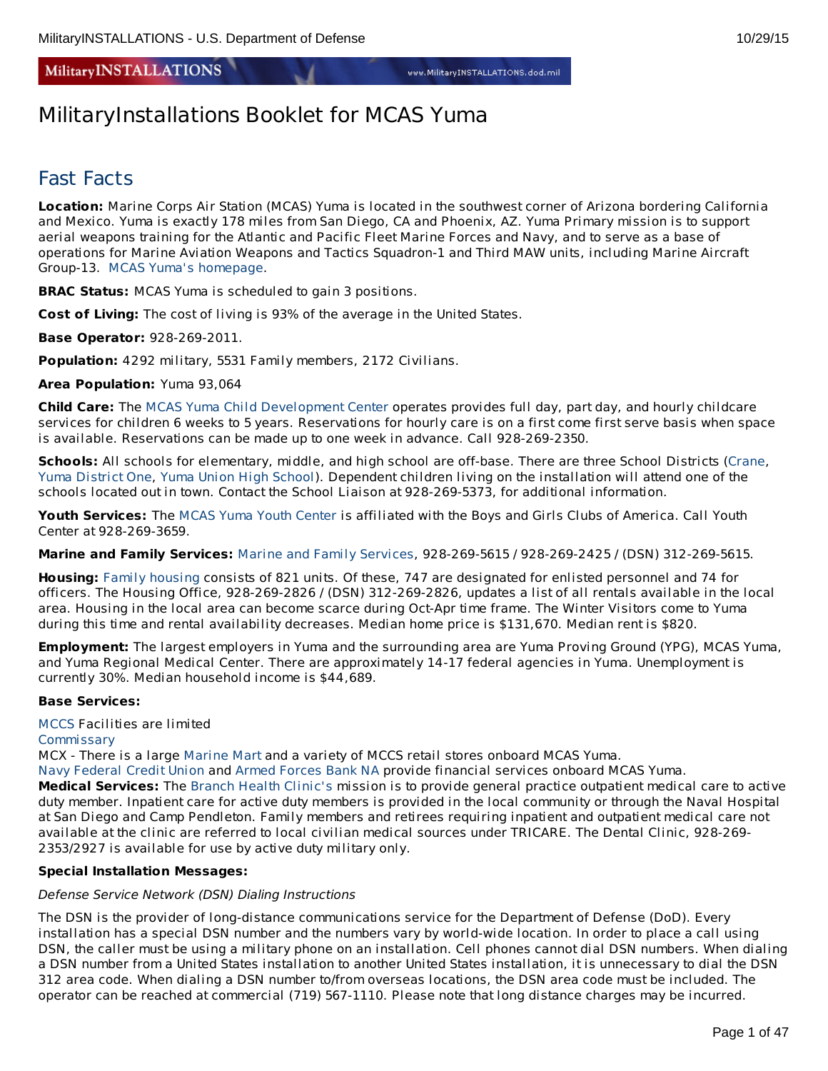# MilitaryInstallations Booklet for MCAS Yuma

## Fast Facts

**Location:** Marine Corps Air Station (MCAS) Yuma is located in the southwest corner of Arizona bordering California and Mexico. Yuma is exactly 178 miles from San Diego, CA and Phoenix, AZ. Yuma Primary mission is to support aerial weapons training for the Atlantic and Pacific Fleet Marine Forces and Navy, and to serve as a base of operations for Marine Aviation Weapons and Tactics Squadron-1 and Third MAW units, including Marine Aircraft Group-13. MCAS Yuma's homepage.

**BRAC Status:** MCAS Yuma is scheduled to gain 3 positions.

**Cost of Living:** The cost of living is 93% of the average in the United States.

**Base Operator:** 928-269-2011.

**Population:** 4292 military, 5531 Family members, 2172 Civilians.

**Area Population:** Yuma 93,064

**Child Care:** The MCAS Yuma Child Development Center operates provides full day, part day, and hourly childcare services for children 6 weeks to 5 years. Reservations for hourly care is on a first come first serve basis when space is available. Reservations can be made up to one week in advance. Call 928-269-2350.

**Schools:** All schools for elementary, middle, and high school are off-base. There are three School Districts (Crane, Yuma District One, Yuma Union High School). Dependent children living on the installation will attend one of the schools located out in town. Contact the School Liaison at 928-269-5373, for additional information.

**Youth Services:** The MCAS Yuma Youth Center is affiliated with the Boys and Girls Clubs of America. Call Youth Center at 928-269-3659.

**Marine and Family Services:** Marine and Family Services, 928-269-5615 / 928-269-2425 / (DSN) 312-269-5615.

**Housing:** Family housing consists of 821 units. Of these, 747 are designated for enlisted personnel and 74 for officers. The Housing Office, 928-269-2826 / (DSN) 312-269-2826, updates a list of all rentals available in the local area. Housing in the local area can become scarce during Oct-Apr time frame. The Winter Visitors come to Yuma during this time and rental availability decreases. Median home price is $131,670. Median rent is $820.

**Employment:** The largest employers in Yuma and the surrounding area are Yuma Proving Ground (YPG), MCAS Yuma, and Yuma Regional Medical Center. There are approximately 14-17 federal agencies in Yuma. Unemployment is currently 30%. Median household income is $44,689.

**Base Services:**

MCCS Facilities are limited
Commissary
MCX - There is a large Marine Mart and a variety of MCCS retail stores onboard MCAS Yuma.
Navy Federal Credit Union and Armed Forces Bank NA provide financial services onboard MCAS Yuma.
**Medical Services:** The Branch Health Clinic's mission is to provide general practice outpatient medical care to active duty member. Inpatient care for active duty members is provided in the local community or through the Naval Hospital at San Diego and Camp Pendleton. Family members and retirees requiring inpatient and outpatient medical care not available at the clinic are referred to local civilian medical sources under TRICARE. The Dental Clinic, 928-269-2353/2927 is available for use by active duty military only.

**Special Installation Messages:**

*Defense Service Network (DSN) Dialing Instructions*

The DSN is the provider of long-distance communications service for the Department of Defense (DoD). Every installation has a special DSN number and the numbers vary by world-wide location. In order to place a call using DSN, the caller must be using a military phone on an installation. Cell phones cannot dial DSN numbers. When dialing a DSN number from a United States installation to another United States installation, it is unnecessary to dial the DSN 312 area code. When dialing a DSN number to/from overseas locations, the DSN area code must be included. The operator can be reached at commercial (719) 567-1110. Please note that long distance charges may be incurred.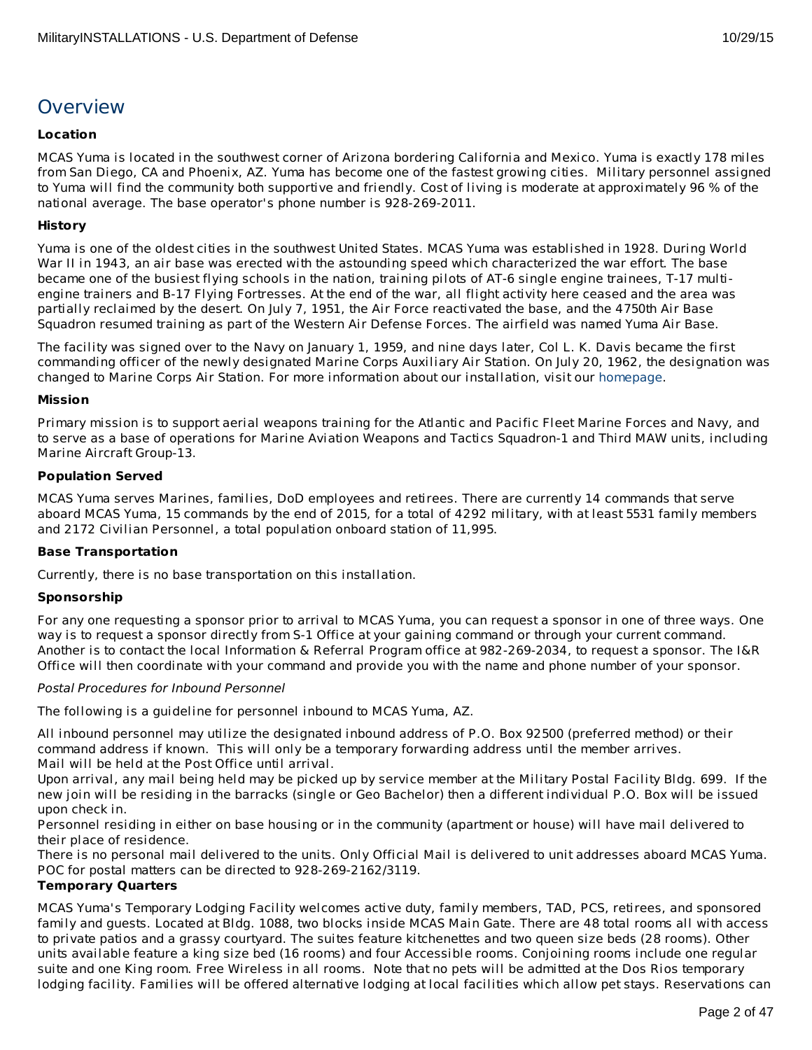# Overview

**Location**

MCAS Yuma is located in the southwest corner of Arizona bordering California and Mexico. Yuma is exactly 178 miles from San Diego, CA and Phoenix, AZ. Yuma has become one of the fastest growing cities. Military personnel assigned to Yuma will find the community both supportive and friendly. Cost of living is moderate at approximately 96 % of the national average. The base operator's phone number is 928-269-2011.

**History**

Yuma is one of the oldest cities in the southwest United States. MCAS Yuma was established in 1928. During World War II in 1943, an air base was erected with the astounding speed which characterized the war effort. The base became one of the busiest flying schools in the nation, training pilots of AT-6 single engine trainees, T-17 multi-engine trainers and B-17 Flying Fortresses. At the end of the war, all flight activity here ceased and the area was partially reclaimed by the desert. On July 7, 1951, the Air Force reactivated the base, and the 4750th Air Base Squadron resumed training as part of the Western Air Defense Forces. The airfield was named Yuma Air Base.

The facility was signed over to the Navy on January 1, 1959, and nine days later, Col L. K. Davis became the first commanding officer of the newly designated Marine Corps Auxiliary Air Station. On July 20, 1962, the designation was changed to Marine Corps Air Station. For more information about our installation, visit our homepage.

**Mission**

Primary mission is to support aerial weapons training for the Atlantic and Pacific Fleet Marine Forces and Navy, and to serve as a base of operations for Marine Aviation Weapons and Tactics Squadron-1 and Third MAW units, including Marine Aircraft Group-13.

**Population Served**

MCAS Yuma serves Marines, families, DoD employees and retirees. There are currently 14 commands that serve aboard MCAS Yuma, 15 commands by the end of 2015, for a total of 4292 military, with at least 5531 family members and 2172 Civilian Personnel, a total population onboard station of 11,995.

**Base Transportation**

Currently, there is no base transportation on this installation.

**Sponsorship**

For any one requesting a sponsor prior to arrival to MCAS Yuma, you can request a sponsor in one of three ways. One way is to request a sponsor directly from S-1 Office at your gaining command or through your current command. Another is to contact the local Information & Referral Program office at 982-269-2034, to request a sponsor. The I&R Office will then coordinate with your command and provide you with the name and phone number of your sponsor.

*Postal Procedures for Inbound Personnel*

The following is a guideline for personnel inbound to MCAS Yuma, AZ.

All inbound personnel may utilize the designated inbound address of P.O. Box 92500 (preferred method) or their command address if known. This will only be a temporary forwarding address until the member arrives.
Mail will be held at the Post Office until arrival.
Upon arrival, any mail being held may be picked up by service member at the Military Postal Facility Bldg. 699. If the new join will be residing in the barracks (single or Geo Bachelor) then a different individual P.O. Box will be issued upon check in.
Personnel residing in either on base housing or in the community (apartment or house) will have mail delivered to their place of residence.
There is no personal mail delivered to the units. Only Official Mail is delivered to unit addresses aboard MCAS Yuma.
POC for postal matters can be directed to 928-269-2162/3119.

**Temporary Quarters**

MCAS Yuma's Temporary Lodging Facility welcomes active duty, family members, TAD, PCS, retirees, and sponsored family and guests. Located at Bldg. 1088, two blocks inside MCAS Main Gate. There are 48 total rooms all with access to private patios and a grassy courtyard. The suites feature kitchenettes and two queen size beds (28 rooms). Other units available feature a king size bed (16 rooms) and four Accessible rooms. Conjoining rooms include one regular suite and one King room. Free Wireless in all rooms. Note that no pets will be admitted at the Dos Rios temporary lodging facility. Families will be offered alternative lodging at local facilities which allow pet stays. Reservations can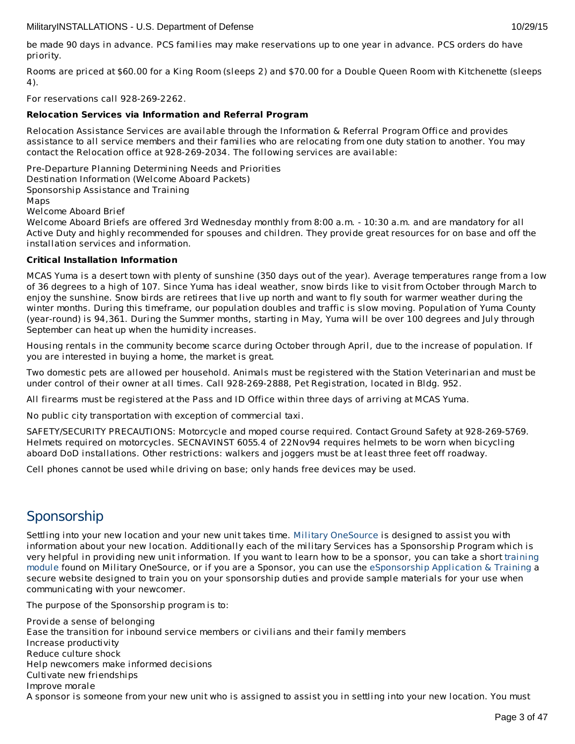be made 90 days in advance. PCS families may make reservations up to one year in advance. PCS orders do have priority.

Rooms are priced at $60.00 for a King Room (sleeps 2) and $70.00 for a Double Queen Room with Kitchenette (sleeps 4).

For reservations call 928-269-2262.

**Relocation Services via Information and Referral Program**

Relocation Assistance Services are available through the Information & Referral Program Office and provides assistance to all service members and their families who are relocating from one duty station to another. You may contact the Relocation office at 928-269-2034. The following services are available:

Pre-Departure Planning Determining Needs and Priorities
Destination Information (Welcome Aboard Packets)
Sponsorship Assistance and Training
Maps
Welcome Aboard Brief
Welcome Aboard Briefs are offered 3rd Wednesday monthly from 8:00 a.m. - 10:30 a.m. and are mandatory for all Active Duty and highly recommended for spouses and children. They provide great resources for on base and off the installation services and information.

**Critical Installation Information**

MCAS Yuma is a desert town with plenty of sunshine (350 days out of the year). Average temperatures range from a low of 36 degrees to a high of 107. Since Yuma has ideal weather, snow birds like to visit from October through March to enjoy the sunshine. Snow birds are retirees that live up north and want to fly south for warmer weather during the winter months. During this timeframe, our population doubles and traffic is slow moving. Population of Yuma County (year-round) is 94,361. During the Summer months, starting in May, Yuma will be over 100 degrees and July through September can heat up when the humidity increases.

Housing rentals in the community become scarce during October through April, due to the increase of population. If you are interested in buying a home, the market is great.

Two domestic pets are allowed per household. Animals must be registered with the Station Veterinarian and must be under control of their owner at all times. Call 928-269-2888, Pet Registration, located in Bldg. 952.

All firearms must be registered at the Pass and ID Office within three days of arriving at MCAS Yuma.

No public city transportation with exception of commercial taxi.

SAFETY/SECURITY PRECAUTIONS: Motorcycle and moped course required. Contact Ground Safety at 928-269-5769. Helmets required on motorcycles. SECNAVINST 6055.4 of 22Nov94 requires helmets to be worn when bicycling aboard DoD installations. Other restrictions: walkers and joggers must be at least three feet off roadway.

Cell phones cannot be used while driving on base; only hands free devices may be used.

## Sponsorship

Settling into your new location and your new unit takes time. Military OneSource is designed to assist you with information about your new location. Additionally each of the military Services has a Sponsorship Program which is very helpful in providing new unit information. If you want to learn how to be a sponsor, you can take a short training module found on Military OneSource, or if you are a Sponsor, you can use the eSponsorship Application & Training a secure website designed to train you on your sponsorship duties and provide sample materials for your use when communicating with your newcomer.

The purpose of the Sponsorship program is to:

Provide a sense of belonging
Ease the transition for inbound service members or civilians and their family members
Increase productivity
Reduce culture shock
Help newcomers make informed decisions
Cultivate new friendships
Improve morale
A sponsor is someone from your new unit who is assigned to assist you in settling into your new location. You must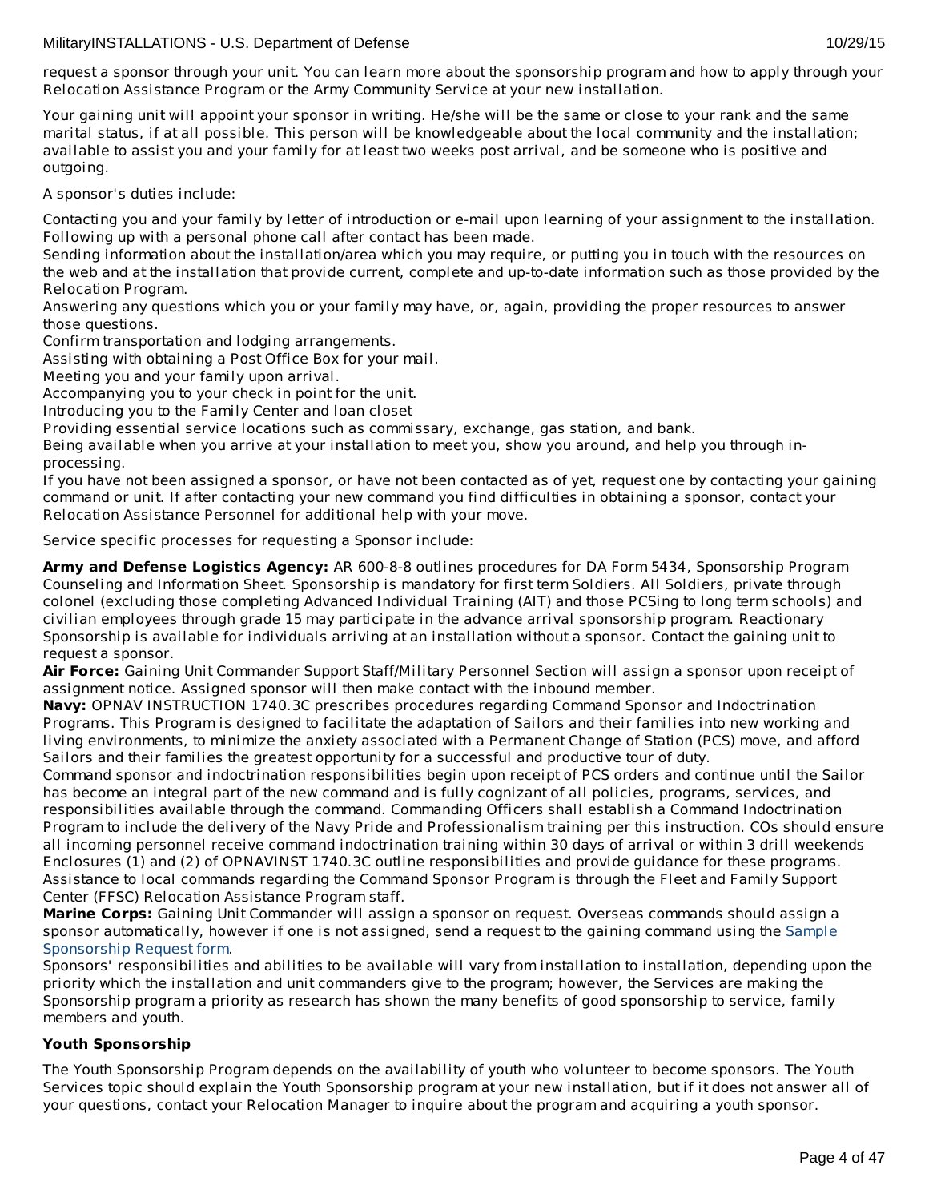request a sponsor through your unit. You can learn more about the sponsorship program and how to apply through your Relocation Assistance Program or the Army Community Service at your new installation.

Your gaining unit will appoint your sponsor in writing. He/she will be the same or close to your rank and the same marital status, if at all possible. This person will be knowledgeable about the local community and the installation; available to assist you and your family for at least two weeks post arrival, and be someone who is positive and outgoing.

A sponsor's duties include:

Contacting you and your family by letter of introduction or e-mail upon learning of your assignment to the installation. Following up with a personal phone call after contact has been made.
Sending information about the installation/area which you may require, or putting you in touch with the resources on the web and at the installation that provide current, complete and up-to-date information such as those provided by the Relocation Program.
Answering any questions which you or your family may have, or, again, providing the proper resources to answer those questions.
Confirm transportation and lodging arrangements.
Assisting with obtaining a Post Office Box for your mail.
Meeting you and your family upon arrival.
Accompanying you to your check in point for the unit.
Introducing you to the Family Center and loan closet
Providing essential service locations such as commissary, exchange, gas station, and bank.
Being available when you arrive at your installation to meet you, show you around, and help you through in-processing.
If you have not been assigned a sponsor, or have not been contacted as of yet, request one by contacting your gaining command or unit. If after contacting your new command you find difficulties in obtaining a sponsor, contact your Relocation Assistance Personnel for additional help with your move.

Service specific processes for requesting a Sponsor include:

**Army and Defense Logistics Agency:** AR 600-8-8 outlines procedures for DA Form 5434, Sponsorship Program Counseling and Information Sheet. Sponsorship is mandatory for first term Soldiers. All Soldiers, private through colonel (excluding those completing Advanced Individual Training (AIT) and those PCSing to long term schools) and civilian employees through grade 15 may participate in the advance arrival sponsorship program. Reactionary Sponsorship is available for individuals arriving at an installation without a sponsor. Contact the gaining unit to request a sponsor.
**Air Force:** Gaining Unit Commander Support Staff/Military Personnel Section will assign a sponsor upon receipt of assignment notice. Assigned sponsor will then make contact with the inbound member.
**Navy:** OPNAV INSTRUCTION 1740.3C prescribes procedures regarding Command Sponsor and Indoctrination Programs. This Program is designed to facilitate the adaptation of Sailors and their families into new working and living environments, to minimize the anxiety associated with a Permanent Change of Station (PCS) move, and afford Sailors and their families the greatest opportunity for a successful and productive tour of duty.
Command sponsor and indoctrination responsibilities begin upon receipt of PCS orders and continue until the Sailor has become an integral part of the new command and is fully cognizant of all policies, programs, services, and responsibilities available through the command. Commanding Officers shall establish a Command Indoctrination Program to include the delivery of the Navy Pride and Professionalism training per this instruction. COs should ensure all incoming personnel receive command indoctrination training within 30 days of arrival or within 3 drill weekends Enclosures (1) and (2) of OPNAVINST 1740.3C outline responsibilities and provide guidance for these programs. Assistance to local commands regarding the Command Sponsor Program is through the Fleet and Family Support Center (FFSC) Relocation Assistance Program staff.
**Marine Corps:** Gaining Unit Commander will assign a sponsor on request. Overseas commands should assign a sponsor automatically, however if one is not assigned, send a request to the gaining command using the Sample Sponsorship Request form.
Sponsors' responsibilities and abilities to be available will vary from installation to installation, depending upon the priority which the installation and unit commanders give to the program; however, the Services are making the Sponsorship program a priority as research has shown the many benefits of good sponsorship to service, family members and youth.

**Youth Sponsorship**

The Youth Sponsorship Program depends on the availability of youth who volunteer to become sponsors. The Youth Services topic should explain the Youth Sponsorship program at your new installation, but if it does not answer all of your questions, contact your Relocation Manager to inquire about the program and acquiring a youth sponsor.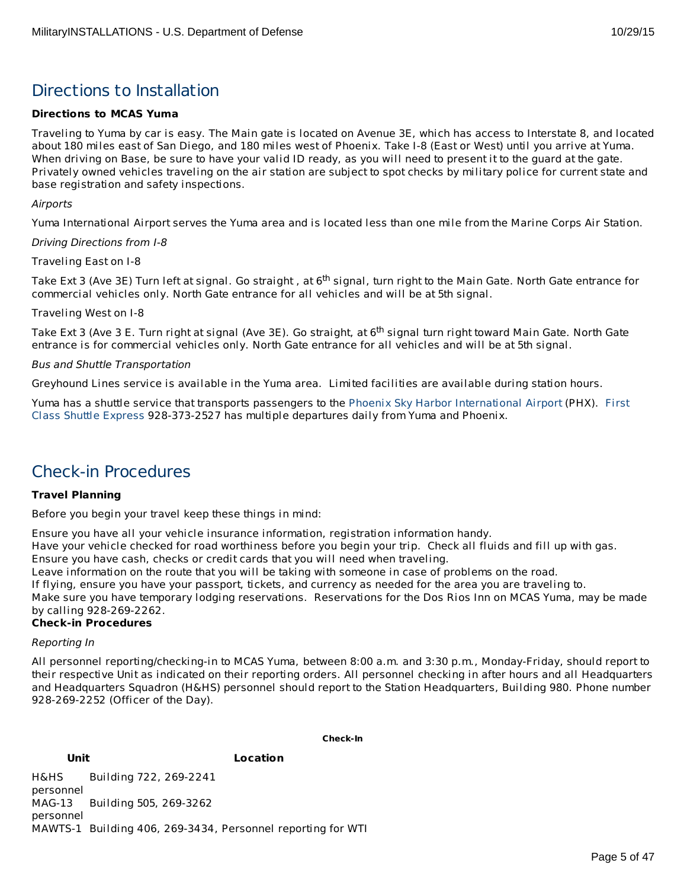## Directions to Installation

**Directions to MCAS Yuma**

Traveling to Yuma by car is easy. The Main gate is located on Avenue 3E, which has access to Interstate 8, and located about 180 miles east of San Diego, and 180 miles west of Phoenix. Take I-8 (East or West) until you arrive at Yuma. When driving on Base, be sure to have your valid ID ready, as you will need to present it to the guard at the gate. Privately owned vehicles traveling on the air station are subject to spot checks by military police for current state and base registration and safety inspections.

*Airports*

Yuma International Airport serves the Yuma area and is located less than one mile from the Marine Corps Air Station.

*Driving Directions from I-8*

Traveling East on I-8

Take Ext 3 (Ave 3E) Turn left at signal. Go straight , at 6th signal, turn right to the Main Gate. North Gate entrance for commercial vehicles only. North Gate entrance for all vehicles and will be at 5th signal.

Traveling West on I-8

Take Ext 3 (Ave 3 E. Turn right at signal (Ave 3E). Go straight, at 6th signal turn right toward Main Gate. North Gate entrance is for commercial vehicles only. North Gate entrance for all vehicles and will be at 5th signal.

*Bus and Shuttle Transportation*

Greyhound Lines service is available in the Yuma area. Limited facilities are available during station hours.

Yuma has a shuttle service that transports passengers to the Phoenix Sky Harbor International Airport (PHX). First Class Shuttle Express 928-373-2527 has multiple departures daily from Yuma and Phoenix.

## Check-in Procedures

**Travel Planning**

Before you begin your travel keep these things in mind:

Ensure you have all your vehicle insurance information, registration information handy.
Have your vehicle checked for road worthiness before you begin your trip. Check all fluids and fill up with gas.
Ensure you have cash, checks or credit cards that you will need when traveling.
Leave information on the route that you will be taking with someone in case of problems on the road.
If flying, ensure you have your passport, tickets, and currency as needed for the area you are traveling to.
Make sure you have temporary lodging reservations. Reservations for the Dos Rios Inn on MCAS Yuma, may be made by calling 928-269-2262.

**Check-in Procedures**

*Reporting In*

All personnel reporting/checking-in to MCAS Yuma, between 8:00 a.m. and 3:30 p.m., Monday-Friday, should report to their respective Unit as indicated on their reporting orders. All personnel checking in after hours and all Headquarters and Headquarters Squadron (H&HS) personnel should report to the Station Headquarters, Building 980. Phone number 928-269-2252 (Officer of the Day).

**Check-In**

| Unit | Location |
|---|---|
| H&HS personnel | Building 722, 269-2241 |
| MAG-13 personnel | Building 505, 269-3262 |
| MAWTS-1 | Building 406, 269-3434, Personnel reporting for WTI |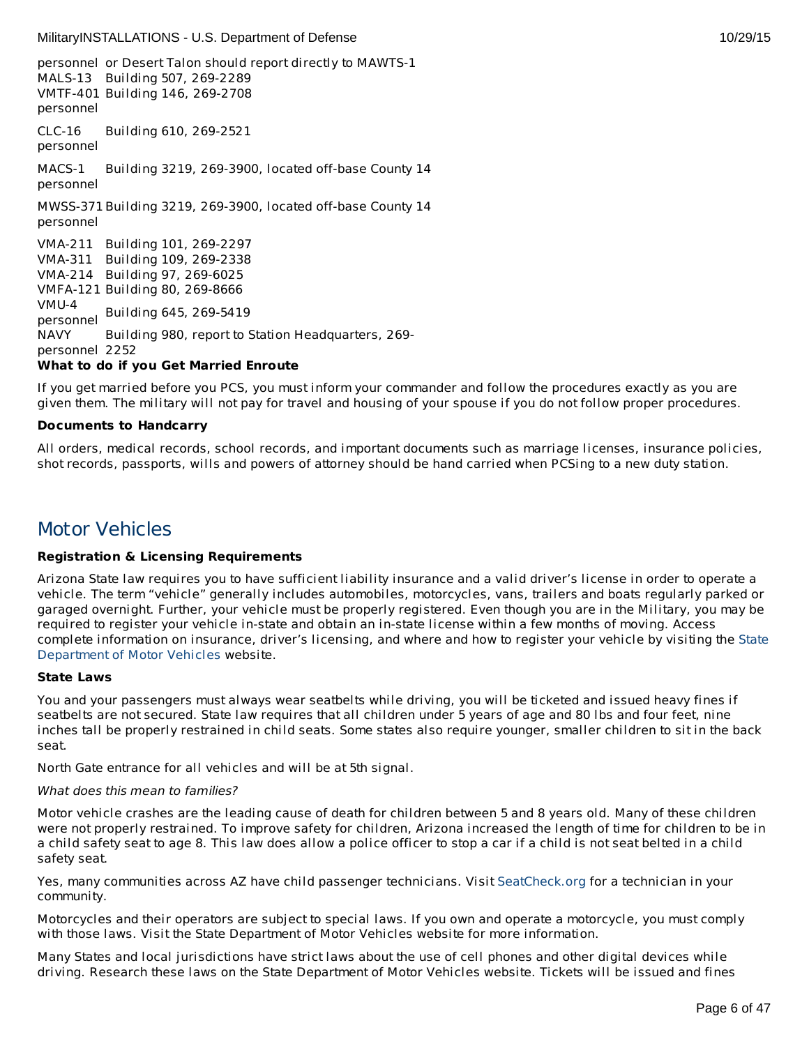| | |
|---|---|
| personnel | or Desert Talon should report directly to MAWTS-1 |
| MALS-13 | Building 507, 269-2289 |
| VMTF-401 personnel | Building 146, 269-2708 |
| CLC-16 personnel | Building 610, 269-2521 |
| MACS-1 personnel | Building 3219, 269-3900, located off-base County 14 |
| MWSS-371 personnel | Building 3219, 269-3900, located off-base County 14 |
| VMA-211 | Building 101, 269-2297 |
| VMA-311 | Building 109, 269-2338 |
| VMA-214 | Building 97, 269-6025 |
| VMFA-121 | Building 80, 269-8666 |
| VMU-4 personnel | Building 645, 269-5419 |
| NAVY personnel | Building 980, report to Station Headquarters, 269-2252 |

**What to do if you Get Married Enroute**

If you get married before you PCS, you must inform your commander and follow the procedures exactly as you are given them. The military will not pay for travel and housing of your spouse if you do not follow proper procedures.

**Documents to Handcarry**

All orders, medical records, school records, and important documents such as marriage licenses, insurance policies, shot records, passports, wills and powers of attorney should be hand carried when PCSing to a new duty station.

## Motor Vehicles

**Registration & Licensing Requirements**

Arizona State law requires you to have sufficient liability insurance and a valid driver's license in order to operate a vehicle. The term "vehicle" generally includes automobiles, motorcycles, vans, trailers and boats regularly parked or garaged overnight. Further, your vehicle must be properly registered. Even though you are in the Military, you may be required to register your vehicle in-state and obtain an in-state license within a few months of moving. Access complete information on insurance, driver's licensing, and where and how to register your vehicle by visiting the State Department of Motor Vehicles website.

**State Laws**

You and your passengers must always wear seatbelts while driving, you will be ticketed and issued heavy fines if seatbelts are not secured. State law requires that all children under 5 years of age and 80 lbs and four feet, nine inches tall be properly restrained in child seats. Some states also require younger, smaller children to sit in the back seat.

North Gate entrance for all vehicles and will be at 5th signal.

*What does this mean to families?*

Motor vehicle crashes are the leading cause of death for children between 5 and 8 years old. Many of these children were not properly restrained. To improve safety for children, Arizona increased the length of time for children to be in a child safety seat to age 8. This law does allow a police officer to stop a car if a child is not seat belted in a child safety seat.

Yes, many communities across AZ have child passenger technicians. Visit SeatCheck.org for a technician in your community.

Motorcycles and their operators are subject to special laws. If you own and operate a motorcycle, you must comply with those laws. Visit the State Department of Motor Vehicles website for more information.

Many States and local jurisdictions have strict laws about the use of cell phones and other digital devices while driving. Research these laws on the State Department of Motor Vehicles website. Tickets will be issued and fines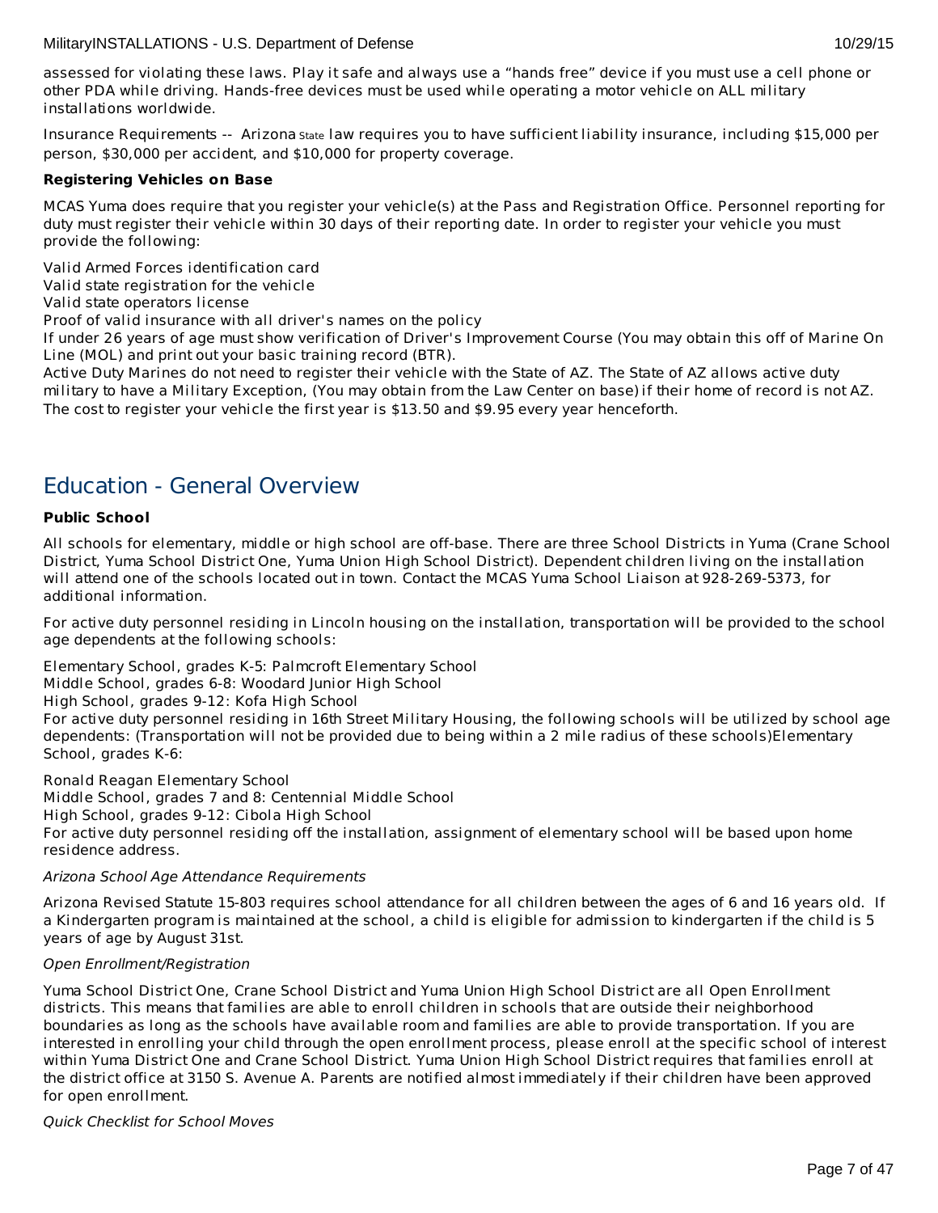assessed for violating these laws. Play it safe and always use a "hands free" device if you must use a cell phone or other PDA while driving. Hands-free devices must be used while operating a motor vehicle on ALL military installations worldwide.

Insurance Requirements -- Arizona State law requires you to have sufficient liability insurance, including $15,000 per person, $30,000 per accident, and $10,000 for property coverage.

**Registering Vehicles on Base**

MCAS Yuma does require that you register your vehicle(s) at the Pass and Registration Office. Personnel reporting for duty must register their vehicle within 30 days of their reporting date. In order to register your vehicle you must provide the following:

Valid Armed Forces identification card
Valid state registration for the vehicle
Valid state operators license
Proof of valid insurance with all driver's names on the policy
If under 26 years of age must show verification of Driver's Improvement Course (You may obtain this off of Marine On Line (MOL) and print out your basic training record (BTR).
Active Duty Marines do not need to register their vehicle with the State of AZ. The State of AZ allows active duty military to have a Military Exception, (You may obtain from the Law Center on base) if their home of record is not AZ. The cost to register your vehicle the first year is $13.50 and $9.95 every year henceforth.

## Education - General Overview

**Public School**

All schools for elementary, middle or high school are off-base. There are three School Districts in Yuma (Crane School District, Yuma School District One, Yuma Union High School District). Dependent children living on the installation will attend one of the schools located out in town. Contact the MCAS Yuma School Liaison at 928-269-5373, for additional information.

For active duty personnel residing in Lincoln housing on the installation, transportation will be provided to the school age dependents at the following schools:

Elementary School, grades K-5: Palmcroft Elementary School
Middle School, grades 6-8: Woodard Junior High School
High School, grades 9-12: Kofa High School
For active duty personnel residing in 16th Street Military Housing, the following schools will be utilized by school age dependents: (Transportation will not be provided due to being within a 2 mile radius of these schools)Elementary School, grades K-6:

Ronald Reagan Elementary School
Middle School, grades 7 and 8: Centennial Middle School
High School, grades 9-12: Cibola High School
For active duty personnel residing off the installation, assignment of elementary school will be based upon home residence address.

*Arizona School Age Attendance Requirements*

Arizona Revised Statute 15-803 requires school attendance for all children between the ages of 6 and 16 years old. If a Kindergarten program is maintained at the school, a child is eligible for admission to kindergarten if the child is 5 years of age by August 31st.

*Open Enrollment/Registration*

Yuma School District One, Crane School District and Yuma Union High School District are all Open Enrollment districts. This means that families are able to enroll children in schools that are outside their neighborhood boundaries as long as the schools have available room and families are able to provide transportation. If you are interested in enrolling your child through the open enrollment process, please enroll at the specific school of interest within Yuma District One and Crane School District. Yuma Union High School District requires that families enroll at the district office at 3150 S. Avenue A. Parents are notified almost immediately if their children have been approved for open enrollment.

*Quick Checklist for School Moves*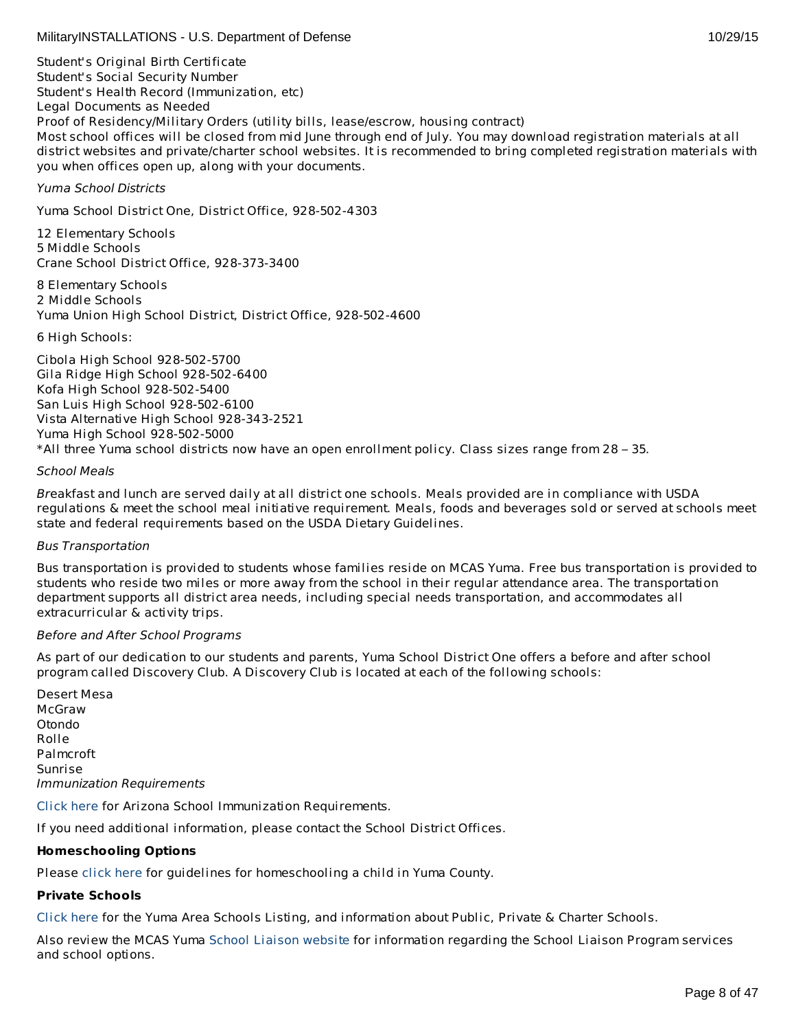Student's Original Birth Certificate
Student's Social Security Number
Student's Health Record (Immunization, etc)
Legal Documents as Needed
Proof of Residency/Military Orders (utility bills, lease/escrow, housing contract)
Most school offices will be closed from mid June through end of July. You may download registration materials at all district websites and private/charter school websites. It is recommended to bring completed registration materials with you when offices open up, along with your documents.

*Yuma School Districts*

Yuma School District One, District Office, 928-502-4303

12 Elementary Schools
5 Middle Schools
Crane School District Office, 928-373-3400

8 Elementary Schools
2 Middle Schools
Yuma Union High School District, District Office, 928-502-4600

6 High Schools:

Cibola High School 928-502-5700
Gila Ridge High School 928-502-6400
Kofa High School 928-502-5400
San Luis High School 928-502-6100
Vista Alternative High School 928-343-2521
Yuma High School 928-502-5000
*All three Yuma school districts now have an open enrollment policy. Class sizes range from 28 – 35.

*School Meals*

Breakfast and lunch are served daily at all district one schools. Meals provided are in compliance with USDA regulations & meet the school meal initiative requirement. Meals, foods and beverages sold or served at schools meet state and federal requirements based on the USDA Dietary Guidelines.

*Bus Transportation*

Bus transportation is provided to students whose families reside on MCAS Yuma. Free bus transportation is provided to students who reside two miles or more away from the school in their regular attendance area. The transportation department supports all district area needs, including special needs transportation, and accommodates all extracurricular & activity trips.

*Before and After School Programs*

As part of our dedication to our students and parents, Yuma School District One offers a before and after school program called Discovery Club. A Discovery Club is located at each of the following schools:

Desert Mesa
McGraw
Otondo
Rolle
Palmcroft
Sunrise
*Immunization Requirements*

Click here for Arizona School Immunization Requirements.

If you need additional information, please contact the School District Offices.

**Homeschooling Options**

Please click here for guidelines for homeschooling a child in Yuma County.

**Private Schools**

Click here for the Yuma Area Schools Listing, and information about Public, Private & Charter Schools.

Also review the MCAS Yuma School Liaison website for information regarding the School Liaison Program services and school options.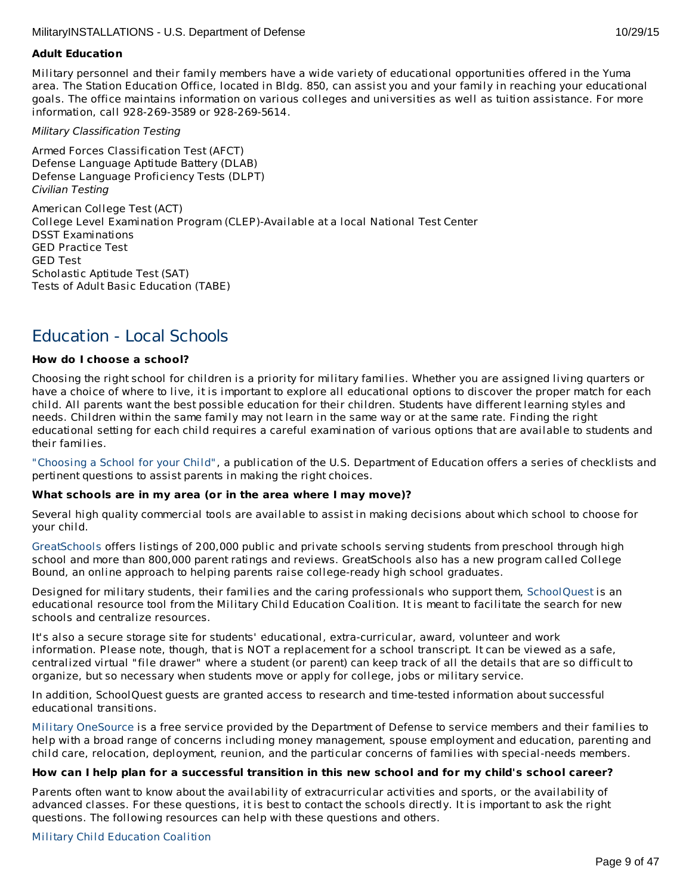**Adult Education**

Military personnel and their family members have a wide variety of educational opportunities offered in the Yuma area. The Station Education Office, located in Bldg. 850, can assist you and your family in reaching your educational goals. The office maintains information on various colleges and universities as well as tuition assistance. For more information, call 928-269-3589 or 928-269-5614.

*Military Classification Testing*

Armed Forces Classification Test (AFCT)
Defense Language Aptitude Battery (DLAB)
Defense Language Proficiency Tests (DLPT)
*Civilian Testing*

American College Test (ACT)
College Level Examination Program (CLEP)-Available at a local National Test Center
DSST Examinations
GED Practice Test
GED Test
Scholastic Aptitude Test (SAT)
Tests of Adult Basic Education (TABE)

## Education - Local Schools

**How do I choose a school?**

Choosing the right school for children is a priority for military families. Whether you are assigned living quarters or have a choice of where to live, it is important to explore all educational options to discover the proper match for each child. All parents want the best possible education for their children. Students have different learning styles and needs. Children within the same family may not learn in the same way or at the same rate. Finding the right educational setting for each child requires a careful examination of various options that are available to students and their families.

"Choosing a School for your Child", a publication of the U.S. Department of Education offers a series of checklists and pertinent questions to assist parents in making the right choices.

**What schools are in my area (or in the area where I may move)?**

Several high quality commercial tools are available to assist in making decisions about which school to choose for your child.

GreatSchools offers listings of 200,000 public and private schools serving students from preschool through high school and more than 800,000 parent ratings and reviews. GreatSchools also has a new program called College Bound, an online approach to helping parents raise college-ready high school graduates.

Designed for military students, their families and the caring professionals who support them, SchoolQuest is an educational resource tool from the Military Child Education Coalition. It is meant to facilitate the search for new schools and centralize resources.

It's also a secure storage site for students' educational, extra-curricular, award, volunteer and work information. Please note, though, that is NOT a replacement for a school transcript. It can be viewed as a safe, centralized virtual "file drawer" where a student (or parent) can keep track of all the details that are so difficult to organize, but so necessary when students move or apply for college, jobs or military service.

In addition, SchoolQuest guests are granted access to research and time-tested information about successful educational transitions.

Military OneSource is a free service provided by the Department of Defense to service members and their families to help with a broad range of concerns including money management, spouse employment and education, parenting and child care, relocation, deployment, reunion, and the particular concerns of families with special-needs members.

**How can I help plan for a successful transition in this new school and for my child's school career?**

Parents often want to know about the availability of extracurricular activities and sports, or the availability of advanced classes. For these questions, it is best to contact the schools directly. It is important to ask the right questions. The following resources can help with these questions and others.

Military Child Education Coalition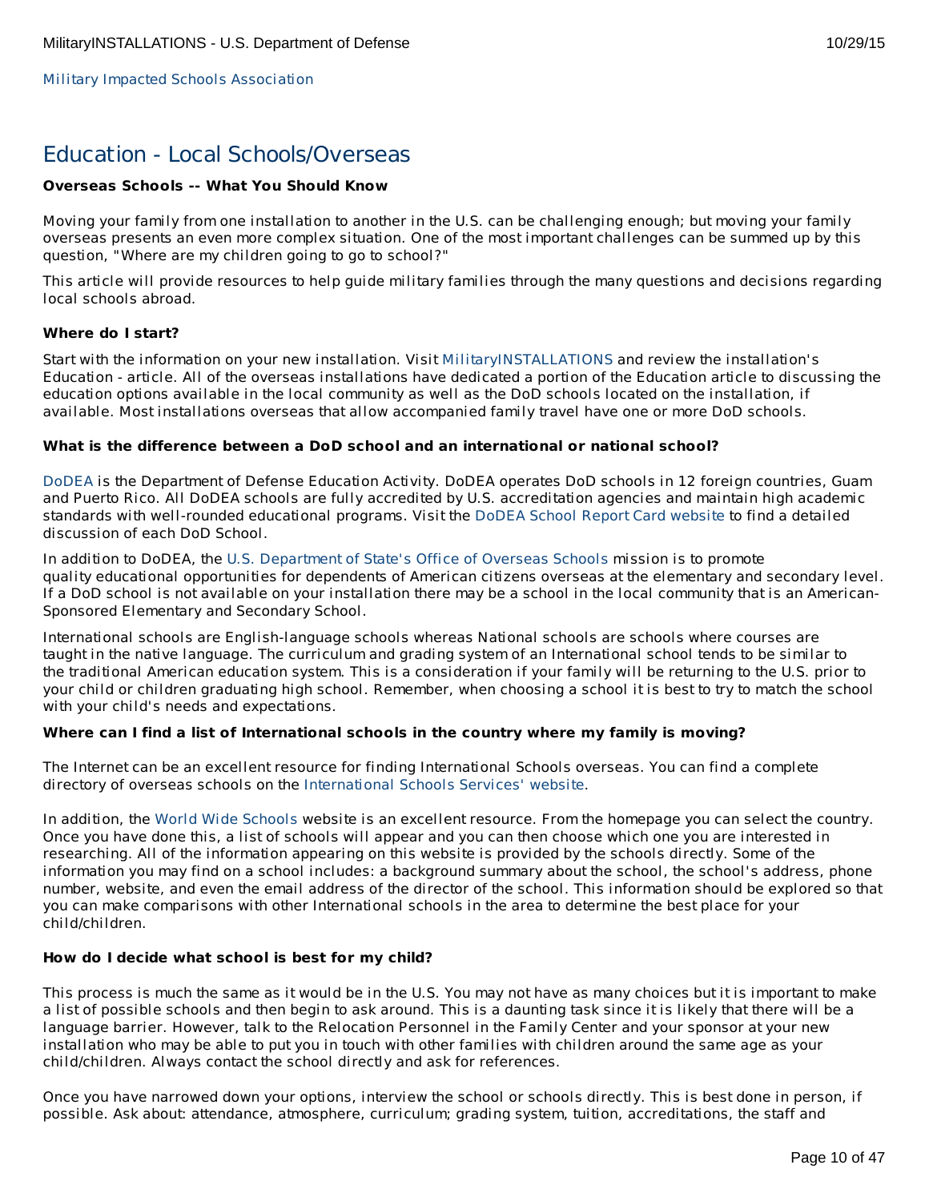Military Impacted Schools Association

## Education - Local Schools/Overseas

**Overseas Schools -- What You Should Know**

Moving your family from one installation to another in the U.S. can be challenging enough; but moving your family overseas presents an even more complex situation. One of the most important challenges can be summed up by this question, "Where are my children going to go to school?"

This article will provide resources to help guide military families through the many questions and decisions regarding local schools abroad.

**Where do I start?**

Start with the information on your new installation. Visit MilitaryINSTALLATIONS and review the installation's Education - article. All of the overseas installations have dedicated a portion of the Education article to discussing the education options available in the local community as well as the DoD schools located on the installation, if available. Most installations overseas that allow accompanied family travel have one or more DoD schools.

**What is the difference between a DoD school and an international or national school?**

DoDEA is the Department of Defense Education Activity. DoDEA operates DoD schools in 12 foreign countries, Guam and Puerto Rico. All DoDEA schools are fully accredited by U.S. accreditation agencies and maintain high academic standards with well-rounded educational programs. Visit the DoDEA School Report Card website to find a detailed discussion of each DoD School.

In addition to DoDEA, the U.S. Department of State's Office of Overseas Schools mission is to promote quality educational opportunities for dependents of American citizens overseas at the elementary and secondary level. If a DoD school is not available on your installation there may be a school in the local community that is an American-Sponsored Elementary and Secondary School.

International schools are English-language schools whereas National schools are schools where courses are taught in the native language. The curriculum and grading system of an International school tends to be similar to the traditional American education system. This is a consideration if your family will be returning to the U.S. prior to your child or children graduating high school. Remember, when choosing a school it is best to try to match the school with your child's needs and expectations.

**Where can I find a list of International schools in the country where my family is moving?**

The Internet can be an excellent resource for finding International Schools overseas. You can find a complete directory of overseas schools on the International Schools Services' website.

In addition, the World Wide Schools website is an excellent resource. From the homepage you can select the country. Once you have done this, a list of schools will appear and you can then choose which one you are interested in researching. All of the information appearing on this website is provided by the schools directly. Some of the information you may find on a school includes: a background summary about the school, the school's address, phone number, website, and even the email address of the director of the school. This information should be explored so that you can make comparisons with other International schools in the area to determine the best place for your child/children.

**How do I decide what school is best for my child?**

This process is much the same as it would be in the U.S. You may not have as many choices but it is important to make a list of possible schools and then begin to ask around. This is a daunting task since it is likely that there will be a language barrier. However, talk to the Relocation Personnel in the Family Center and your sponsor at your new installation who may be able to put you in touch with other families with children around the same age as your child/children. Always contact the school directly and ask for references.

Once you have narrowed down your options, interview the school or schools directly. This is best done in person, if possible. Ask about: attendance, atmosphere, curriculum; grading system, tuition, accreditations, the staff and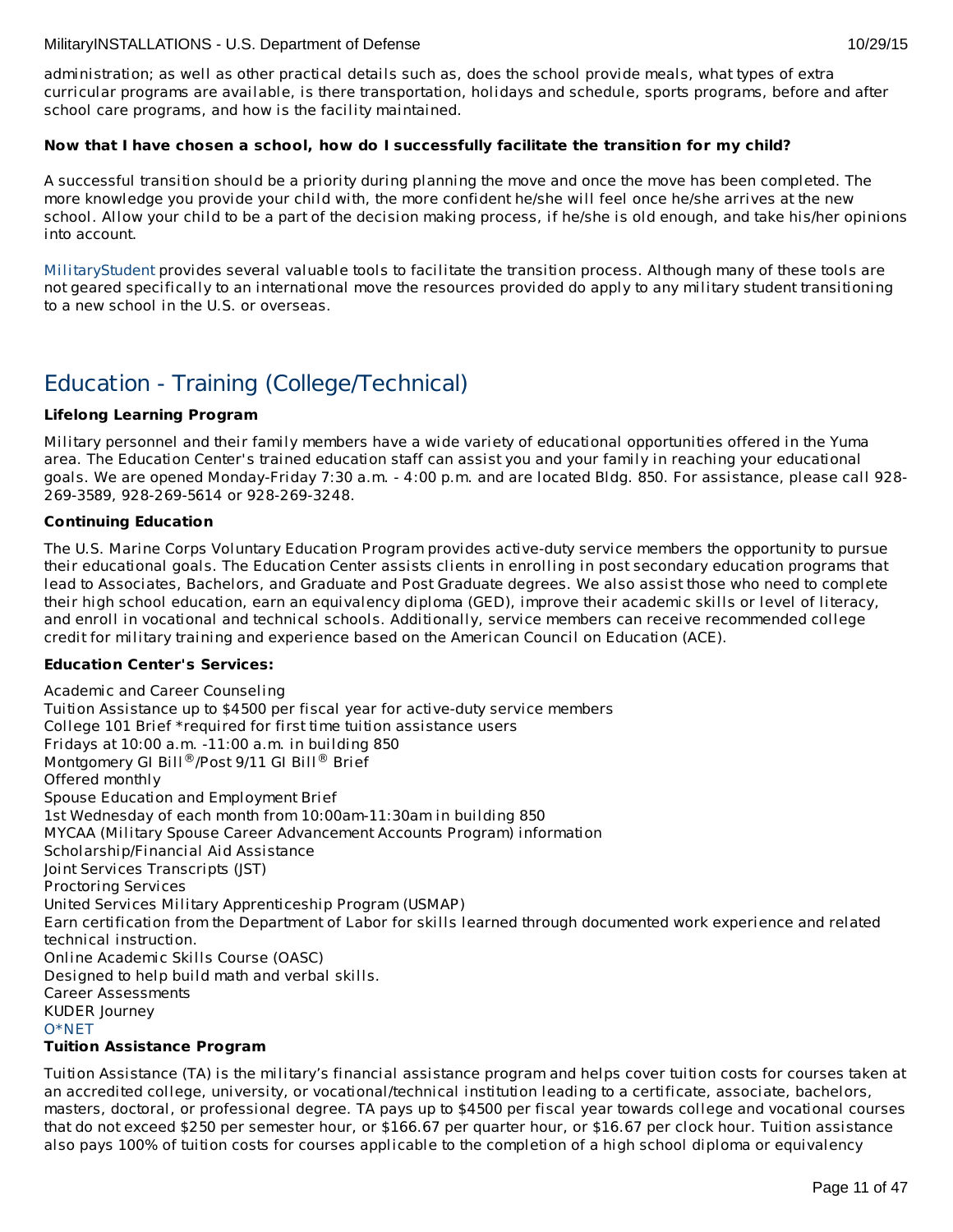administration; as well as other practical details such as, does the school provide meals, what types of extra curricular programs are available, is there transportation, holidays and schedule, sports programs, before and after school care programs, and how is the facility maintained.

**Now that I have chosen a school, how do I successfully facilitate the transition for my child?**

A successful transition should be a priority during planning the move and once the move has been completed. The more knowledge you provide your child with, the more confident he/she will feel once he/she arrives at the new school. Allow your child to be a part of the decision making process, if he/she is old enough, and take his/her opinions into account.

MilitaryStudent provides several valuable tools to facilitate the transition process. Although many of these tools are not geared specifically to an international move the resources provided do apply to any military student transitioning to a new school in the U.S. or overseas.

## Education - Training (College/Technical)

**Lifelong Learning Program**

Military personnel and their family members have a wide variety of educational opportunities offered in the Yuma area. The Education Center's trained education staff can assist you and your family in reaching your educational goals. We are opened Monday-Friday 7:30 a.m. - 4:00 p.m. and are located Bldg. 850. For assistance, please call 928-269-3589, 928-269-5614 or 928-269-3248.

**Continuing Education**

The U.S. Marine Corps Voluntary Education Program provides active-duty service members the opportunity to pursue their educational goals. The Education Center assists clients in enrolling in post secondary education programs that lead to Associates, Bachelors, and Graduate and Post Graduate degrees. We also assist those who need to complete their high school education, earn an equivalency diploma (GED), improve their academic skills or level of literacy, and enroll in vocational and technical schools. Additionally, service members can receive recommended college credit for military training and experience based on the American Council on Education (ACE).

**Education Center's Services:**

Academic and Career Counseling
Tuition Assistance up to $4500 per fiscal year for active-duty service members
College 101 Brief *required for first time tuition assistance users
Fridays at 10:00 a.m. -11:00 a.m. in building 850
Montgomery GI Bill®/Post 9/11 GI Bill® Brief
Offered monthly
Spouse Education and Employment Brief
1st Wednesday of each month from 10:00am-11:30am in building 850
MYCAA (Military Spouse Career Advancement Accounts Program) information
Scholarship/Financial Aid Assistance
Joint Services Transcripts (JST)
Proctoring Services
United Services Military Apprenticeship Program (USMAP)
Earn certification from the Department of Labor for skills learned through documented work experience and related technical instruction.
Online Academic Skills Course (OASC)
Designed to help build math and verbal skills.
Career Assessments
KUDER Journey
O*NET

**Tuition Assistance Program**

Tuition Assistance (TA) is the military's financial assistance program and helps cover tuition costs for courses taken at an accredited college, university, or vocational/technical institution leading to a certificate, associate, bachelors, masters, doctoral, or professional degree. TA pays up to $4500 per fiscal year towards college and vocational courses that do not exceed $250 per semester hour, or $166.67 per quarter hour, or $16.67 per clock hour. Tuition assistance also pays 100% of tuition costs for courses applicable to the completion of a high school diploma or equivalency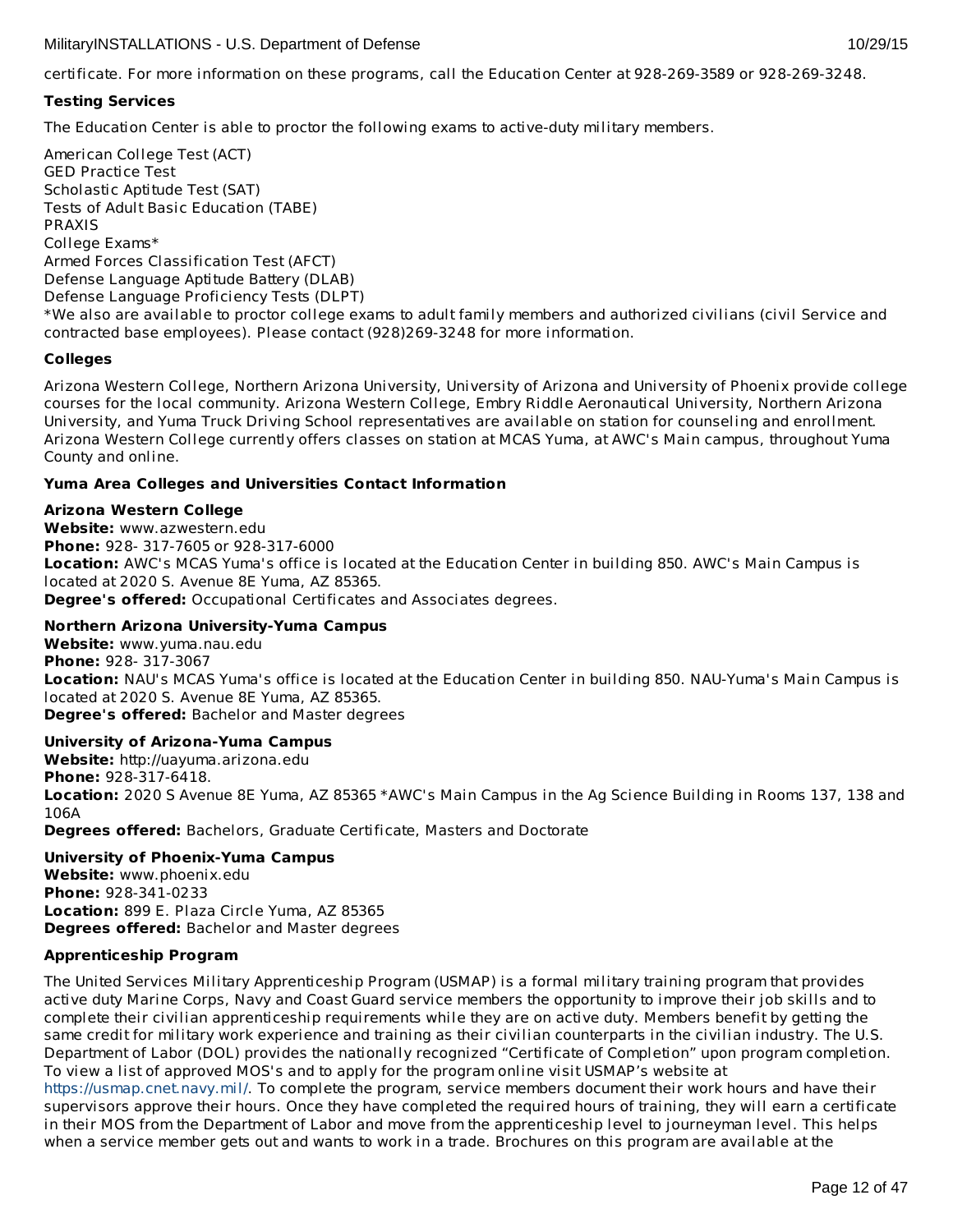certificate. For more information on these programs, call the Education Center at 928-269-3589 or 928-269-3248.

**Testing Services**

The Education Center is able to proctor the following exams to active-duty military members.

American College Test (ACT)
GED Practice Test
Scholastic Aptitude Test (SAT)
Tests of Adult Basic Education (TABE)
PRAXIS
College Exams*
Armed Forces Classification Test (AFCT)
Defense Language Aptitude Battery (DLAB)
Defense Language Proficiency Tests (DLPT)
*We also are available to proctor college exams to adult family members and authorized civilians (civil Service and contracted base employees). Please contact (928)269-3248 for more information.

**Colleges**

Arizona Western College, Northern Arizona University, University of Arizona and University of Phoenix provide college courses for the local community. Arizona Western College, Embry Riddle Aeronautical University, Northern Arizona University, and Yuma Truck Driving School representatives are available on station for counseling and enrollment. Arizona Western College currently offers classes on station at MCAS Yuma, at AWC's Main campus, throughout Yuma County and online.

**Yuma Area Colleges and Universities Contact Information**

**Arizona Western College**
**Website:** www.azwestern.edu
**Phone:** 928- 317-7605 or 928-317-6000
**Location:** AWC's MCAS Yuma's office is located at the Education Center in building 850. AWC's Main Campus is located at 2020 S. Avenue 8E Yuma, AZ 85365.
**Degree's offered:** Occupational Certificates and Associates degrees.

**Northern Arizona University-Yuma Campus**
**Website:** www.yuma.nau.edu
**Phone:** 928- 317-3067
**Location:** NAU's MCAS Yuma's office is located at the Education Center in building 850. NAU-Yuma's Main Campus is located at 2020 S. Avenue 8E Yuma, AZ 85365.
**Degree's offered:** Bachelor and Master degrees

**University of Arizona-Yuma Campus**
**Website:** http://uayuma.arizona.edu
**Phone:** 928-317-6418.
**Location:** 2020 S Avenue 8E Yuma, AZ 85365 *AWC's Main Campus in the Ag Science Building in Rooms 137, 138 and 106A
**Degrees offered:** Bachelors, Graduate Certificate, Masters and Doctorate

**University of Phoenix-Yuma Campus**
**Website:** www.phoenix.edu
**Phone:** 928-341-0233
**Location:** 899 E. Plaza Circle Yuma, AZ 85365
**Degrees offered:** Bachelor and Master degrees

**Apprenticeship Program**

The United Services Military Apprenticeship Program (USMAP) is a formal military training program that provides active duty Marine Corps, Navy and Coast Guard service members the opportunity to improve their job skills and to complete their civilian apprenticeship requirements while they are on active duty. Members benefit by getting the same credit for military work experience and training as their civilian counterparts in the civilian industry. The U.S. Department of Labor (DOL) provides the nationally recognized "Certificate of Completion" upon program completion. To view a list of approved MOS's and to apply for the program online visit USMAP's website at https://usmap.cnet.navy.mil/. To complete the program, service members document their work hours and have their supervisors approve their hours. Once they have completed the required hours of training, they will earn a certificate in their MOS from the Department of Labor and move from the apprenticeship level to journeyman level. This helps when a service member gets out and wants to work in a trade. Brochures on this program are available at the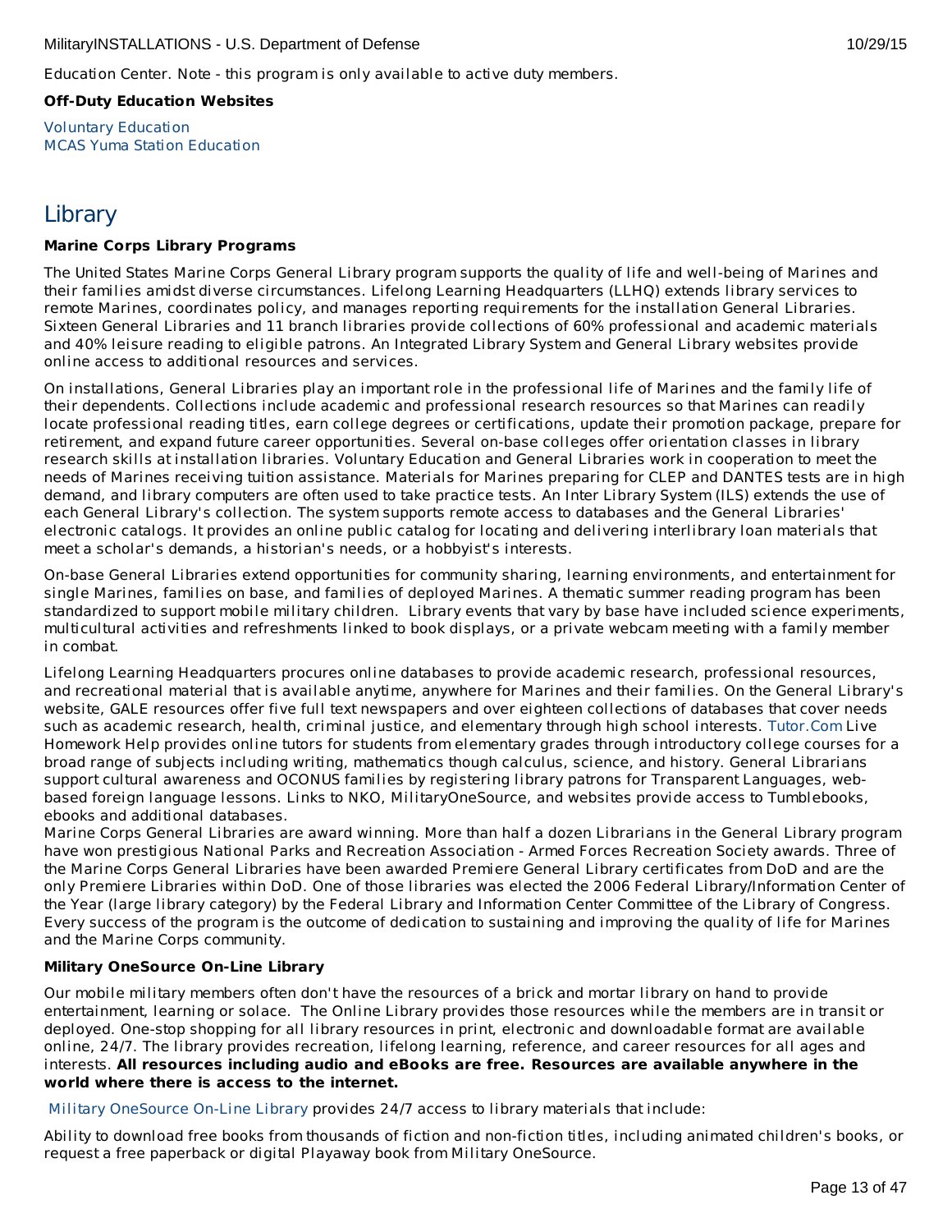Education Center. Note - this program is only available to active duty members.

**Off-Duty Education Websites**

Voluntary Education
MCAS Yuma Station Education

## Library

**Marine Corps Library Programs**

The United States Marine Corps General Library program supports the quality of life and well-being of Marines and their families amidst diverse circumstances. Lifelong Learning Headquarters (LLHQ) extends library services to remote Marines, coordinates policy, and manages reporting requirements for the installation General Libraries. Sixteen General Libraries and 11 branch libraries provide collections of 60% professional and academic materials and 40% leisure reading to eligible patrons. An Integrated Library System and General Library websites provide online access to additional resources and services.

On installations, General Libraries play an important role in the professional life of Marines and the family life of their dependents. Collections include academic and professional research resources so that Marines can readily locate professional reading titles, earn college degrees or certifications, update their promotion package, prepare for retirement, and expand future career opportunities. Several on-base colleges offer orientation classes in library research skills at installation libraries. Voluntary Education and General Libraries work in cooperation to meet the needs of Marines receiving tuition assistance. Materials for Marines preparing for CLEP and DANTES tests are in high demand, and library computers are often used to take practice tests. An Inter Library System (ILS) extends the use of each General Library's collection. The system supports remote access to databases and the General Libraries' electronic catalogs. It provides an online public catalog for locating and delivering interlibrary loan materials that meet a scholar's demands, a historian's needs, or a hobbyist's interests.

On-base General Libraries extend opportunities for community sharing, learning environments, and entertainment for single Marines, families on base, and families of deployed Marines. A thematic summer reading program has been standardized to support mobile military children. Library events that vary by base have included science experiments, multicultural activities and refreshments linked to book displays, or a private webcam meeting with a family member in combat.

Lifelong Learning Headquarters procures online databases to provide academic research, professional resources, and recreational material that is available anytime, anywhere for Marines and their families. On the General Library's website, GALE resources offer five full text newspapers and over eighteen collections of databases that cover needs such as academic research, health, criminal justice, and elementary through high school interests. Tutor.Com Live Homework Help provides online tutors for students from elementary grades through introductory college courses for a broad range of subjects including writing, mathematics though calculus, science, and history. General Librarians support cultural awareness and OCONUS families by registering library patrons for Transparent Languages, web-based foreign language lessons. Links to NKO, MilitaryOneSource, and websites provide access to Tumblebooks, ebooks and additional databases.
Marine Corps General Libraries are award winning. More than half a dozen Librarians in the General Library program have won prestigious National Parks and Recreation Association - Armed Forces Recreation Society awards. Three of the Marine Corps General Libraries have been awarded Premiere General Library certificates from DoD and are the only Premiere Libraries within DoD. One of those libraries was elected the 2006 Federal Library/Information Center of the Year (large library category) by the Federal Library and Information Center Committee of the Library of Congress. Every success of the program is the outcome of dedication to sustaining and improving the quality of life for Marines and the Marine Corps community.

**Military OneSource On-Line Library**

Our mobile military members often don't have the resources of a brick and mortar library on hand to provide entertainment, learning or solace. The Online Library provides those resources while the members are in transit or deployed. One-stop shopping for all library resources in print, electronic and downloadable format are available online, 24/7. The library provides recreation, lifelong learning, reference, and career resources for all ages and interests. **All resources including audio and eBooks are free. Resources are available anywhere in the world where there is access to the internet.**

Military OneSource On-Line Library provides 24/7 access to library materials that include:

Ability to download free books from thousands of fiction and non-fiction titles, including animated children's books, or request a free paperback or digital Playaway book from Military OneSource.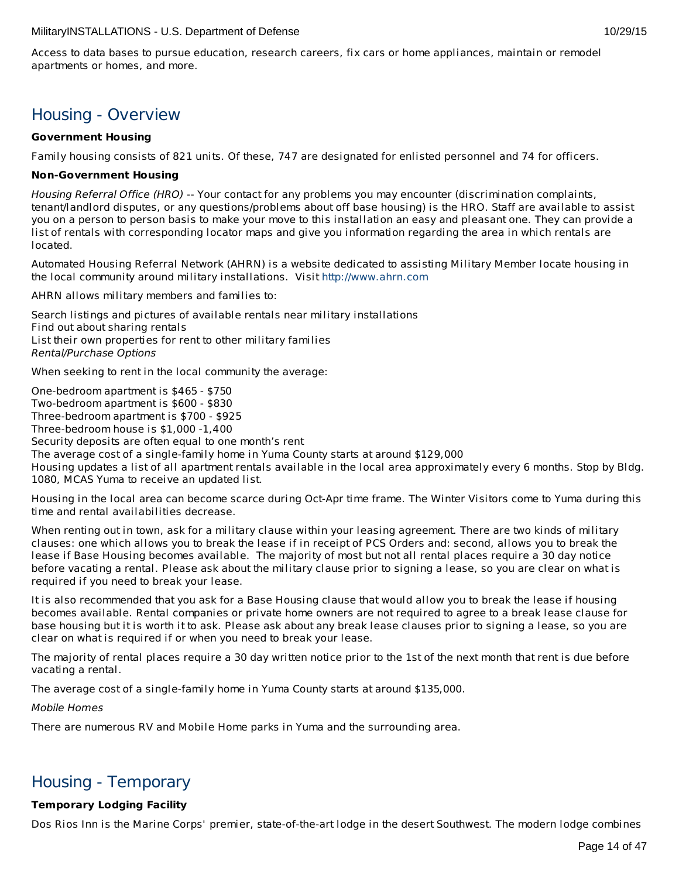Access to data bases to pursue education, research careers, fix cars or home appliances, maintain or remodel apartments or homes, and more.

## Housing - Overview

**Government Housing**

Family housing consists of 821 units. Of these, 747 are designated for enlisted personnel and 74 for officers.

**Non-Government Housing**

*Housing Referral Office (HRO)* -- Your contact for any problems you may encounter (discrimination complaints, tenant/landlord disputes, or any questions/problems about off base housing) is the HRO. Staff are available to assist you on a person to person basis to make your move to this installation an easy and pleasant one. They can provide a list of rentals with corresponding locator maps and give you information regarding the area in which rentals are located.

Automated Housing Referral Network (AHRN) is a website dedicated to assisting Military Member locate housing in the local community around military installations. Visit http://www.ahrn.com

AHRN allows military members and families to:

Search listings and pictures of available rentals near military installations
Find out about sharing rentals
List their own properties for rent to other military families
*Rental/Purchase Options*

When seeking to rent in the local community the average:

One-bedroom apartment is $465 - $750
Two-bedroom apartment is $600 - $830
Three-bedroom apartment is $700 - $925
Three-bedroom house is $1,000 -1,400
Security deposits are often equal to one month's rent
The average cost of a single-family home in Yuma County starts at around $129,000
Housing updates a list of all apartment rentals available in the local area approximately every 6 months. Stop by Bldg. 1080, MCAS Yuma to receive an updated list.

Housing in the local area can become scarce during Oct-Apr time frame. The Winter Visitors come to Yuma during this time and rental availabilities decrease.

When renting out in town, ask for a military clause within your leasing agreement. There are two kinds of military clauses: one which allows you to break the lease if in receipt of PCS Orders and: second, allows you to break the lease if Base Housing becomes available. The majority of most but not all rental places require a 30 day notice before vacating a rental. Please ask about the military clause prior to signing a lease, so you are clear on what is required if you need to break your lease.

It is also recommended that you ask for a Base Housing clause that would allow you to break the lease if housing becomes available. Rental companies or private home owners are not required to agree to a break lease clause for base housing but it is worth it to ask. Please ask about any break lease clauses prior to signing a lease, so you are clear on what is required if or when you need to break your lease.

The majority of rental places require a 30 day written notice prior to the 1st of the next month that rent is due before vacating a rental.

The average cost of a single-family home in Yuma County starts at around $135,000.

*Mobile Homes*

There are numerous RV and Mobile Home parks in Yuma and the surrounding area.

## Housing - Temporary

**Temporary Lodging Facility**

Dos Rios Inn is the Marine Corps' premier, state-of-the-art lodge in the desert Southwest. The modern lodge combines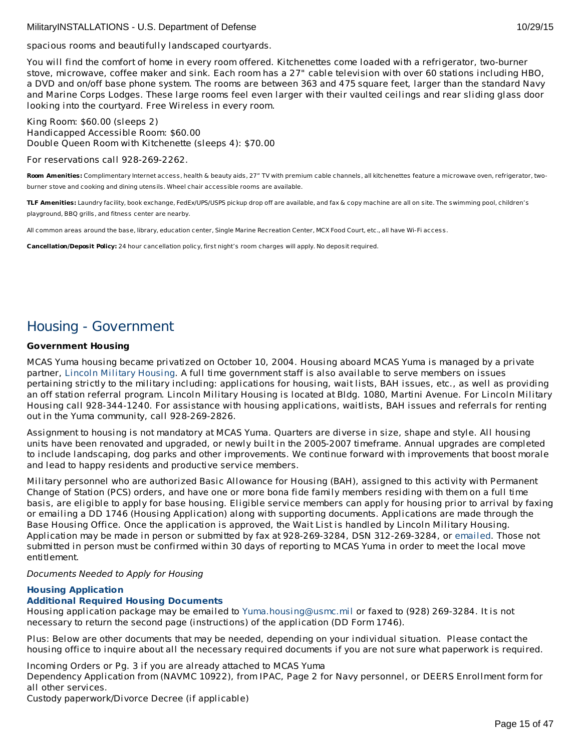spacious rooms and beautifully landscaped courtyards.

You will find the comfort of home in every room offered. Kitchenettes come loaded with a refrigerator, two-burner stove, microwave, coffee maker and sink. Each room has a 27" cable television with over 60 stations including HBO, a DVD and on/off base phone system. The rooms are between 363 and 475 square feet, larger than the standard Navy and Marine Corps Lodges. These large rooms feel even larger with their vaulted ceilings and rear sliding glass door looking into the courtyard. Free Wireless in every room.

King Room: $60.00 (sleeps 2)
Handicapped Accessible Room: $60.00
Double Queen Room with Kitchenette (sleeps 4): $70.00

For reservations call 928-269-2262.

**Room Amenities:** Complimentary Internet access, health & beauty aids, 27" TV with premium cable channels, all kitchenettes feature a microwave oven, refrigerator, two-burner stove and cooking and dining utensils. Wheel chair accessible rooms are available.

**TLF Amenities:** Laundry facility, book exchange, FedEx/UPS/USPS pickup drop off are available, and fax & copy machine are all on site. The swimming pool, children's playground, BBQ grills, and fitness center are nearby.

All common areas around the base, library, education center, Single Marine Recreation Center, MCX Food Court, etc., all have Wi-Fi access.

**Cancellation/Deposit Policy:** 24 hour cancellation policy, first night's room charges will apply. No deposit required.

# Housing - Government

**Government Housing**

MCAS Yuma housing became privatized on October 10, 2004. Housing aboard MCAS Yuma is managed by a private partner, Lincoln Military Housing. A full time government staff is also available to serve members on issues pertaining strictly to the military including: applications for housing, wait lists, BAH issues, etc., as well as providing an off station referral program. Lincoln Military Housing is located at Bldg. 1080, Martini Avenue. For Lincoln Military Housing call 928-344-1240. For assistance with housing applications, waitlists, BAH issues and referrals for renting out in the Yuma community, call 928-269-2826.

Assignment to housing is not mandatory at MCAS Yuma. Quarters are diverse in size, shape and style. All housing units have been renovated and upgraded, or newly built in the 2005-2007 timeframe. Annual upgrades are completed to include landscaping, dog parks and other improvements. We continue forward with improvements that boost morale and lead to happy residents and productive service members.

Military personnel who are authorized Basic Allowance for Housing (BAH), assigned to this activity with Permanent Change of Station (PCS) orders, and have one or more bona fide family members residing with them on a full time basis, are eligible to apply for base housing. Eligible service members can apply for housing prior to arrival by faxing or emailing a DD 1746 (Housing Application) along with supporting documents. Applications are made through the Base Housing Office. Once the application is approved, the Wait List is handled by Lincoln Military Housing. Application may be made in person or submitted by fax at 928-269-3284, DSN 312-269-3284, or emailed. Those not submitted in person must be confirmed within 30 days of reporting to MCAS Yuma in order to meet the local move entitlement.

*Documents Needed to Apply for Housing*

**Housing Application**
**Additional Required Housing Documents**
Housing application package may be emailed to Yuma.housing@usmc.mil or faxed to (928) 269-3284. It is not necessary to return the second page (instructions) of the application (DD Form 1746).

Plus: Below are other documents that may be needed, depending on your individual situation. Please contact the housing office to inquire about all the necessary required documents if you are not sure what paperwork is required.

Incoming Orders or Pg. 3 if you are already attached to MCAS Yuma
Dependency Application from (NAVMC 10922), from IPAC, Page 2 for Navy personnel, or DEERS Enrollment form for all other services.
Custody paperwork/Divorce Decree (if applicable)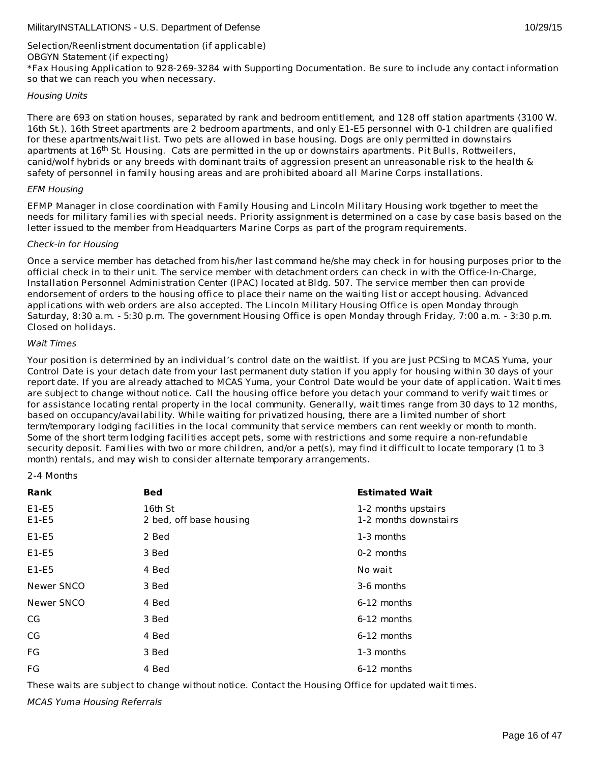Selection/Reenlistment documentation (if applicable)
OBGYN Statement (if expecting)
*Fax Housing Application to 928-269-3284 with Supporting Documentation. Be sure to include any contact information so that we can reach you when necessary.

*Housing Units*

There are 693 on station houses, separated by rank and bedroom entitlement, and 128 off station apartments (3100 W. 16th St.). 16th Street apartments are 2 bedroom apartments, and only E1-E5 personnel with 0-1 children are qualified for these apartments/wait list. Two pets are allowed in base housing. Dogs are only permitted in downstairs apartments at 16th St. Housing. Cats are permitted in the up or downstairs apartments. Pit Bulls, Rottweilers, canid/wolf hybrids or any breeds with dominant traits of aggression present an unreasonable risk to the health & safety of personnel in family housing areas and are prohibited aboard all Marine Corps installations.

*EFM Housing*

EFMP Manager in close coordination with Family Housing and Lincoln Military Housing work together to meet the needs for military families with special needs. Priority assignment is determined on a case by case basis based on the letter issued to the member from Headquarters Marine Corps as part of the program requirements.

*Check-in for Housing*

Once a service member has detached from his/her last command he/she may check in for housing purposes prior to the official check in to their unit. The service member with detachment orders can check in with the Office-In-Charge, Installation Personnel Administration Center (IPAC) located at Bldg. 507. The service member then can provide endorsement of orders to the housing office to place their name on the waiting list or accept housing. Advanced applications with web orders are also accepted. The Lincoln Military Housing Office is open Monday through Saturday, 8:30 a.m. - 5:30 p.m. The government Housing Office is open Monday through Friday, 7:00 a.m. - 3:30 p.m. Closed on holidays.

*Wait Times*

Your position is determined by an individual's control date on the waitlist. If you are just PCSing to MCAS Yuma, your Control Date is your detach date from your last permanent duty station if you apply for housing within 30 days of your report date. If you are already attached to MCAS Yuma, your Control Date would be your date of application. Wait times are subject to change without notice. Call the housing office before you detach your command to verify wait times or for assistance locating rental property in the local community. Generally, wait times range from 30 days to 12 months, based on occupancy/availability. While waiting for privatized housing, there are a limited number of short term/temporary lodging facilities in the local community that service members can rent weekly or month to month. Some of the short term lodging facilities accept pets, some with restrictions and some require a non-refundable security deposit. Families with two or more children, and/or a pet(s), may find it difficult to locate temporary (1 to 3 month) rentals, and may wish to consider alternate temporary arrangements.

2-4 Months

| Rank | Bed | Estimated Wait |
|---|---|---|
| E1-E5<br>E1-E5 | 16th St<br>2 bed, off base housing | 1-2 months upstairs<br>1-2 months downstairs |
| E1-E5 | 2 Bed | 1-3 months |
| E1-E5 | 3 Bed | 0-2 months |
| E1-E5 | 4 Bed | No wait |
| Newer SNCO | 3 Bed | 3-6 months |
| Newer SNCO | 4 Bed | 6-12 months |
| CG | 3 Bed | 6-12 months |
| CG | 4 Bed | 6-12 months |
| FG | 3 Bed | 1-3 months |
| FG | 4 Bed | 6-12 months |

These waits are subject to change without notice. Contact the Housing Office for updated wait times.

*MCAS Yuma Housing Referrals*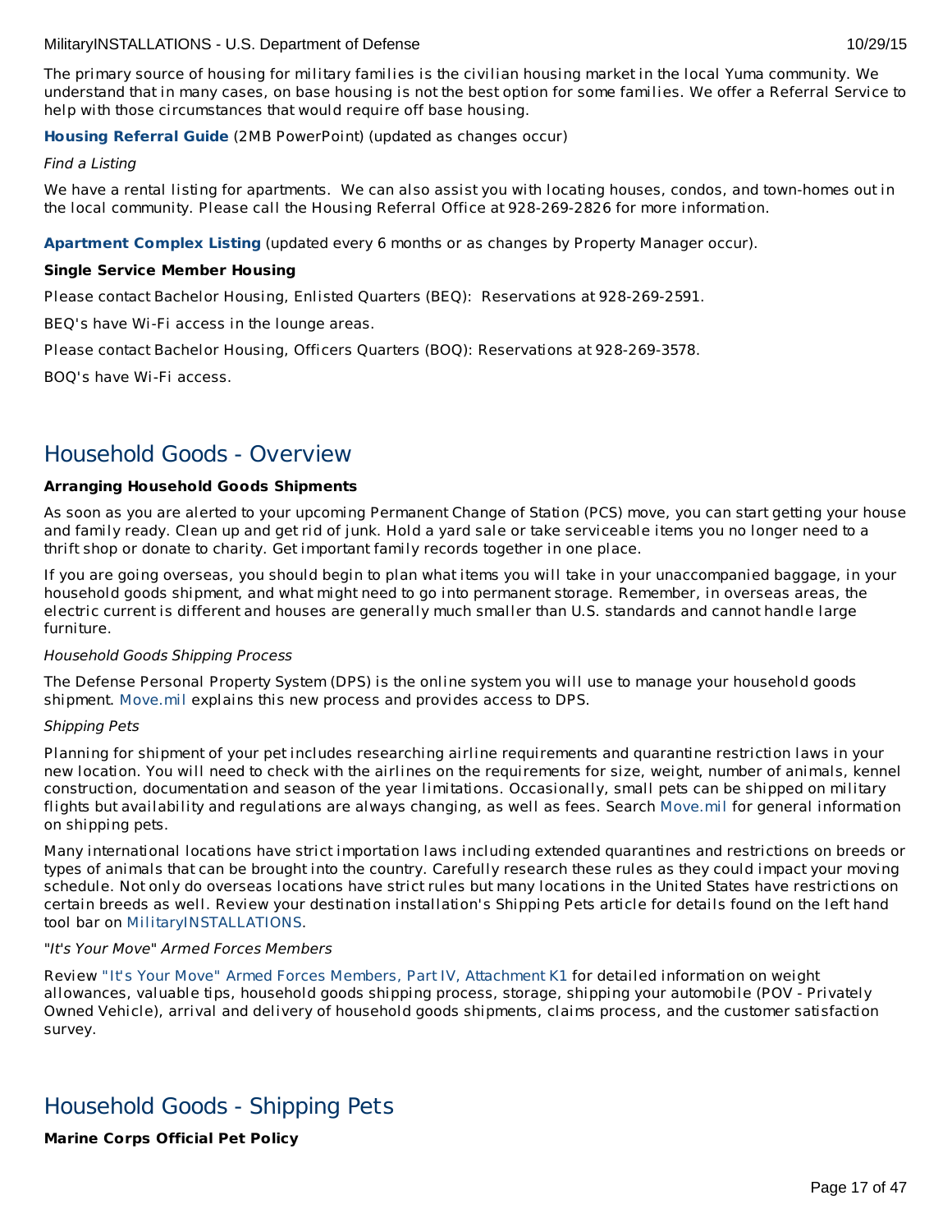The primary source of housing for military families is the civilian housing market in the local Yuma community. We understand that in many cases, on base housing is not the best option for some families. We offer a Referral Service to help with those circumstances that would require off base housing.

**Housing Referral Guide** (2MB PowerPoint) (updated as changes occur)

*Find a Listing*

We have a rental listing for apartments. We can also assist you with locating houses, condos, and town-homes out in the local community. Please call the Housing Referral Office at 928-269-2826 for more information.

**Apartment Complex Listing** (updated every 6 months or as changes by Property Manager occur).

**Single Service Member Housing**

Please contact Bachelor Housing, Enlisted Quarters (BEQ): Reservations at 928-269-2591.

BEQ's have Wi-Fi access in the lounge areas.

Please contact Bachelor Housing, Officers Quarters (BOQ): Reservations at 928-269-3578.

BOQ's have Wi-Fi access.

## Household Goods - Overview

**Arranging Household Goods Shipments**

As soon as you are alerted to your upcoming Permanent Change of Station (PCS) move, you can start getting your house and family ready. Clean up and get rid of junk. Hold a yard sale or take serviceable items you no longer need to a thrift shop or donate to charity. Get important family records together in one place.

If you are going overseas, you should begin to plan what items you will take in your unaccompanied baggage, in your household goods shipment, and what might need to go into permanent storage. Remember, in overseas areas, the electric current is different and houses are generally much smaller than U.S. standards and cannot handle large furniture.

*Household Goods Shipping Process*

The Defense Personal Property System (DPS) is the online system you will use to manage your household goods shipment. Move.mil explains this new process and provides access to DPS.

*Shipping Pets*

Planning for shipment of your pet includes researching airline requirements and quarantine restriction laws in your new location. You will need to check with the airlines on the requirements for size, weight, number of animals, kennel construction, documentation and season of the year limitations. Occasionally, small pets can be shipped on military flights but availability and regulations are always changing, as well as fees. Search Move.mil for general information on shipping pets.

Many international locations have strict importation laws including extended quarantines and restrictions on breeds or types of animals that can be brought into the country. Carefully research these rules as they could impact your moving schedule. Not only do overseas locations have strict rules but many locations in the United States have restrictions on certain breeds as well. Review your destination installation's Shipping Pets article for details found on the left hand tool bar on MilitaryINSTALLATIONS.

*"It's Your Move" Armed Forces Members*

Review "It's Your Move" Armed Forces Members, Part IV, Attachment K1 for detailed information on weight allowances, valuable tips, household goods shipping process, storage, shipping your automobile (POV - Privately Owned Vehicle), arrival and delivery of household goods shipments, claims process, and the customer satisfaction survey.

## Household Goods - Shipping Pets

**Marine Corps Official Pet Policy**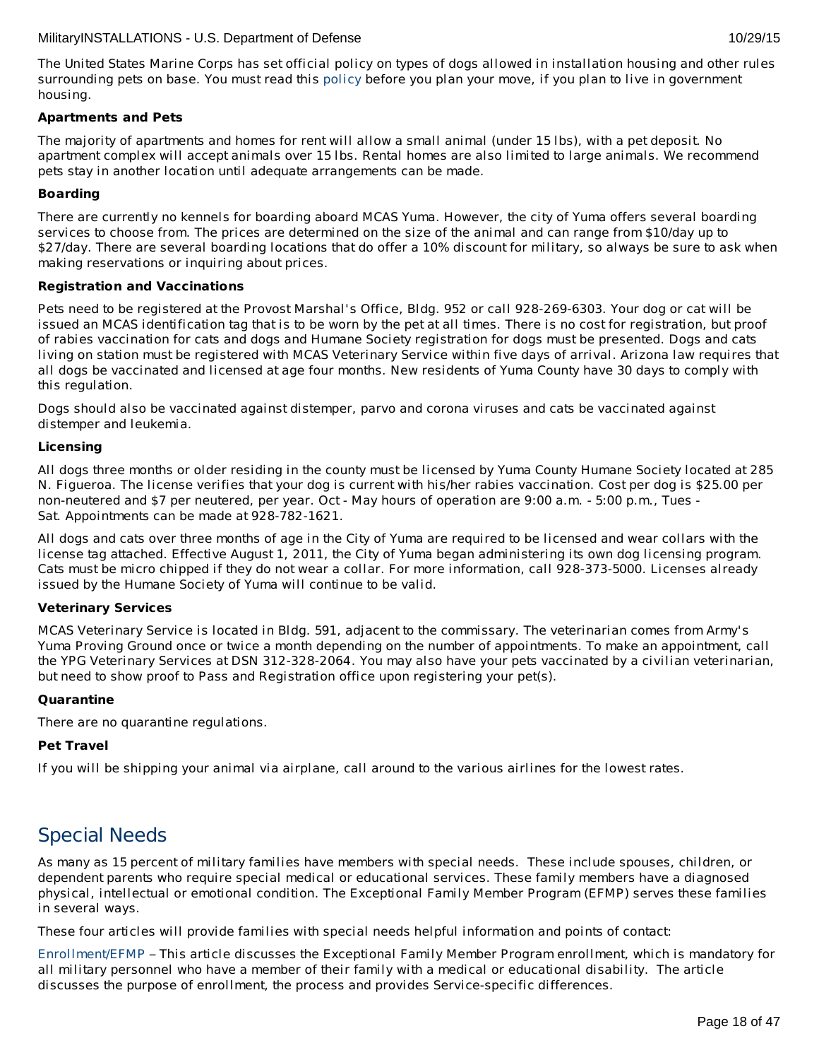The United States Marine Corps has set official policy on types of dogs allowed in installation housing and other rules surrounding pets on base. You must read this policy before you plan your move, if you plan to live in government housing.

**Apartments and Pets**

The majority of apartments and homes for rent will allow a small animal (under 15 lbs), with a pet deposit. No apartment complex will accept animals over 15 lbs. Rental homes are also limited to large animals. We recommend pets stay in another location until adequate arrangements can be made.

**Boarding**

There are currently no kennels for boarding aboard MCAS Yuma. However, the city of Yuma offers several boarding services to choose from. The prices are determined on the size of the animal and can range from $10/day up to $27/day. There are several boarding locations that do offer a 10% discount for military, so always be sure to ask when making reservations or inquiring about prices.

**Registration and Vaccinations**

Pets need to be registered at the Provost Marshal's Office, Bldg. 952 or call 928-269-6303. Your dog or cat will be issued an MCAS identification tag that is to be worn by the pet at all times. There is no cost for registration, but proof of rabies vaccination for cats and dogs and Humane Society registration for dogs must be presented. Dogs and cats living on station must be registered with MCAS Veterinary Service within five days of arrival. Arizona law requires that all dogs be vaccinated and licensed at age four months. New residents of Yuma County have 30 days to comply with this regulation.

Dogs should also be vaccinated against distemper, parvo and corona viruses and cats be vaccinated against distemper and leukemia.

**Licensing**

All dogs three months or older residing in the county must be licensed by Yuma County Humane Society located at 285 N. Figueroa. The license verifies that your dog is current with his/her rabies vaccination. Cost per dog is $25.00 per non-neutered and $7 per neutered, per year. Oct - May hours of operation are 9:00 a.m. - 5:00 p.m., Tues - Sat. Appointments can be made at 928-782-1621.

All dogs and cats over three months of age in the City of Yuma are required to be licensed and wear collars with the license tag attached. Effective August 1, 2011, the City of Yuma began administering its own dog licensing program. Cats must be micro chipped if they do not wear a collar. For more information, call 928-373-5000. Licenses already issued by the Humane Society of Yuma will continue to be valid.

**Veterinary Services**

MCAS Veterinary Service is located in Bldg. 591, adjacent to the commissary. The veterinarian comes from Army's Yuma Proving Ground once or twice a month depending on the number of appointments. To make an appointment, call the YPG Veterinary Services at DSN 312-328-2064. You may also have your pets vaccinated by a civilian veterinarian, but need to show proof to Pass and Registration office upon registering your pet(s).

**Quarantine**

There are no quarantine regulations.

**Pet Travel**

If you will be shipping your animal via airplane, call around to the various airlines for the lowest rates.

## Special Needs

As many as 15 percent of military families have members with special needs. These include spouses, children, or dependent parents who require special medical or educational services. These family members have a diagnosed physical, intellectual or emotional condition. The Exceptional Family Member Program (EFMP) serves these families in several ways.

These four articles will provide families with special needs helpful information and points of contact:

Enrollment/EFMP – This article discusses the Exceptional Family Member Program enrollment, which is mandatory for all military personnel who have a member of their family with a medical or educational disability. The article discusses the purpose of enrollment, the process and provides Service-specific differences.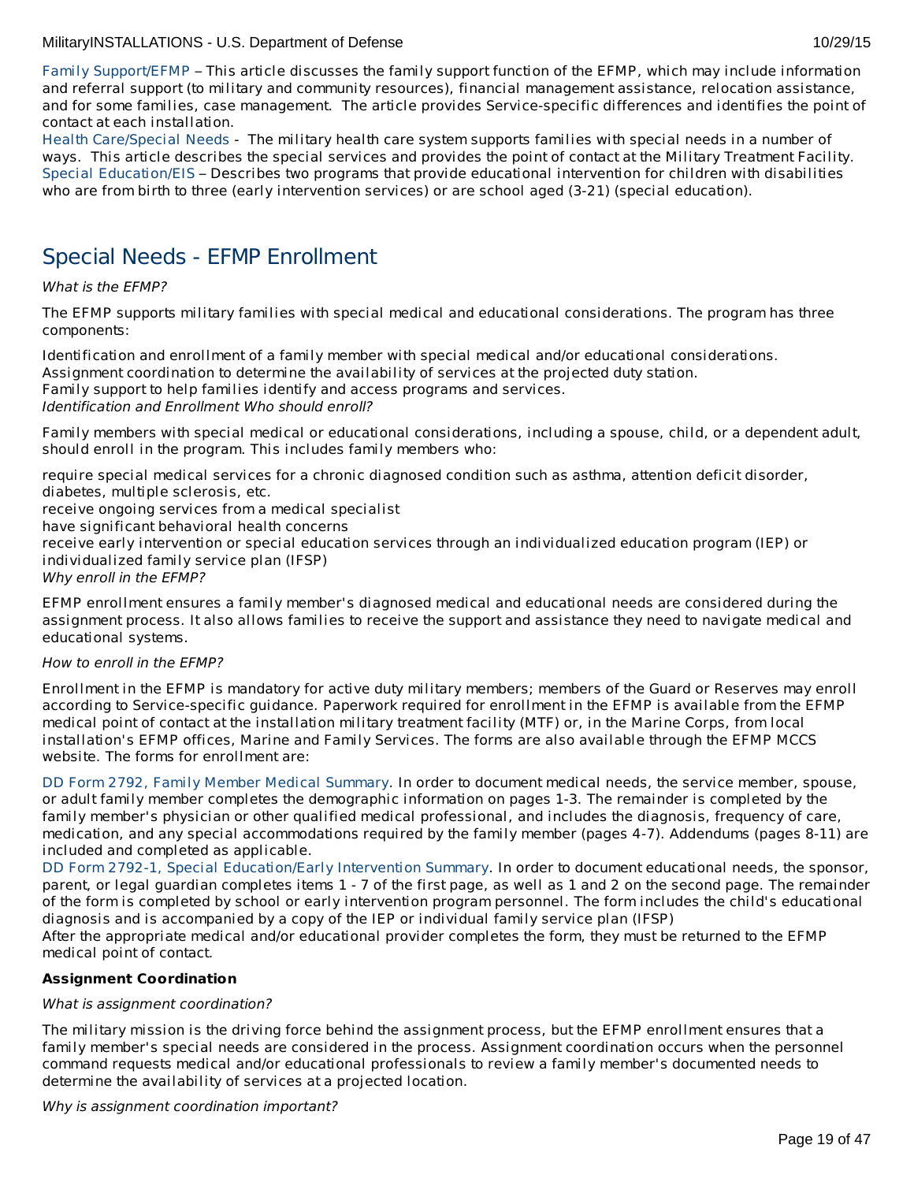Family Support/EFMP – This article discusses the family support function of the EFMP, which may include information and referral support (to military and community resources), financial management assistance, relocation assistance, and for some families, case management. The article provides Service-specific differences and identifies the point of contact at each installation.
Health Care/Special Needs - The military health care system supports families with special needs in a number of ways. This article describes the special services and provides the point of contact at the Military Treatment Facility.
Special Education/EIS – Describes two programs that provide educational intervention for children with disabilities who are from birth to three (early intervention services) or are school aged (3-21) (special education).

## Special Needs - EFMP Enrollment

*What is the EFMP?*

The EFMP supports military families with special medical and educational considerations. The program has three components:

Identification and enrollment of a family member with special medical and/or educational considerations.
Assignment coordination to determine the availability of services at the projected duty station.
Family support to help families identify and access programs and services.
*Identification and Enrollment Who should enroll?*

Family members with special medical or educational considerations, including a spouse, child, or a dependent adult, should enroll in the program. This includes family members who:

require special medical services for a chronic diagnosed condition such as asthma, attention deficit disorder, diabetes, multiple sclerosis, etc.
receive ongoing services from a medical specialist
have significant behavioral health concerns
receive early intervention or special education services through an individualized education program (IEP) or individualized family service plan (IFSP)
*Why enroll in the EFMP?*

EFMP enrollment ensures a family member's diagnosed medical and educational needs are considered during the assignment process. It also allows families to receive the support and assistance they need to navigate medical and educational systems.

*How to enroll in the EFMP?*

Enrollment in the EFMP is mandatory for active duty military members; members of the Guard or Reserves may enroll according to Service-specific guidance. Paperwork required for enrollment in the EFMP is available from the EFMP medical point of contact at the installation military treatment facility (MTF) or, in the Marine Corps, from local installation's EFMP offices, Marine and Family Services. The forms are also available through the EFMP MCCS website. The forms for enrollment are:

DD Form 2792, Family Member Medical Summary. In order to document medical needs, the service member, spouse, or adult family member completes the demographic information on pages 1-3. The remainder is completed by the family member's physician or other qualified medical professional, and includes the diagnosis, frequency of care, medication, and any special accommodations required by the family member (pages 4-7). Addendums (pages 8-11) are included and completed as applicable.
DD Form 2792-1, Special Education/Early Intervention Summary. In order to document educational needs, the sponsor, parent, or legal guardian completes items 1 - 7 of the first page, as well as 1 and 2 on the second page. The remainder of the form is completed by school or early intervention program personnel. The form includes the child's educational diagnosis and is accompanied by a copy of the IEP or individual family service plan (IFSP)
After the appropriate medical and/or educational provider completes the form, they must be returned to the EFMP medical point of contact.

**Assignment Coordination**

*What is assignment coordination?*

The military mission is the driving force behind the assignment process, but the EFMP enrollment ensures that a family member's special needs are considered in the process. Assignment coordination occurs when the personnel command requests medical and/or educational professionals to review a family member's documented needs to determine the availability of services at a projected location.

*Why is assignment coordination important?*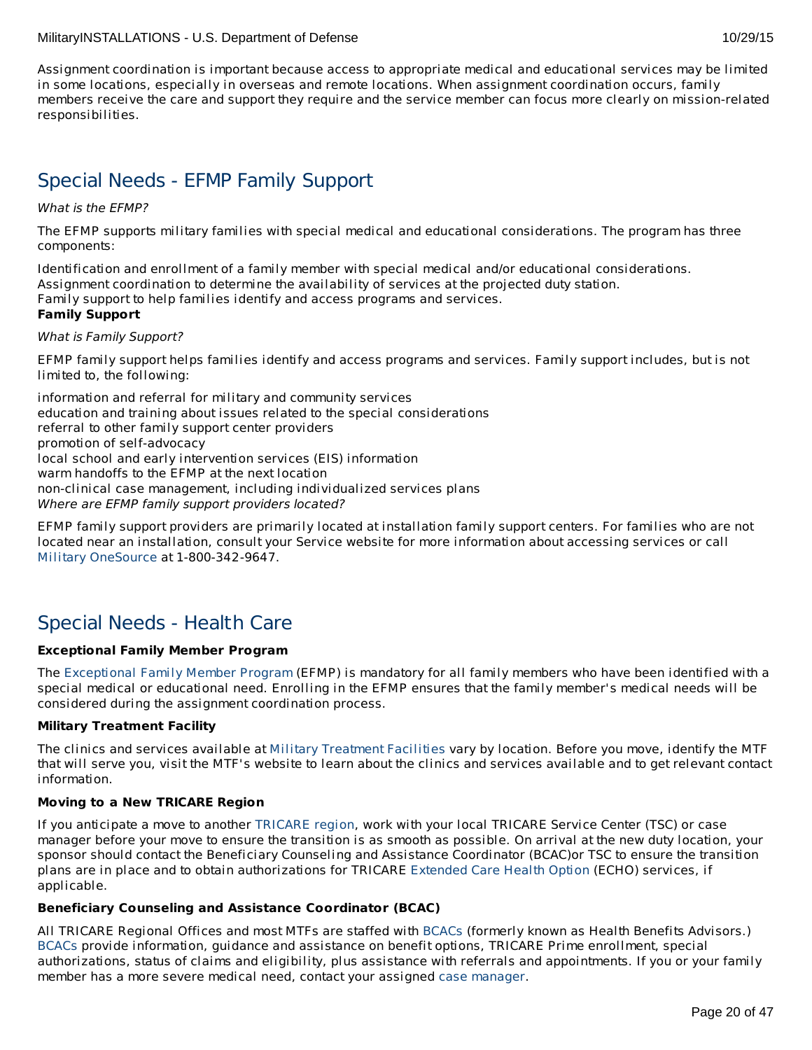Assignment coordination is important because access to appropriate medical and educational services may be limited in some locations, especially in overseas and remote locations. When assignment coordination occurs, family members receive the care and support they require and the service member can focus more clearly on mission-related responsibilities.

## Special Needs - EFMP Family Support

*What is the EFMP?*

The EFMP supports military families with special medical and educational considerations. The program has three components:

Identification and enrollment of a family member with special medical and/or educational considerations.
Assignment coordination to determine the availability of services at the projected duty station.
Family support to help families identify and access programs and services.

**Family Support**

*What is Family Support?*

EFMP family support helps families identify and access programs and services. Family support includes, but is not limited to, the following:

information and referral for military and community services
education and training about issues related to the special considerations
referral to other family support center providers
promotion of self-advocacy
local school and early intervention services (EIS) information
warm handoffs to the EFMP at the next location
non-clinical case management, including individualized services plans

*Where are EFMP family support providers located?*

EFMP family support providers are primarily located at installation family support centers. For families who are not located near an installation, consult your Service website for more information about accessing services or call Military OneSource at 1-800-342-9647.

## Special Needs - Health Care

**Exceptional Family Member Program**

The Exceptional Family Member Program (EFMP) is mandatory for all family members who have been identified with a special medical or educational need. Enrolling in the EFMP ensures that the family member's medical needs will be considered during the assignment coordination process.

**Military Treatment Facility**

The clinics and services available at Military Treatment Facilities vary by location. Before you move, identify the MTF that will serve you, visit the MTF's website to learn about the clinics and services available and to get relevant contact information.

**Moving to a New TRICARE Region**

If you anticipate a move to another TRICARE region, work with your local TRICARE Service Center (TSC) or case manager before your move to ensure the transition is as smooth as possible. On arrival at the new duty location, your sponsor should contact the Beneficiary Counseling and Assistance Coordinator (BCAC)or TSC to ensure the transition plans are in place and to obtain authorizations for TRICARE Extended Care Health Option (ECHO) services, if applicable.

**Beneficiary Counseling and Assistance Coordinator (BCAC)**

All TRICARE Regional Offices and most MTFs are staffed with BCACs (formerly known as Health Benefits Advisors.) BCACs provide information, guidance and assistance on benefit options, TRICARE Prime enrollment, special authorizations, status of claims and eligibility, plus assistance with referrals and appointments. If you or your family member has a more severe medical need, contact your assigned case manager.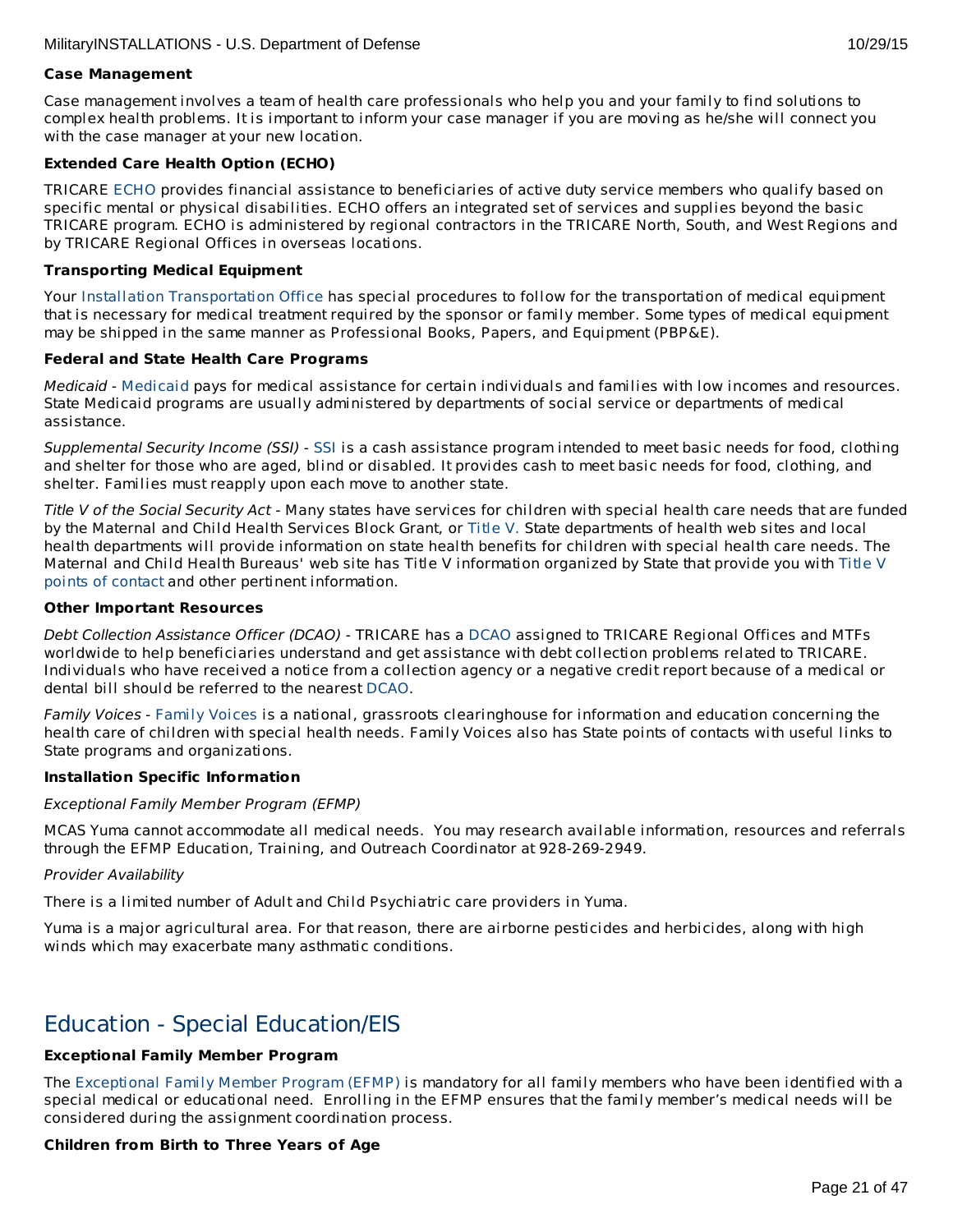**Case Management**

Case management involves a team of health care professionals who help you and your family to find solutions to complex health problems. It is important to inform your case manager if you are moving as he/she will connect you with the case manager at your new location.

**Extended Care Health Option (ECHO)**

TRICARE ECHO provides financial assistance to beneficiaries of active duty service members who qualify based on specific mental or physical disabilities. ECHO offers an integrated set of services and supplies beyond the basic TRICARE program. ECHO is administered by regional contractors in the TRICARE North, South, and West Regions and by TRICARE Regional Offices in overseas locations.

**Transporting Medical Equipment**

Your Installation Transportation Office has special procedures to follow for the transportation of medical equipment that is necessary for medical treatment required by the sponsor or family member. Some types of medical equipment may be shipped in the same manner as Professional Books, Papers, and Equipment (PBP&E).

**Federal and State Health Care Programs**

*Medicaid* - Medicaid pays for medical assistance for certain individuals and families with low incomes and resources. State Medicaid programs are usually administered by departments of social service or departments of medical assistance.

*Supplemental Security Income (SSI)* - SSI is a cash assistance program intended to meet basic needs for food, clothing and shelter for those who are aged, blind or disabled. It provides cash to meet basic needs for food, clothing, and shelter. Families must reapply upon each move to another state.

*Title V of the Social Security Act* - Many states have services for children with special health care needs that are funded by the Maternal and Child Health Services Block Grant, or Title V. State departments of health web sites and local health departments will provide information on state health benefits for children with special health care needs. The Maternal and Child Health Bureaus' web site has Title V information organized by State that provide you with Title V points of contact and other pertinent information.

**Other Important Resources**

*Debt Collection Assistance Officer (DCAO)* - TRICARE has a DCAO assigned to TRICARE Regional Offices and MTFs worldwide to help beneficiaries understand and get assistance with debt collection problems related to TRICARE. Individuals who have received a notice from a collection agency or a negative credit report because of a medical or dental bill should be referred to the nearest DCAO.

*Family Voices* - Family Voices is a national, grassroots clearinghouse for information and education concerning the health care of children with special health needs. Family Voices also has State points of contacts with useful links to State programs and organizations.

**Installation Specific Information**

*Exceptional Family Member Program (EFMP)*

MCAS Yuma cannot accommodate all medical needs. You may research available information, resources and referrals through the EFMP Education, Training, and Outreach Coordinator at 928-269-2949.

*Provider Availability*

There is a limited number of Adult and Child Psychiatric care providers in Yuma.

Yuma is a major agricultural area. For that reason, there are airborne pesticides and herbicides, along with high winds which may exacerbate many asthmatic conditions.

## Education - Special Education/EIS

**Exceptional Family Member Program**

The Exceptional Family Member Program (EFMP) is mandatory for all family members who have been identified with a special medical or educational need. Enrolling in the EFMP ensures that the family member's medical needs will be considered during the assignment coordination process.

**Children from Birth to Three Years of Age**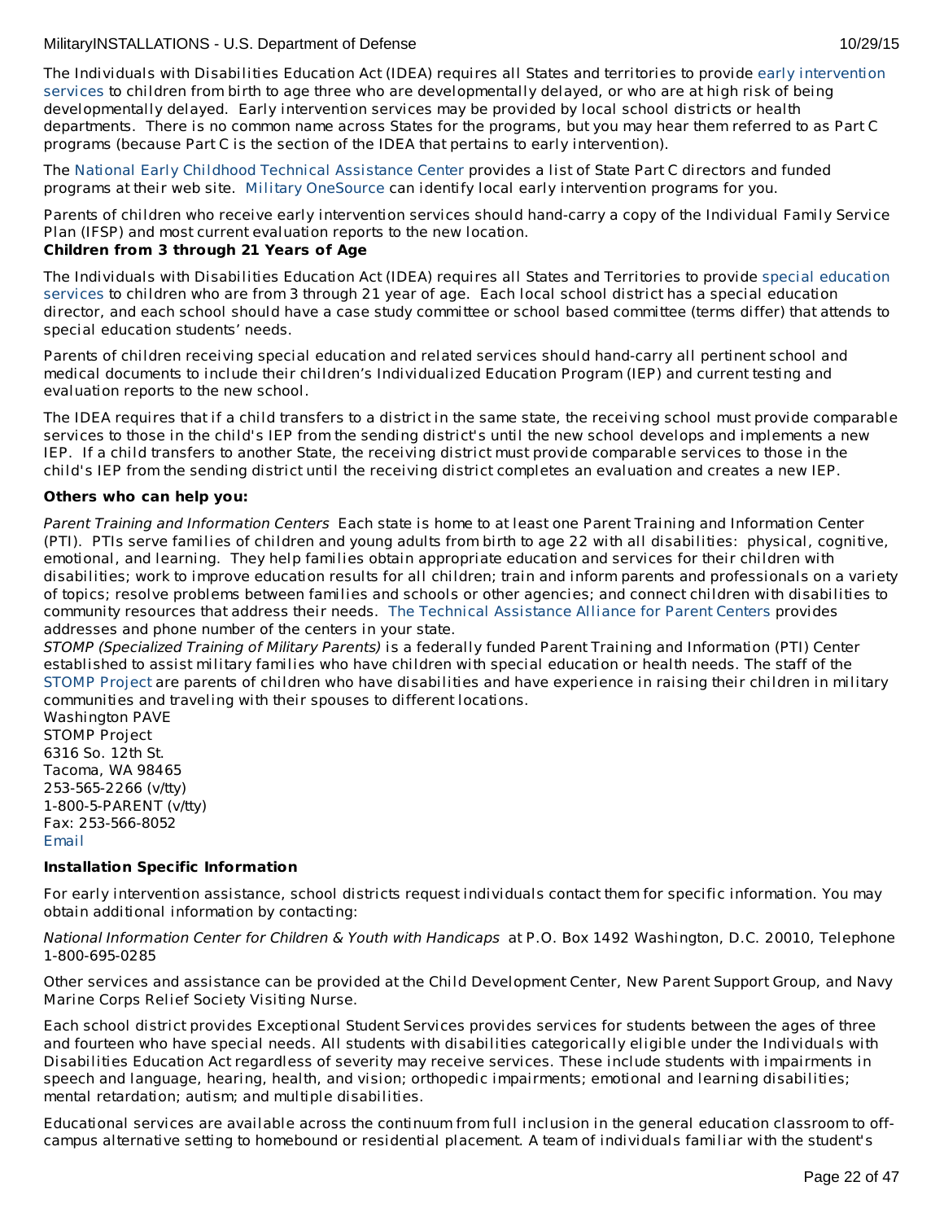The Individuals with Disabilities Education Act (IDEA) requires all States and territories to provide early intervention services to children from birth to age three who are developmentally delayed, or who are at high risk of being developmentally delayed. Early intervention services may be provided by local school districts or health departments. There is no common name across States for the programs, but you may hear them referred to as Part C programs (because Part C is the section of the IDEA that pertains to early intervention).

The National Early Childhood Technical Assistance Center provides a list of State Part C directors and funded programs at their web site. Military OneSource can identify local early intervention programs for you.

Parents of children who receive early intervention services should hand-carry a copy of the Individual Family Service Plan (IFSP) and most current evaluation reports to the new location.

**Children from 3 through 21 Years of Age**

The Individuals with Disabilities Education Act (IDEA) requires all States and Territories to provide special education services to children who are from 3 through 21 year of age. Each local school district has a special education director, and each school should have a case study committee or school based committee (terms differ) that attends to special education students' needs.

Parents of children receiving special education and related services should hand-carry all pertinent school and medical documents to include their children's Individualized Education Program (IEP) and current testing and evaluation reports to the new school.

The IDEA requires that if a child transfers to a district in the same state, the receiving school must provide comparable services to those in the child's IEP from the sending district's until the new school develops and implements a new IEP. If a child transfers to another State, the receiving district must provide comparable services to those in the child's IEP from the sending district until the receiving district completes an evaluation and creates a new IEP.

**Others who can help you:**

*Parent Training and Information Centers* Each state is home to at least one Parent Training and Information Center (PTI). PTIs serve families of children and young adults from birth to age 22 with all disabilities: physical, cognitive, emotional, and learning. They help families obtain appropriate education and services for their children with disabilities; work to improve education results for all children; train and inform parents and professionals on a variety of topics; resolve problems between families and schools or other agencies; and connect children with disabilities to community resources that address their needs. The Technical Assistance Alliance for Parent Centers provides addresses and phone number of the centers in your state.

*STOMP (Specialized Training of Military Parents)* is a federally funded Parent Training and Information (PTI) Center established to assist military families who have children with special education or health needs. The staff of the STOMP Project are parents of children who have disabilities and have experience in raising their children in military communities and traveling with their spouses to different locations.

Washington PAVE  
STOMP Project  
6316 So. 12th St.  
Tacoma, WA 98465  
253-565-2266 (v/tty)  
1-800-5-PARENT (v/tty)  
Fax: 253-566-8052  
Email

**Installation Specific Information**

For early intervention assistance, school districts request individuals contact them for specific information. You may obtain additional information by contacting:

*National Information Center for Children & Youth with Handicaps* at P.O. Box 1492 Washington, D.C. 20010, Telephone 1-800-695-0285

Other services and assistance can be provided at the Child Development Center, New Parent Support Group, and Navy Marine Corps Relief Society Visiting Nurse.

Each school district provides Exceptional Student Services provides services for students between the ages of three and fourteen who have special needs. All students with disabilities categorically eligible under the Individuals with Disabilities Education Act regardless of severity may receive services. These include students with impairments in speech and language, hearing, health, and vision; orthopedic impairments; emotional and learning disabilities; mental retardation; autism; and multiple disabilities.

Educational services are available across the continuum from full inclusion in the general education classroom to off-campus alternative setting to homebound or residential placement. A team of individuals familiar with the student's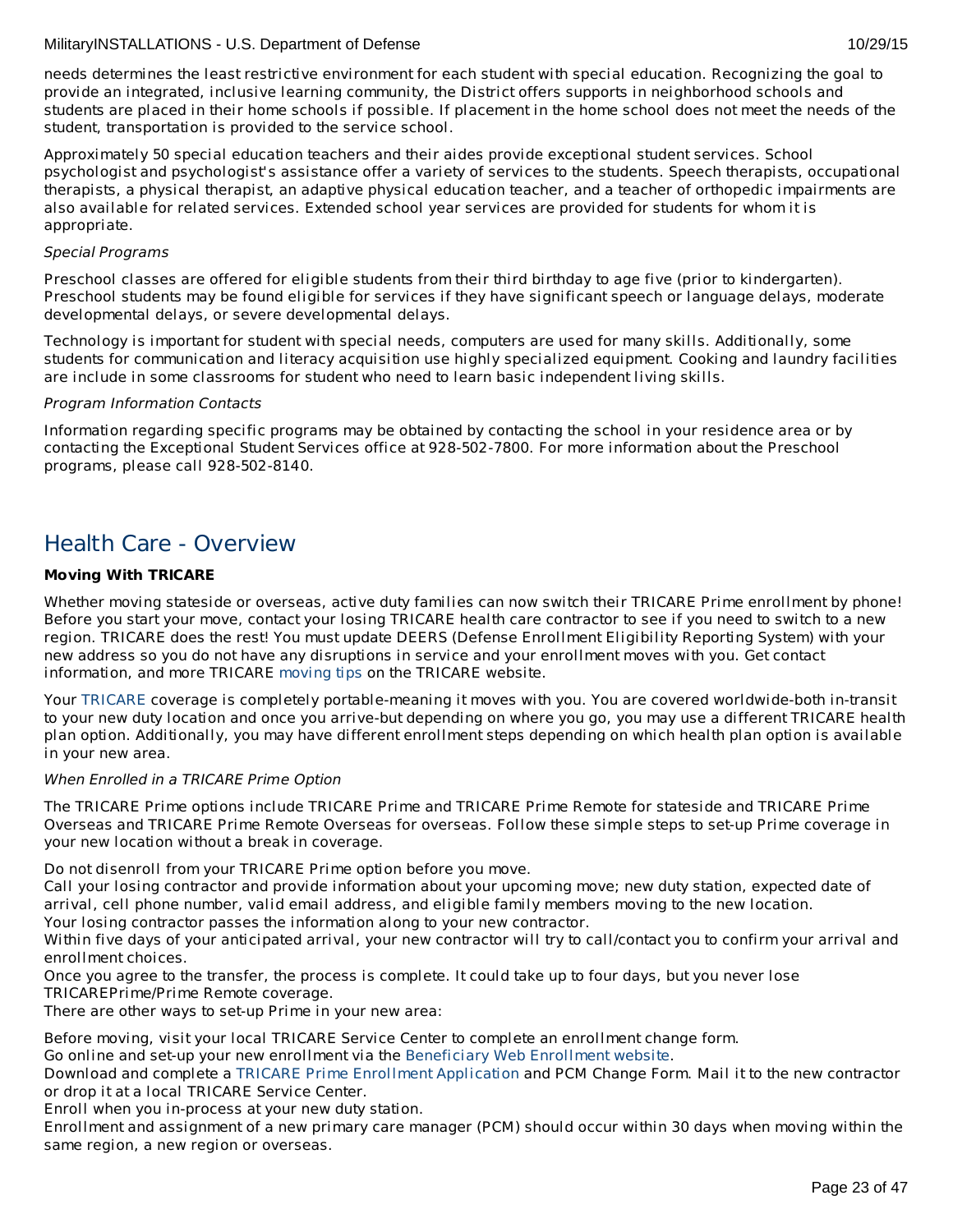needs determines the least restrictive environment for each student with special education. Recognizing the goal to provide an integrated, inclusive learning community, the District offers supports in neighborhood schools and students are placed in their home schools if possible. If placement in the home school does not meet the needs of the student, transportation is provided to the service school.

Approximately 50 special education teachers and their aides provide exceptional student services. School psychologist and psychologist's assistance offer a variety of services to the students. Speech therapists, occupational therapists, a physical therapist, an adaptive physical education teacher, and a teacher of orthopedic impairments are also available for related services. Extended school year services are provided for students for whom it is appropriate.

*Special Programs*

Preschool classes are offered for eligible students from their third birthday to age five (prior to kindergarten). Preschool students may be found eligible for services if they have significant speech or language delays, moderate developmental delays, or severe developmental delays.

Technology is important for student with special needs, computers are used for many skills. Additionally, some students for communication and literacy acquisition use highly specialized equipment. Cooking and laundry facilities are include in some classrooms for student who need to learn basic independent living skills.

*Program Information Contacts*

Information regarding specific programs may be obtained by contacting the school in your residence area or by contacting the Exceptional Student Services office at 928-502-7800. For more information about the Preschool programs, please call 928-502-8140.

## Health Care - Overview

**Moving With TRICARE**

Whether moving stateside or overseas, active duty families can now switch their TRICARE Prime enrollment by phone! Before you start your move, contact your losing TRICARE health care contractor to see if you need to switch to a new region. TRICARE does the rest! You must update DEERS (Defense Enrollment Eligibility Reporting System) with your new address so you do not have any disruptions in service and your enrollment moves with you. Get contact information, and more TRICARE moving tips on the TRICARE website.

Your TRICARE coverage is completely portable-meaning it moves with you. You are covered worldwide-both in-transit to your new duty location and once you arrive-but depending on where you go, you may use a different TRICARE health plan option. Additionally, you may have different enrollment steps depending on which health plan option is available in your new area.

*When Enrolled in a TRICARE Prime Option*

The TRICARE Prime options include TRICARE Prime and TRICARE Prime Remote for stateside and TRICARE Prime Overseas and TRICARE Prime Remote Overseas for overseas. Follow these simple steps to set-up Prime coverage in your new location without a break in coverage.

Do not disenroll from your TRICARE Prime option before you move.
Call your losing contractor and provide information about your upcoming move; new duty station, expected date of arrival, cell phone number, valid email address, and eligible family members moving to the new location.
Your losing contractor passes the information along to your new contractor.
Within five days of your anticipated arrival, your new contractor will try to call/contact you to confirm your arrival and enrollment choices.
Once you agree to the transfer, the process is complete. It could take up to four days, but you never lose TRICAREPrime/Prime Remote coverage.
There are other ways to set-up Prime in your new area:

Before moving, visit your local TRICARE Service Center to complete an enrollment change form.
Go online and set-up your new enrollment via the Beneficiary Web Enrollment website.
Download and complete a TRICARE Prime Enrollment Application and PCM Change Form. Mail it to the new contractor or drop it at a local TRICARE Service Center.
Enroll when you in-process at your new duty station.
Enrollment and assignment of a new primary care manager (PCM) should occur within 30 days when moving within the same region, a new region or overseas.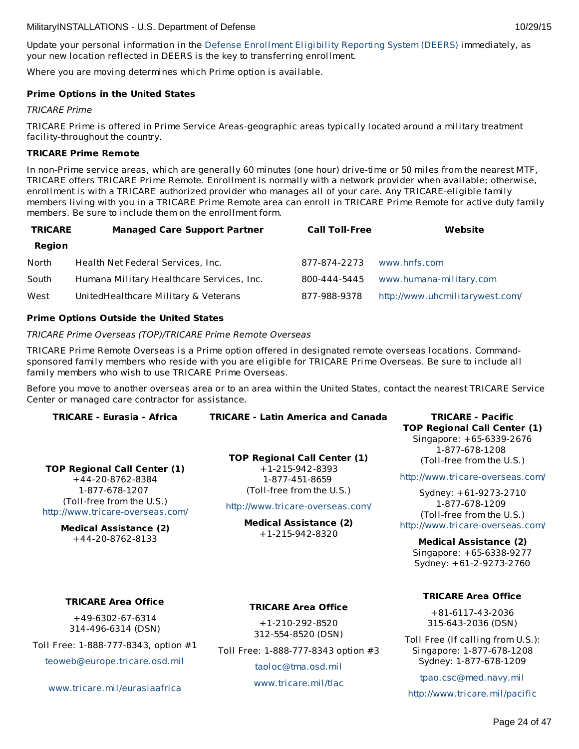Update your personal information in the Defense Enrollment Eligibility Reporting System (DEERS) immediately, as your new location reflected in DEERS is the key to transferring enrollment.

Where you are moving determines which Prime option is available.

**Prime Options in the United States**

*TRICARE Prime*

TRICARE Prime is offered in Prime Service Areas-geographic areas typically located around a military treatment facility-throughout the country.

**TRICARE Prime Remote**

In non-Prime service areas, which are generally 60 minutes (one hour) drive-time or 50 miles from the nearest MTF, TRICARE offers TRICARE Prime Remote. Enrollment is normally with a network provider when available; otherwise, enrollment is with a TRICARE authorized provider who manages all of your care. Any TRICARE-eligible family members living with you in a TRICARE Prime Remote area can enroll in TRICARE Prime Remote for active duty family members. Be sure to include them on the enrollment form.

| TRICARE Region | Managed Care Support Partner | Call Toll-Free | Website |
|---|---|---|---|
| North | Health Net Federal Services, Inc. | 877-874-2273 | www.hnfs.com |
| South | Humana Military Healthcare Services, Inc. | 800-444-5445 | www.humana-military.com |
| West | UnitedHealthcare Military & Veterans | 877-988-9378 | http://www.uhcmilitarywest.com/ |

**Prime Options Outside the United States**

*TRICARE Prime Overseas (TOP)/TRICARE Prime Remote Overseas*

TRICARE Prime Remote Overseas is a Prime option offered in designated remote overseas locations. Command-sponsored family members who reside with you are eligible for TRICARE Prime Overseas. Be sure to include all family members who wish to use TRICARE Prime Overseas.

Before you move to another overseas area or to an area within the United States, contact the nearest TRICARE Service Center or managed care contractor for assistance.

**TRICARE - Eurasia - Africa**

**TOP Regional Call Center (1)**
+44-20-8762-8384
1-877-678-1207
(Toll-free from the U.S.)
http://www.tricare-overseas.com/

**Medical Assistance (2)**
+44-20-8762-8133

**TRICARE Area Office**

+49-6302-67-6314
314-496-6314 (DSN)

Toll Free: 1-888-777-8343, option #1

teoweb@europe.tricare.osd.mil

www.tricare.mil/eurasiaafrica

**TRICARE - Latin America and Canada**

**TOP Regional Call Center (1)**
+1-215-942-8393
1-877-451-8659
(Toll-free from the U.S.)

http://www.tricare-overseas.com/

**Medical Assistance (2)**
+1-215-942-8320

**TRICARE Area Office**

+1-210-292-8520
312-554-8520 (DSN)

Toll Free: 1-888-777-8343 option #3

taoloc@tma.osd.mil

www.tricare.mil/tlac

**TRICARE - Pacific**

**TOP Regional Call Center (1)**
Singapore: +65-6339-2676
1-877-678-1208
(Toll-free from the U.S.)

http://www.tricare-overseas.com/

Sydney: +61-9273-2710
1-877-678-1209
(Toll-free from the U.S.)
http://www.tricare-overseas.com/

**Medical Assistance (2)**
Singapore: +65-6338-9277
Sydney: +61-2-9273-2760

**TRICARE Area Office**

+81-6117-43-2036
315-643-2036 (DSN)

Toll Free (If calling from U.S.):
Singapore: 1-877-678-1208
Sydney: 1-877-678-1209

tpao.csc@med.navy.mil

http://www.tricare.mil/pacific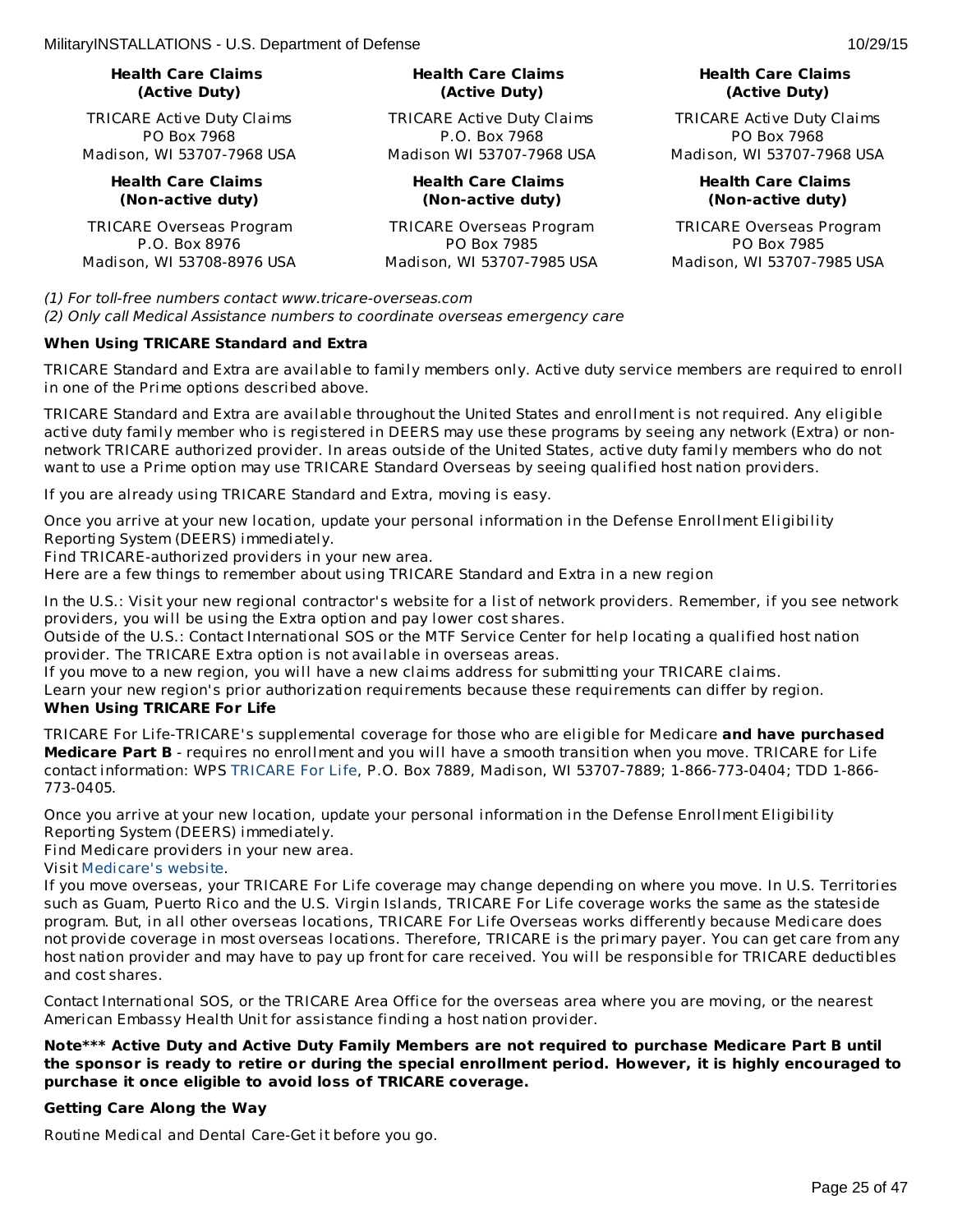| Health Care Claims (Active Duty) | Health Care Claims (Active Duty) | Health Care Claims (Active Duty) |
|---|---|---|
| TRICARE Active Duty Claims<br>PO Box 7968<br>Madison, WI 53707-7968 USA | TRICARE Active Duty Claims<br>P.O. Box 7968<br>Madison WI 53707-7968 USA | TRICARE Active Duty Claims<br>PO Box 7968<br>Madison, WI 53707-7968 USA |
| **Health Care Claims (Non-active duty)** | **Health Care Claims (Non-active duty)** | **Health Care Claims (Non-active duty)** |
| TRICARE Overseas Program<br>P.O. Box 8976<br>Madison, WI 53708-8976 USA | TRICARE Overseas Program<br>PO Box 7985<br>Madison, WI 53707-7985 USA | TRICARE Overseas Program<br>PO Box 7985<br>Madison, WI 53707-7985 USA |

*(1) For toll-free numbers contact www.tricare-overseas.com*
*(2) Only call Medical Assistance numbers to coordinate overseas emergency care*

**When Using TRICARE Standard and Extra**

TRICARE Standard and Extra are available to family members only. Active duty service members are required to enroll in one of the Prime options described above.

TRICARE Standard and Extra are available throughout the United States and enrollment is not required. Any eligible active duty family member who is registered in DEERS may use these programs by seeing any network (Extra) or non-network TRICARE authorized provider. In areas outside of the United States, active duty family members who do not want to use a Prime option may use TRICARE Standard Overseas by seeing qualified host nation providers.

If you are already using TRICARE Standard and Extra, moving is easy.

Once you arrive at your new location, update your personal information in the Defense Enrollment Eligibility Reporting System (DEERS) immediately.
Find TRICARE-authorized providers in your new area.
Here are a few things to remember about using TRICARE Standard and Extra in a new region

In the U.S.: Visit your new regional contractor's website for a list of network providers. Remember, if you see network providers, you will be using the Extra option and pay lower cost shares.
Outside of the U.S.: Contact International SOS or the MTF Service Center for help locating a qualified host nation provider. The TRICARE Extra option is not available in overseas areas.
If you move to a new region, you will have a new claims address for submitting your TRICARE claims.
Learn your new region's prior authorization requirements because these requirements can differ by region.

**When Using TRICARE For Life**

TRICARE For Life-TRICARE's supplemental coverage for those who are eligible for Medicare **and have purchased Medicare Part B** - requires no enrollment and you will have a smooth transition when you move. TRICARE for Life contact information: WPS TRICARE For Life, P.O. Box 7889, Madison, WI 53707-7889; 1-866-773-0404; TDD 1-866-773-0405.

Once you arrive at your new location, update your personal information in the Defense Enrollment Eligibility Reporting System (DEERS) immediately.
Find Medicare providers in your new area.
Visit Medicare's website.
If you move overseas, your TRICARE For Life coverage may change depending on where you move. In U.S. Territories such as Guam, Puerto Rico and the U.S. Virgin Islands, TRICARE For Life coverage works the same as the stateside program. But, in all other overseas locations, TRICARE For Life Overseas works differently because Medicare does not provide coverage in most overseas locations. Therefore, TRICARE is the primary payer. You can get care from any host nation provider and may have to pay up front for care received. You will be responsible for TRICARE deductibles and cost shares.

Contact International SOS, or the TRICARE Area Office for the overseas area where you are moving, or the nearest American Embassy Health Unit for assistance finding a host nation provider.

**Note*** Active Duty and Active Duty Family Members are not required to purchase Medicare Part B until the sponsor is ready to retire or during the special enrollment period. However, it is highly encouraged to purchase it once eligible to avoid loss of TRICARE coverage.**

**Getting Care Along the Way**

Routine Medical and Dental Care-Get it before you go.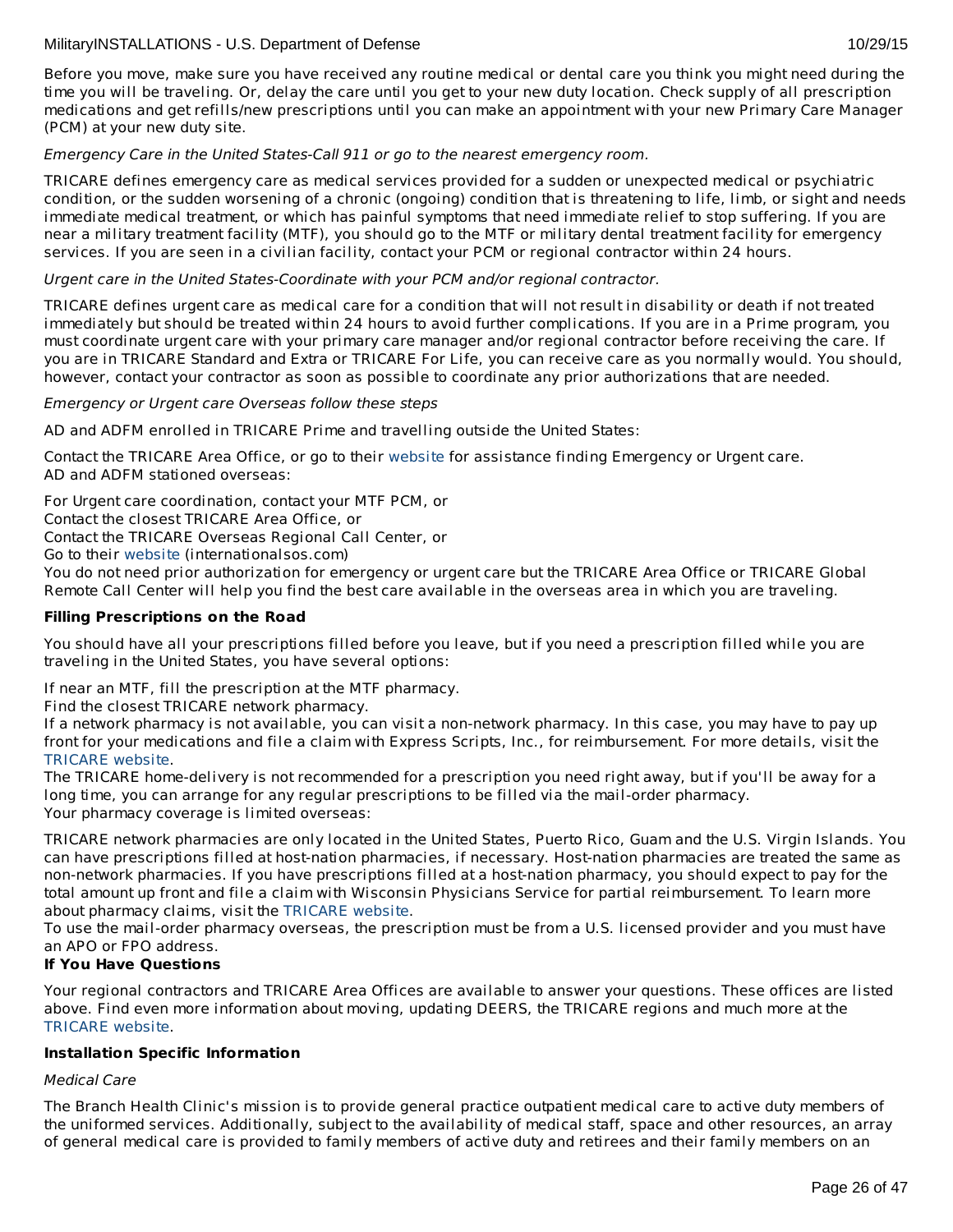Before you move, make sure you have received any routine medical or dental care you think you might need during the time you will be traveling. Or, delay the care until you get to your new duty location. Check supply of all prescription medications and get refills/new prescriptions until you can make an appointment with your new Primary Care Manager (PCM) at your new duty site.

*Emergency Care in the United States-Call 911 or go to the nearest emergency room.*

TRICARE defines emergency care as medical services provided for a sudden or unexpected medical or psychiatric condition, or the sudden worsening of a chronic (ongoing) condition that is threatening to life, limb, or sight and needs immediate medical treatment, or which has painful symptoms that need immediate relief to stop suffering. If you are near a military treatment facility (MTF), you should go to the MTF or military dental treatment facility for emergency services. If you are seen in a civilian facility, contact your PCM or regional contractor within 24 hours.

*Urgent care in the United States-Coordinate with your PCM and/or regional contractor.*

TRICARE defines urgent care as medical care for a condition that will not result in disability or death if not treated immediately but should be treated within 24 hours to avoid further complications. If you are in a Prime program, you must coordinate urgent care with your primary care manager and/or regional contractor before receiving the care. If you are in TRICARE Standard and Extra or TRICARE For Life, you can receive care as you normally would. You should, however, contact your contractor as soon as possible to coordinate any prior authorizations that are needed.

*Emergency or Urgent care Overseas follow these steps*

AD and ADFM enrolled in TRICARE Prime and travelling outside the United States:

Contact the TRICARE Area Office, or go to their website for assistance finding Emergency or Urgent care.
AD and ADFM stationed overseas:

For Urgent care coordination, contact your MTF PCM, or
Contact the closest TRICARE Area Office, or
Contact the TRICARE Overseas Regional Call Center, or
Go to their website (internationalsos.com)
You do not need prior authorization for emergency or urgent care but the TRICARE Area Office or TRICARE Global Remote Call Center will help you find the best care available in the overseas area in which you are traveling.

**Filling Prescriptions on the Road**

You should have all your prescriptions filled before you leave, but if you need a prescription filled while you are traveling in the United States, you have several options:

If near an MTF, fill the prescription at the MTF pharmacy.
Find the closest TRICARE network pharmacy.
If a network pharmacy is not available, you can visit a non-network pharmacy. In this case, you may have to pay up front for your medications and file a claim with Express Scripts, Inc., for reimbursement. For more details, visit the TRICARE website.
The TRICARE home-delivery is not recommended for a prescription you need right away, but if you'll be away for a long time, you can arrange for any regular prescriptions to be filled via the mail-order pharmacy.
Your pharmacy coverage is limited overseas:

TRICARE network pharmacies are only located in the United States, Puerto Rico, Guam and the U.S. Virgin Islands. You can have prescriptions filled at host-nation pharmacies, if necessary. Host-nation pharmacies are treated the same as non-network pharmacies. If you have prescriptions filled at a host-nation pharmacy, you should expect to pay for the total amount up front and file a claim with Wisconsin Physicians Service for partial reimbursement. To learn more about pharmacy claims, visit the TRICARE website.
To use the mail-order pharmacy overseas, the prescription must be from a U.S. licensed provider and you must have an APO or FPO address.

**If You Have Questions**

Your regional contractors and TRICARE Area Offices are available to answer your questions. These offices are listed above. Find even more information about moving, updating DEERS, the TRICARE regions and much more at the TRICARE website.

**Installation Specific Information**

*Medical Care*

The Branch Health Clinic's mission is to provide general practice outpatient medical care to active duty members of the uniformed services. Additionally, subject to the availability of medical staff, space and other resources, an array of general medical care is provided to family members of active duty and retirees and their family members on an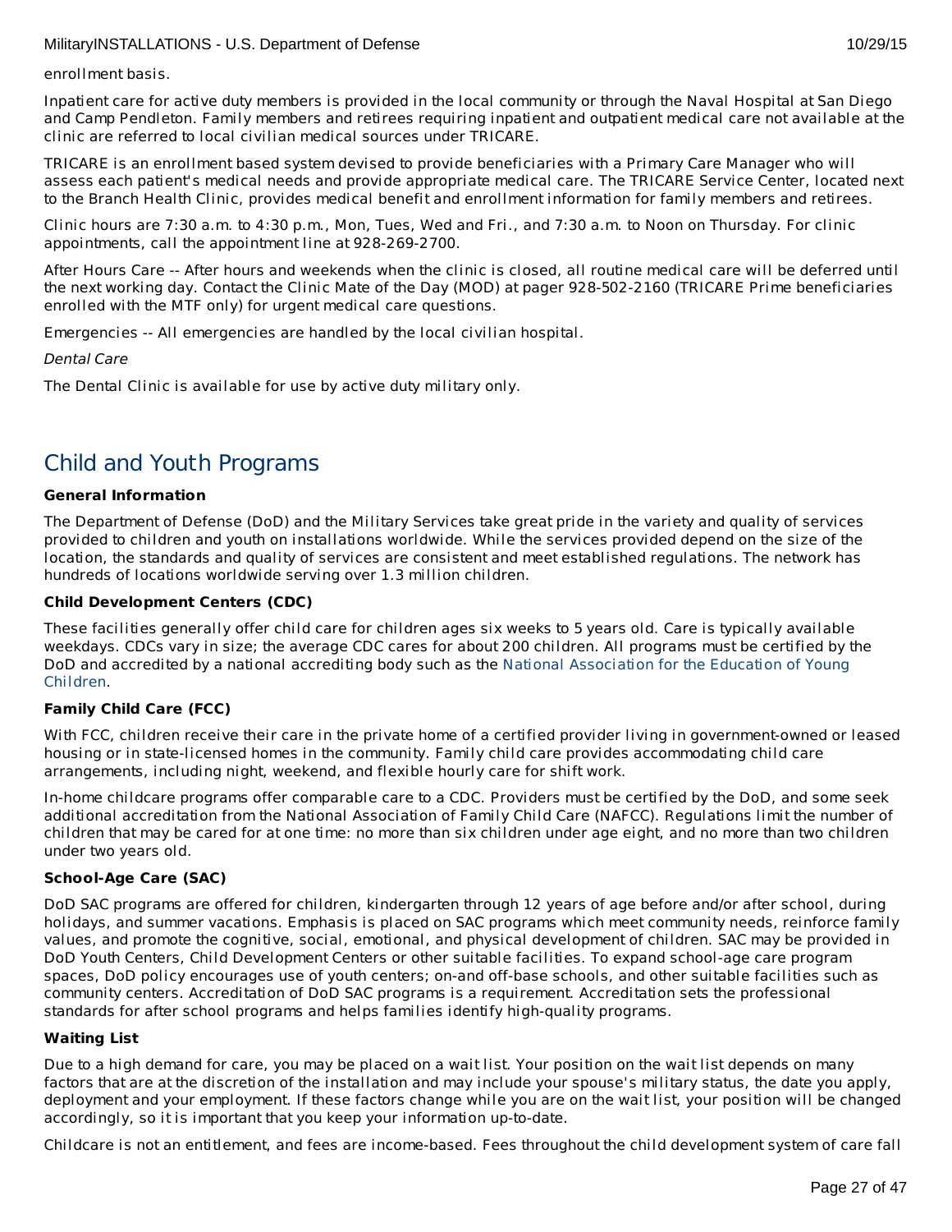enrollment basis.

Inpatient care for active duty members is provided in the local community or through the Naval Hospital at San Diego and Camp Pendleton. Family members and retirees requiring inpatient and outpatient medical care not available at the clinic are referred to local civilian medical sources under TRICARE.

TRICARE is an enrollment based system devised to provide beneficiaries with a Primary Care Manager who will assess each patient's medical needs and provide appropriate medical care. The TRICARE Service Center, located next to the Branch Health Clinic, provides medical benefit and enrollment information for family members and retirees.

Clinic hours are 7:30 a.m. to 4:30 p.m., Mon, Tues, Wed and Fri., and 7:30 a.m. to Noon on Thursday. For clinic appointments, call the appointment line at 928-269-2700.

After Hours Care -- After hours and weekends when the clinic is closed, all routine medical care will be deferred until the next working day. Contact the Clinic Mate of the Day (MOD) at pager 928-502-2160 (TRICARE Prime beneficiaries enrolled with the MTF only) for urgent medical care questions.

Emergencies -- All emergencies are handled by the local civilian hospital.

*Dental Care*

The Dental Clinic is available for use by active duty military only.

## Child and Youth Programs

**General Information**

The Department of Defense (DoD) and the Military Services take great pride in the variety and quality of services provided to children and youth on installations worldwide. While the services provided depend on the size of the location, the standards and quality of services are consistent and meet established regulations. The network has hundreds of locations worldwide serving over 1.3 million children.

**Child Development Centers (CDC)**

These facilities generally offer child care for children ages six weeks to 5 years old. Care is typically available weekdays. CDCs vary in size; the average CDC cares for about 200 children. All programs must be certified by the DoD and accredited by a national accrediting body such as the National Association for the Education of Young Children.

**Family Child Care (FCC)**

With FCC, children receive their care in the private home of a certified provider living in government-owned or leased housing or in state-licensed homes in the community. Family child care provides accommodating child care arrangements, including night, weekend, and flexible hourly care for shift work.

In-home childcare programs offer comparable care to a CDC. Providers must be certified by the DoD, and some seek additional accreditation from the National Association of Family Child Care (NAFCC). Regulations limit the number of children that may be cared for at one time: no more than six children under age eight, and no more than two children under two years old.

**School-Age Care (SAC)**

DoD SAC programs are offered for children, kindergarten through 12 years of age before and/or after school, during holidays, and summer vacations. Emphasis is placed on SAC programs which meet community needs, reinforce family values, and promote the cognitive, social, emotional, and physical development of children. SAC may be provided in DoD Youth Centers, Child Development Centers or other suitable facilities. To expand school-age care program spaces, DoD policy encourages use of youth centers; on-and off-base schools, and other suitable facilities such as community centers. Accreditation of DoD SAC programs is a requirement. Accreditation sets the professional standards for after school programs and helps families identify high-quality programs.

**Waiting List**

Due to a high demand for care, you may be placed on a wait list. Your position on the wait list depends on many factors that are at the discretion of the installation and may include your spouse's military status, the date you apply, deployment and your employment. If these factors change while you are on the wait list, your position will be changed accordingly, so it is important that you keep your information up-to-date.

Childcare is not an entitlement, and fees are income-based. Fees throughout the child development system of care fall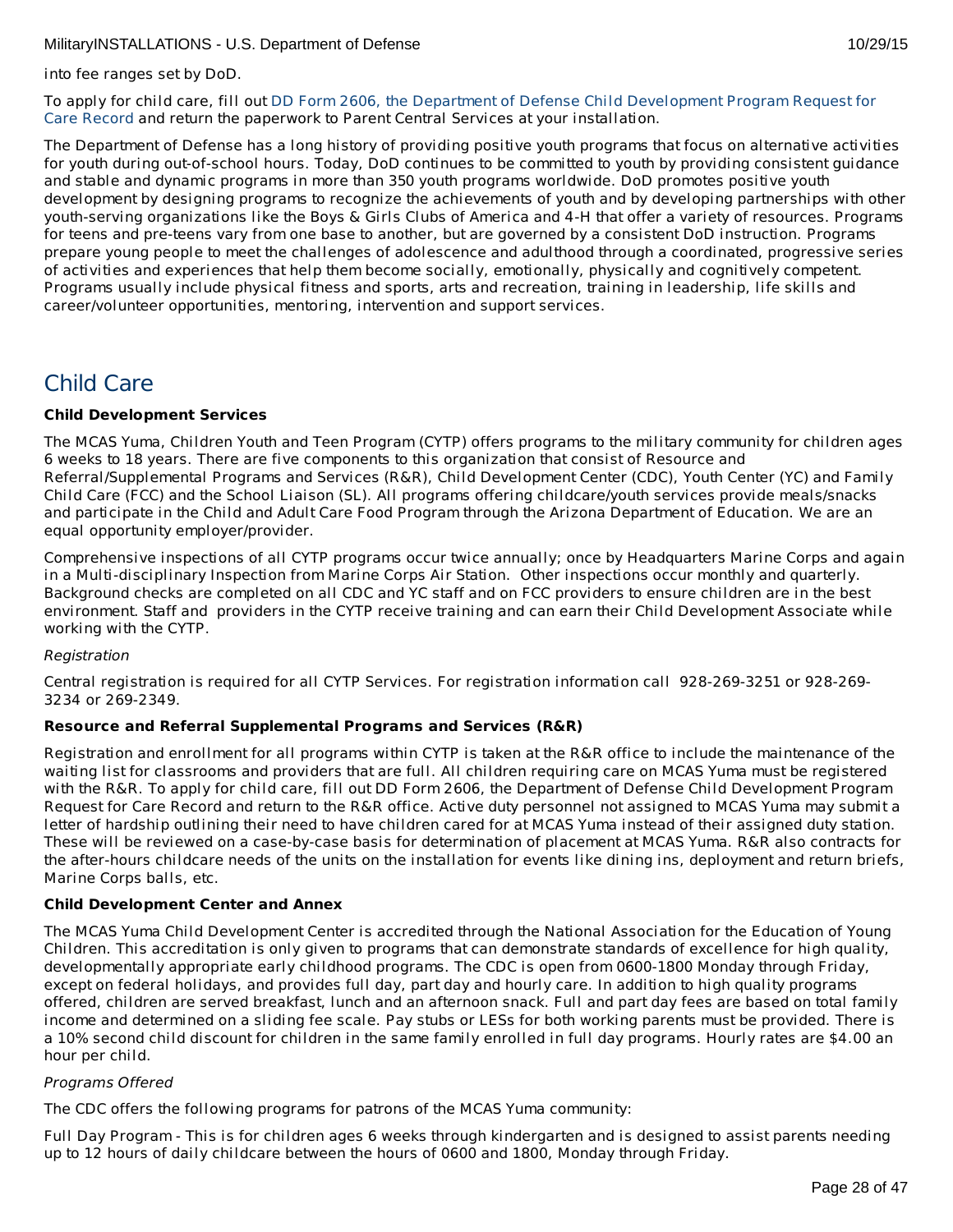into fee ranges set by DoD.

To apply for child care, fill out DD Form 2606, the Department of Defense Child Development Program Request for Care Record and return the paperwork to Parent Central Services at your installation.

The Department of Defense has a long history of providing positive youth programs that focus on alternative activities for youth during out-of-school hours. Today, DoD continues to be committed to youth by providing consistent guidance and stable and dynamic programs in more than 350 youth programs worldwide. DoD promotes positive youth development by designing programs to recognize the achievements of youth and by developing partnerships with other youth-serving organizations like the Boys & Girls Clubs of America and 4-H that offer a variety of resources. Programs for teens and pre-teens vary from one base to another, but are governed by a consistent DoD instruction. Programs prepare young people to meet the challenges of adolescence and adulthood through a coordinated, progressive series of activities and experiences that help them become socially, emotionally, physically and cognitively competent. Programs usually include physical fitness and sports, arts and recreation, training in leadership, life skills and career/volunteer opportunities, mentoring, intervention and support services.

## Child Care

**Child Development Services**

The MCAS Yuma, Children Youth and Teen Program (CYTP) offers programs to the military community for children ages 6 weeks to 18 years. There are five components to this organization that consist of Resource and Referral/Supplemental Programs and Services (R&R), Child Development Center (CDC), Youth Center (YC) and Family Child Care (FCC) and the School Liaison (SL). All programs offering childcare/youth services provide meals/snacks and participate in the Child and Adult Care Food Program through the Arizona Department of Education. We are an equal opportunity employer/provider.

Comprehensive inspections of all CYTP programs occur twice annually; once by Headquarters Marine Corps and again in a Multi-disciplinary Inspection from Marine Corps Air Station. Other inspections occur monthly and quarterly. Background checks are completed on all CDC and YC staff and on FCC providers to ensure children are in the best environment. Staff and providers in the CYTP receive training and can earn their Child Development Associate while working with the CYTP.

*Registration*

Central registration is required for all CYTP Services. For registration information call 928-269-3251 or 928-269-3234 or 269-2349.

**Resource and Referral Supplemental Programs and Services (R&R)**

Registration and enrollment for all programs within CYTP is taken at the R&R office to include the maintenance of the waiting list for classrooms and providers that are full. All children requiring care on MCAS Yuma must be registered with the R&R. To apply for child care, fill out DD Form 2606, the Department of Defense Child Development Program Request for Care Record and return to the R&R office. Active duty personnel not assigned to MCAS Yuma may submit a letter of hardship outlining their need to have children cared for at MCAS Yuma instead of their assigned duty station. These will be reviewed on a case-by-case basis for determination of placement at MCAS Yuma. R&R also contracts for the after-hours childcare needs of the units on the installation for events like dining ins, deployment and return briefs, Marine Corps balls, etc.

**Child Development Center and Annex**

The MCAS Yuma Child Development Center is accredited through the National Association for the Education of Young Children. This accreditation is only given to programs that can demonstrate standards of excellence for high quality, developmentally appropriate early childhood programs. The CDC is open from 0600-1800 Monday through Friday, except on federal holidays, and provides full day, part day and hourly care. In addition to high quality programs offered, children are served breakfast, lunch and an afternoon snack. Full and part day fees are based on total family income and determined on a sliding fee scale. Pay stubs or LESs for both working parents must be provided. There is a 10% second child discount for children in the same family enrolled in full day programs. Hourly rates are $4.00 an hour per child.

*Programs Offered*

The CDC offers the following programs for patrons of the MCAS Yuma community:

Full Day Program - This is for children ages 6 weeks through kindergarten and is designed to assist parents needing up to 12 hours of daily childcare between the hours of 0600 and 1800, Monday through Friday.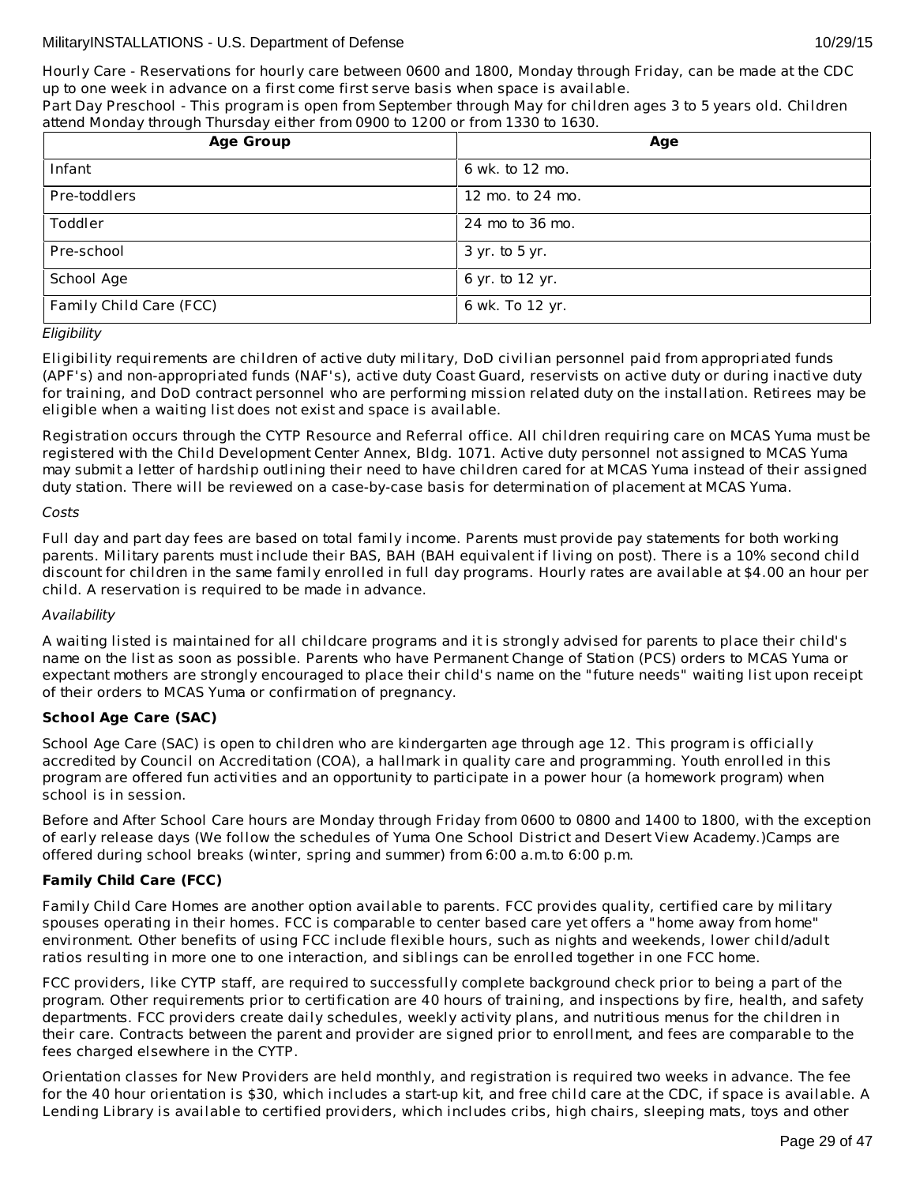Hourly Care - Reservations for hourly care between 0600 and 1800, Monday through Friday, can be made at the CDC up to one week in advance on a first come first serve basis when space is available.

Part Day Preschool - This program is open from September through May for children ages 3 to 5 years old. Children attend Monday through Thursday either from 0900 to 1200 or from 1330 to 1630.

| Age Group | Age |
|---|---|
| Infant | 6 wk. to 12 mo. |
| Pre-toddlers | 12 mo. to 24 mo. |
| Toddler | 24 mo to 36 mo. |
| Pre-school | 3 yr. to 5 yr. |
| School Age | 6 yr. to 12 yr. |
| Family Child Care (FCC) | 6 wk. To 12 yr. |

*Eligibility*

Eligibility requirements are children of active duty military, DoD civilian personnel paid from appropriated funds (APF's) and non-appropriated funds (NAF's), active duty Coast Guard, reservists on active duty or during inactive duty for training, and DoD contract personnel who are performing mission related duty on the installation. Retirees may be eligible when a waiting list does not exist and space is available.

Registration occurs through the CYTP Resource and Referral office. All children requiring care on MCAS Yuma must be registered with the Child Development Center Annex, Bldg. 1071. Active duty personnel not assigned to MCAS Yuma may submit a letter of hardship outlining their need to have children cared for at MCAS Yuma instead of their assigned duty station. There will be reviewed on a case-by-case basis for determination of placement at MCAS Yuma.

*Costs*

Full day and part day fees are based on total family income. Parents must provide pay statements for both working parents. Military parents must include their BAS, BAH (BAH equivalent if living on post). There is a 10% second child discount for children in the same family enrolled in full day programs. Hourly rates are available at $4.00 an hour per child. A reservation is required to be made in advance.

*Availability*

A waiting listed is maintained for all childcare programs and it is strongly advised for parents to place their child's name on the list as soon as possible. Parents who have Permanent Change of Station (PCS) orders to MCAS Yuma or expectant mothers are strongly encouraged to place their child's name on the "future needs" waiting list upon receipt of their orders to MCAS Yuma or confirmation of pregnancy.

**School Age Care (SAC)**

School Age Care (SAC) is open to children who are kindergarten age through age 12. This program is officially accredited by Council on Accreditation (COA), a hallmark in quality care and programming. Youth enrolled in this program are offered fun activities and an opportunity to participate in a power hour (a homework program) when school is in session.

Before and After School Care hours are Monday through Friday from 0600 to 0800 and 1400 to 1800, with the exception of early release days (We follow the schedules of Yuma One School District and Desert View Academy.)Camps are offered during school breaks (winter, spring and summer) from 6:00 a.m.to 6:00 p.m.

**Family Child Care (FCC)**

Family Child Care Homes are another option available to parents. FCC provides quality, certified care by military spouses operating in their homes. FCC is comparable to center based care yet offers a "home away from home" environment. Other benefits of using FCC include flexible hours, such as nights and weekends, lower child/adult ratios resulting in more one to one interaction, and siblings can be enrolled together in one FCC home.

FCC providers, like CYTP staff, are required to successfully complete background check prior to being a part of the program. Other requirements prior to certification are 40 hours of training, and inspections by fire, health, and safety departments. FCC providers create daily schedules, weekly activity plans, and nutritious menus for the children in their care. Contracts between the parent and provider are signed prior to enrollment, and fees are comparable to the fees charged elsewhere in the CYTP.

Orientation classes for New Providers are held monthly, and registration is required two weeks in advance. The fee for the 40 hour orientation is $30, which includes a start-up kit, and free child care at the CDC, if space is available. A Lending Library is available to certified providers, which includes cribs, high chairs, sleeping mats, toys and other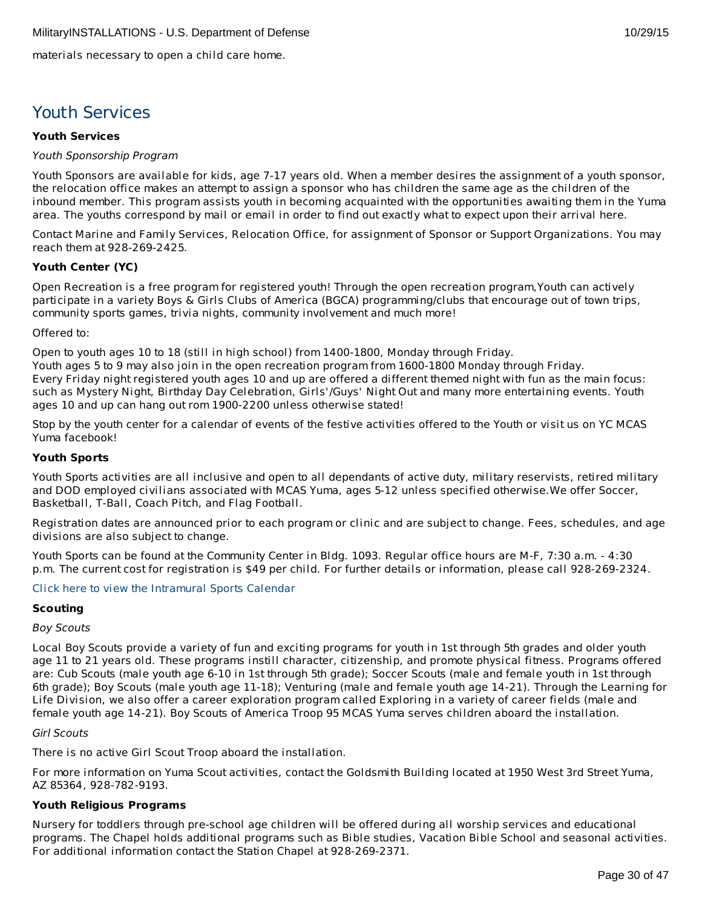materials necessary to open a child care home.

## Youth Services

**Youth Services**

*Youth Sponsorship Program*

Youth Sponsors are available for kids, age 7-17 years old. When a member desires the assignment of a youth sponsor, the relocation office makes an attempt to assign a sponsor who has children the same age as the children of the inbound member. This program assists youth in becoming acquainted with the opportunities awaiting them in the Yuma area. The youths correspond by mail or email in order to find out exactly what to expect upon their arrival here.

Contact Marine and Family Services, Relocation Office, for assignment of Sponsor or Support Organizations. You may reach them at 928-269-2425.

**Youth Center (YC)**

Open Recreation is a free program for registered youth! Through the open recreation program,Youth can actively participate in a variety Boys & Girls Clubs of America (BGCA) programming/clubs that encourage out of town trips, community sports games, trivia nights, community involvement and much more!

Offered to:

Open to youth ages 10 to 18 (still in high school) from 1400-1800, Monday through Friday.
Youth ages 5 to 9 may also join in the open recreation program from 1600-1800 Monday through Friday.
Every Friday night registered youth ages 10 and up are offered a different themed night with fun as the main focus: such as Mystery Night, Birthday Day Celebration, Girls'/Guys' Night Out and many more entertaining events. Youth ages 10 and up can hang out rom 1900-2200 unless otherwise stated!

Stop by the youth center for a calendar of events of the festive activities offered to the Youth or visit us on YC MCAS Yuma facebook!

**Youth Sports**

Youth Sports activities are all inclusive and open to all dependants of active duty, military reservists, retired military and DOD employed civilians associated with MCAS Yuma, ages 5-12 unless specified otherwise.We offer Soccer, Basketball, T-Ball, Coach Pitch, and Flag Football.

Registration dates are announced prior to each program or clinic and are subject to change. Fees, schedules, and age divisions are also subject to change.

Youth Sports can be found at the Community Center in Bldg. 1093. Regular office hours are M-F, 7:30 a.m. - 4:30 p.m. The current cost for registration is $49 per child. For further details or information, please call 928-269-2324.

Click here to view the Intramural Sports Calendar

**Scouting**

*Boy Scouts*

Local Boy Scouts provide a variety of fun and exciting programs for youth in 1st through 5th grades and older youth age 11 to 21 years old. These programs instill character, citizenship, and promote physical fitness. Programs offered are: Cub Scouts (male youth age 6-10 in 1st through 5th grade); Soccer Scouts (male and female youth in 1st through 6th grade); Boy Scouts (male youth age 11-18); Venturing (male and female youth age 14-21). Through the Learning for Life Division, we also offer a career exploration program called Exploring in a variety of career fields (male and female youth age 14-21). Boy Scouts of America Troop 95 MCAS Yuma serves children aboard the installation.

*Girl Scouts*

There is no active Girl Scout Troop aboard the installation.

For more information on Yuma Scout activities, contact the Goldsmith Building located at 1950 West 3rd Street Yuma, AZ 85364, 928-782-9193.

**Youth Religious Programs**

Nursery for toddlers through pre-school age children will be offered during all worship services and educational programs. The Chapel holds additional programs such as Bible studies, Vacation Bible School and seasonal activities. For additional information contact the Station Chapel at 928-269-2371.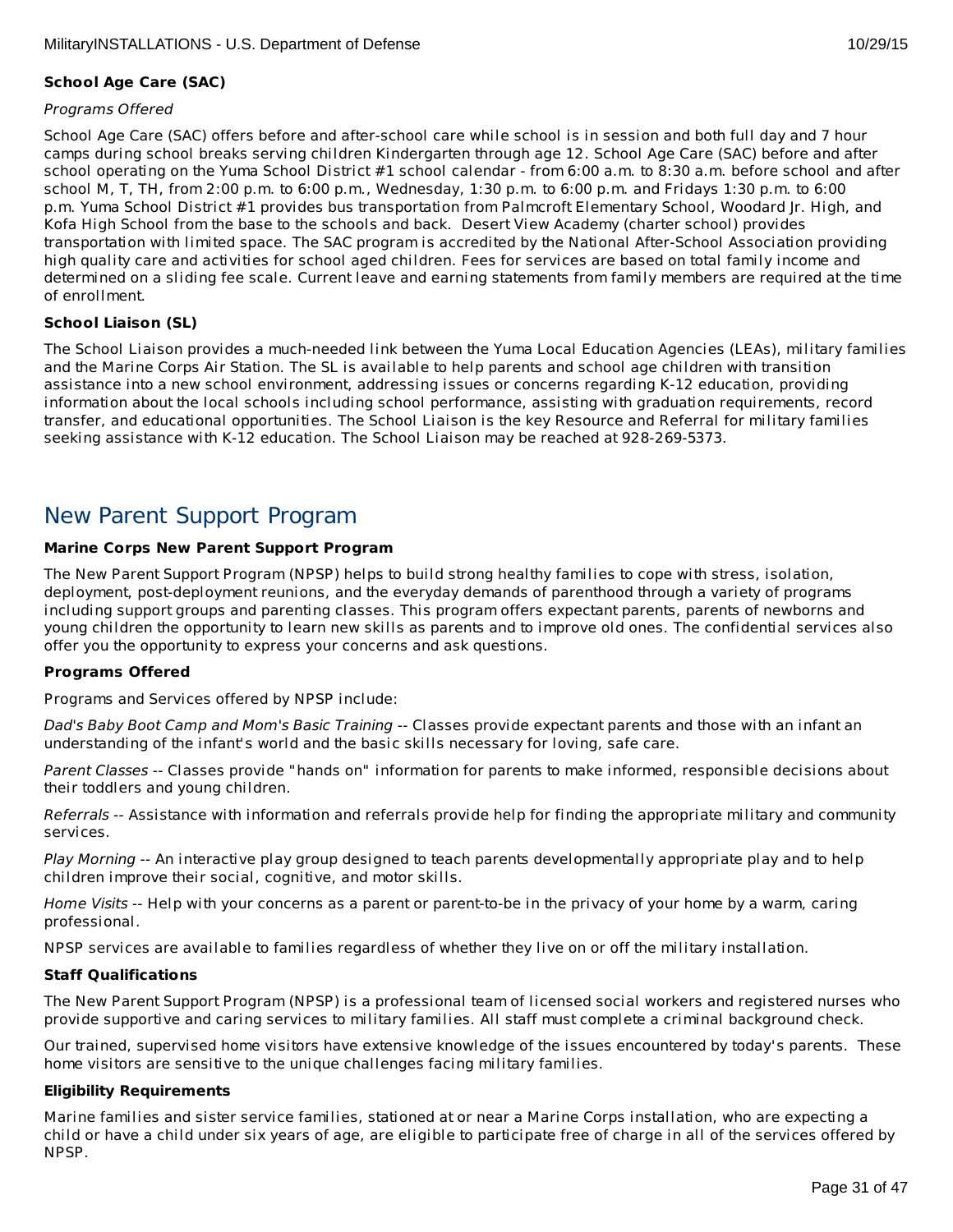**School Age Care (SAC)**

*Programs Offered*

School Age Care (SAC) offers before and after-school care while school is in session and both full day and 7 hour camps during school breaks serving children Kindergarten through age 12. School Age Care (SAC) before and after school operating on the Yuma School District #1 school calendar - from 6:00 a.m. to 8:30 a.m. before school and after school M, T, TH, from 2:00 p.m. to 6:00 p.m., Wednesday, 1:30 p.m. to 6:00 p.m. and Fridays 1:30 p.m. to 6:00 p.m. Yuma School District #1 provides bus transportation from Palmcroft Elementary School, Woodard Jr. High, and Kofa High School from the base to the schools and back. Desert View Academy (charter school) provides transportation with limited space. The SAC program is accredited by the National After-School Association providing high quality care and activities for school aged children. Fees for services are based on total family income and determined on a sliding fee scale. Current leave and earning statements from family members are required at the time of enrollment.

**School Liaison (SL)**

The School Liaison provides a much-needed link between the Yuma Local Education Agencies (LEAs), military families and the Marine Corps Air Station. The SL is available to help parents and school age children with transition assistance into a new school environment, addressing issues or concerns regarding K-12 education, providing information about the local schools including school performance, assisting with graduation requirements, record transfer, and educational opportunities. The School Liaison is the key Resource and Referral for military families seeking assistance with K-12 education. The School Liaison may be reached at 928-269-5373.

## New Parent Support Program

**Marine Corps New Parent Support Program**

The New Parent Support Program (NPSP) helps to build strong healthy families to cope with stress, isolation, deployment, post-deployment reunions, and the everyday demands of parenthood through a variety of programs including support groups and parenting classes. This program offers expectant parents, parents of newborns and young children the opportunity to learn new skills as parents and to improve old ones. The confidential services also offer you the opportunity to express your concerns and ask questions.

**Programs Offered**

Programs and Services offered by NPSP include:

*Dad's Baby Boot Camp and Mom's Basic Training* -- Classes provide expectant parents and those with an infant an understanding of the infant's world and the basic skills necessary for loving, safe care.

*Parent Classes* -- Classes provide "hands on" information for parents to make informed, responsible decisions about their toddlers and young children.

*Referrals* -- Assistance with information and referrals provide help for finding the appropriate military and community services.

*Play Morning* -- An interactive play group designed to teach parents developmentally appropriate play and to help children improve their social, cognitive, and motor skills.

*Home Visits* -- Help with your concerns as a parent or parent-to-be in the privacy of your home by a warm, caring professional.

NPSP services are available to families regardless of whether they live on or off the military installation.

**Staff Qualifications**

The New Parent Support Program (NPSP) is a professional team of licensed social workers and registered nurses who provide supportive and caring services to military families. All staff must complete a criminal background check.

Our trained, supervised home visitors have extensive knowledge of the issues encountered by today's parents. These home visitors are sensitive to the unique challenges facing military families.

**Eligibility Requirements**

Marine families and sister service families, stationed at or near a Marine Corps installation, who are expecting a child or have a child under six years of age, are eligible to participate free of charge in all of the services offered by NPSP.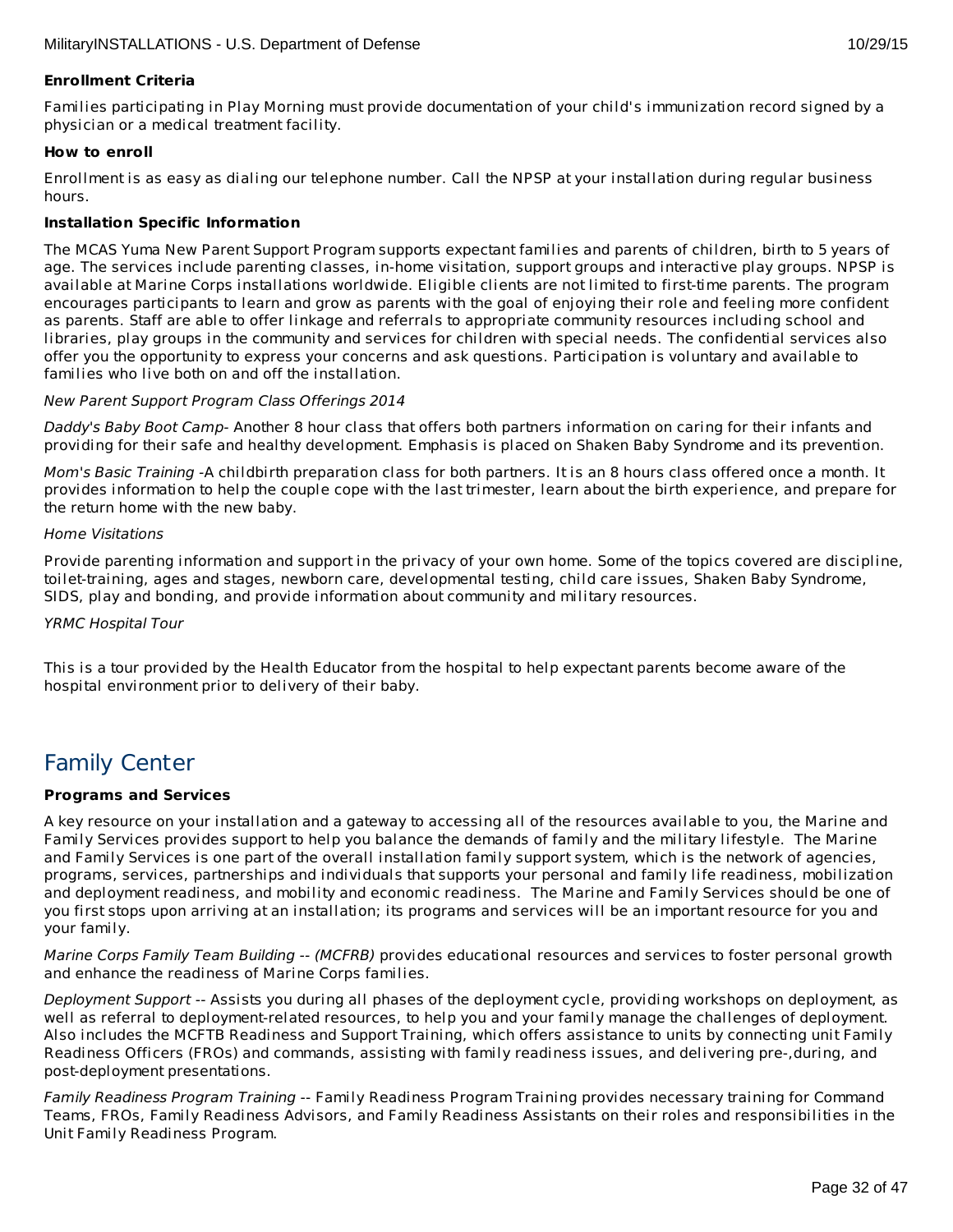**Enrollment Criteria**

Families participating in Play Morning must provide documentation of your child's immunization record signed by a physician or a medical treatment facility.

**How to enroll**

Enrollment is as easy as dialing our telephone number. Call the NPSP at your installation during regular business hours.

**Installation Specific Information**

The MCAS Yuma New Parent Support Program supports expectant families and parents of children, birth to 5 years of age. The services include parenting classes, in-home visitation, support groups and interactive play groups. NPSP is available at Marine Corps installations worldwide. Eligible clients are not limited to first-time parents. The program encourages participants to learn and grow as parents with the goal of enjoying their role and feeling more confident as parents. Staff are able to offer linkage and referrals to appropriate community resources including school and libraries, play groups in the community and services for children with special needs. The confidential services also offer you the opportunity to express your concerns and ask questions. Participation is voluntary and available to families who live both on and off the installation.

*New Parent Support Program Class Offerings 2014*

*Daddy's Baby Boot Camp-* Another 8 hour class that offers both partners information on caring for their infants and providing for their safe and healthy development. Emphasis is placed on Shaken Baby Syndrome and its prevention.

*Mom's Basic Training* -A childbirth preparation class for both partners. It is an 8 hours class offered once a month. It provides information to help the couple cope with the last trimester, learn about the birth experience, and prepare for the return home with the new baby.

*Home Visitations*

Provide parenting information and support in the privacy of your own home. Some of the topics covered are discipline, toilet-training, ages and stages, newborn care, developmental testing, child care issues, Shaken Baby Syndrome, SIDS, play and bonding, and provide information about community and military resources.

*YRMC Hospital Tour*

This is a tour provided by the Health Educator from the hospital to help expectant parents become aware of the hospital environment prior to delivery of their baby.

## Family Center

**Programs and Services**

A key resource on your installation and a gateway to accessing all of the resources available to you, the Marine and Family Services provides support to help you balance the demands of family and the military lifestyle. The Marine and Family Services is one part of the overall installation family support system, which is the network of agencies, programs, services, partnerships and individuals that supports your personal and family life readiness, mobilization and deployment readiness, and mobility and economic readiness. The Marine and Family Services should be one of you first stops upon arriving at an installation; its programs and services will be an important resource for you and your family.

*Marine Corps Family Team Building -- (MCFRB)* provides educational resources and services to foster personal growth and enhance the readiness of Marine Corps families.

*Deployment Support* -- Assists you during all phases of the deployment cycle, providing workshops on deployment, as well as referral to deployment-related resources, to help you and your family manage the challenges of deployment. Also includes the MCFTB Readiness and Support Training, which offers assistance to units by connecting unit Family Readiness Officers (FROs) and commands, assisting with family readiness issues, and delivering pre-,during, and post-deployment presentations.

*Family Readiness Program Training* -- Family Readiness Program Training provides necessary training for Command Teams, FROs, Family Readiness Advisors, and Family Readiness Assistants on their roles and responsibilities in the Unit Family Readiness Program.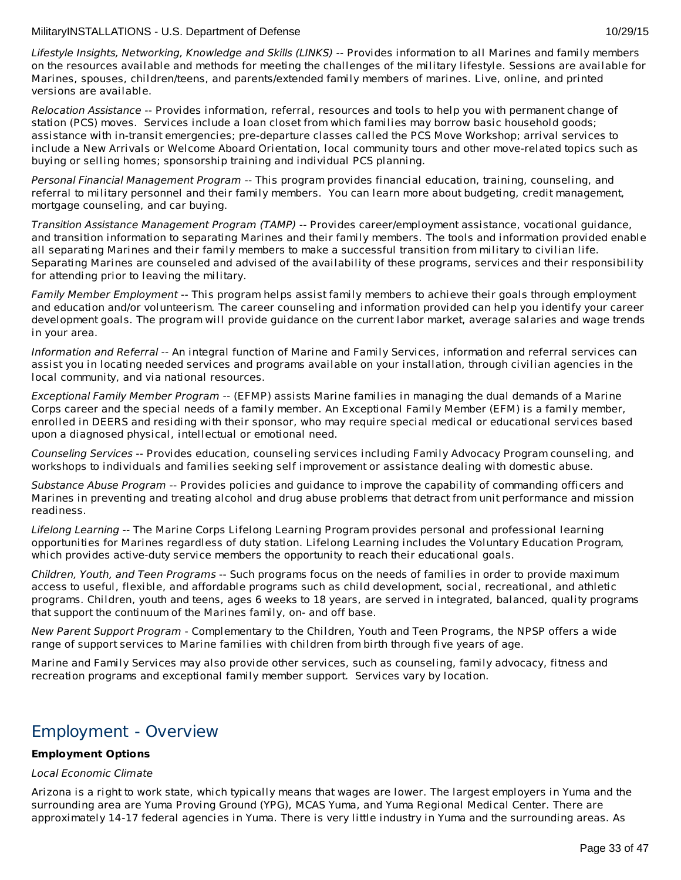*Lifestyle Insights, Networking, Knowledge and Skills (LINKS)* -- Provides information to all Marines and family members on the resources available and methods for meeting the challenges of the military lifestyle. Sessions are available for Marines, spouses, children/teens, and parents/extended family members of marines. Live, online, and printed versions are available.

*Relocation Assistance* -- Provides information, referral, resources and tools to help you with permanent change of station (PCS) moves. Services include a loan closet from which families may borrow basic household goods; assistance with in-transit emergencies; pre-departure classes called the PCS Move Workshop; arrival services to include a New Arrivals or Welcome Aboard Orientation, local community tours and other move-related topics such as buying or selling homes; sponsorship training and individual PCS planning.

*Personal Financial Management Program* -- This program provides financial education, training, counseling, and referral to military personnel and their family members. You can learn more about budgeting, credit management, mortgage counseling, and car buying.

*Transition Assistance Management Program (TAMP)* -- Provides career/employment assistance, vocational guidance, and transition information to separating Marines and their family members. The tools and information provided enable all separating Marines and their family members to make a successful transition from military to civilian life. Separating Marines are counseled and advised of the availability of these programs, services and their responsibility for attending prior to leaving the military.

*Family Member Employment* -- This program helps assist family members to achieve their goals through employment and education and/or volunteerism. The career counseling and information provided can help you identify your career development goals. The program will provide guidance on the current labor market, average salaries and wage trends in your area.

*Information and Referral* -- An integral function of Marine and Family Services, information and referral services can assist you in locating needed services and programs available on your installation, through civilian agencies in the local community, and via national resources.

*Exceptional Family Member Program* -- (EFMP) assists Marine families in managing the dual demands of a Marine Corps career and the special needs of a family member. An Exceptional Family Member (EFM) is a family member, enrolled in DEERS and residing with their sponsor, who may require special medical or educational services based upon a diagnosed physical, intellectual or emotional need.

*Counseling Services* -- Provides education, counseling services including Family Advocacy Program counseling, and workshops to individuals and families seeking self improvement or assistance dealing with domestic abuse.

*Substance Abuse Program* -- Provides policies and guidance to improve the capability of commanding officers and Marines in preventing and treating alcohol and drug abuse problems that detract from unit performance and mission readiness.

*Lifelong Learning* -- The Marine Corps Lifelong Learning Program provides personal and professional learning opportunities for Marines regardless of duty station. Lifelong Learning includes the Voluntary Education Program, which provides active-duty service members the opportunity to reach their educational goals.

*Children, Youth, and Teen Programs* -- Such programs focus on the needs of families in order to provide maximum access to useful, flexible, and affordable programs such as child development, social, recreational, and athletic programs. Children, youth and teens, ages 6 weeks to 18 years, are served in integrated, balanced, quality programs that support the continuum of the Marines family, on- and off base.

*New Parent Support Program* - Complementary to the Children, Youth and Teen Programs, the NPSP offers a wide range of support services to Marine families with children from birth through five years of age.

Marine and Family Services may also provide other services, such as counseling, family advocacy, fitness and recreation programs and exceptional family member support. Services vary by location.

## Employment - Overview

**Employment Options**

*Local Economic Climate*

Arizona is a right to work state, which typically means that wages are lower. The largest employers in Yuma and the surrounding area are Yuma Proving Ground (YPG), MCAS Yuma, and Yuma Regional Medical Center. There are approximately 14-17 federal agencies in Yuma. There is very little industry in Yuma and the surrounding areas. As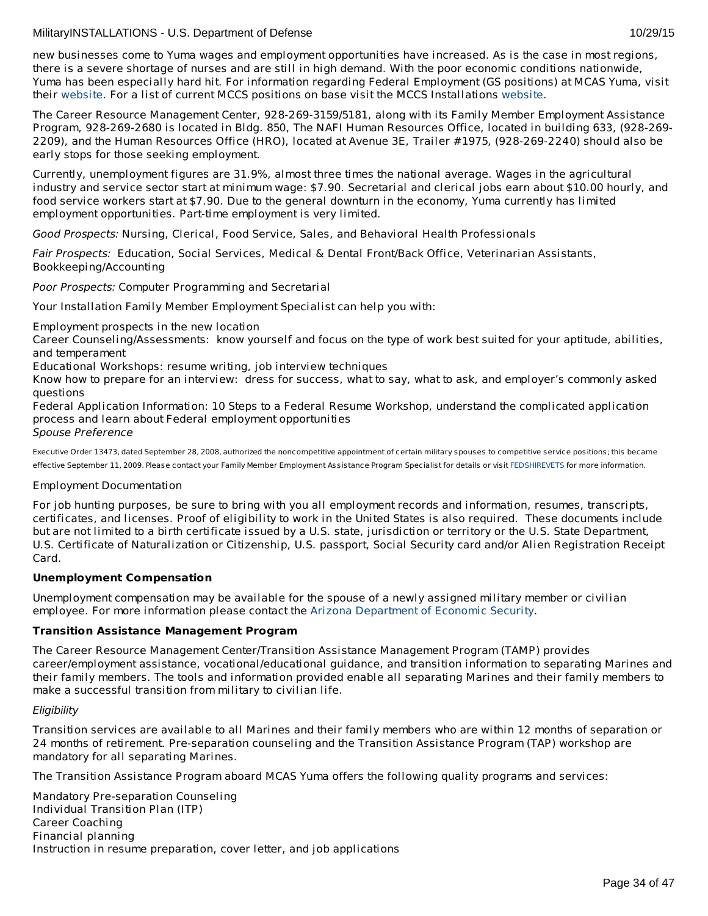new businesses come to Yuma wages and employment opportunities have increased. As is the case in most regions, there is a severe shortage of nurses and are still in high demand. With the poor economic conditions nationwide, Yuma has been especially hard hit. For information regarding Federal Employment (GS positions) at MCAS Yuma, visit their website. For a list of current MCCS positions on base visit the MCCS Installations website.

The Career Resource Management Center, 928-269-3159/5181, along with its Family Member Employment Assistance Program, 928-269-2680 is located in Bldg. 850, The NAFI Human Resources Office, located in building 633, (928-269-2209), and the Human Resources Office (HRO), located at Avenue 3E, Trailer #1975, (928-269-2240) should also be early stops for those seeking employment.

Currently, unemployment figures are 31.9%, almost three times the national average. Wages in the agricultural industry and service sector start at minimum wage: $7.90. Secretarial and clerical jobs earn about $10.00 hourly, and food service workers start at $7.90. Due to the general downturn in the economy, Yuma currently has limited employment opportunities. Part-time employment is very limited.

*Good Prospects:* Nursing, Clerical, Food Service, Sales, and Behavioral Health Professionals

*Fair Prospects:* Education, Social Services, Medical & Dental Front/Back Office, Veterinarian Assistants, Bookkeeping/Accounting

*Poor Prospects:* Computer Programming and Secretarial

Your Installation Family Member Employment Specialist can help you with:

Employment prospects in the new location
Career Counseling/Assessments: know yourself and focus on the type of work best suited for your aptitude, abilities, and temperament
Educational Workshops: resume writing, job interview techniques
Know how to prepare for an interview: dress for success, what to say, what to ask, and employer's commonly asked questions
Federal Application Information: 10 Steps to a Federal Resume Workshop, understand the complicated application process and learn about Federal employment opportunities

*Spouse Preference*

Executive Order 13473, dated September 28, 2008, authorized the noncompetitive appointment of certain military spouses to competitive service positions; this became effective September 11, 2009. Please contact your Family Member Employment Assistance Program Specialist for details or visit FEDSHIREVETS for more information.

Employment Documentation

For job hunting purposes, be sure to bring with you all employment records and information, resumes, transcripts, certificates, and licenses. Proof of eligibility to work in the United States is also required. These documents include but are not limited to a birth certificate issued by a U.S. state, jurisdiction or territory or the U.S. State Department, U.S. Certificate of Naturalization or Citizenship, U.S. passport, Social Security card and/or Alien Registration Receipt Card.

**Unemployment Compensation**

Unemployment compensation may be available for the spouse of a newly assigned military member or civilian employee. For more information please contact the Arizona Department of Economic Security.

**Transition Assistance Management Program**

The Career Resource Management Center/Transition Assistance Management Program (TAMP) provides career/employment assistance, vocational/educational guidance, and transition information to separating Marines and their family members. The tools and information provided enable all separating Marines and their family members to make a successful transition from military to civilian life.

*Eligibility*

Transition services are available to all Marines and their family members who are within 12 months of separation or 24 months of retirement. Pre-separation counseling and the Transition Assistance Program (TAP) workshop are mandatory for all separating Marines.

The Transition Assistance Program aboard MCAS Yuma offers the following quality programs and services:

Mandatory Pre-separation Counseling
Individual Transition Plan (ITP)
Career Coaching
Financial planning
Instruction in resume preparation, cover letter, and job applications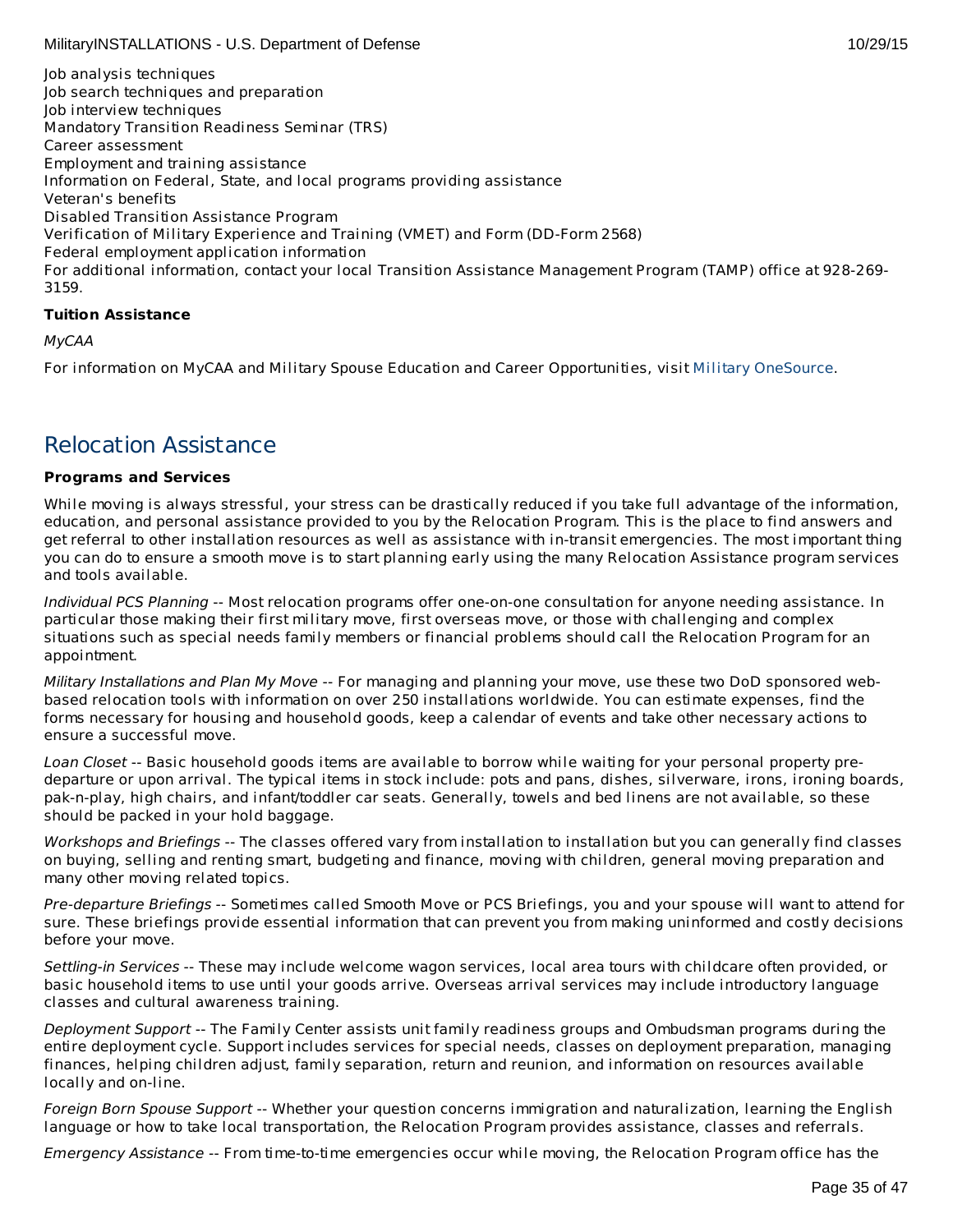Job analysis techniques
Job search techniques and preparation
Job interview techniques
Mandatory Transition Readiness Seminar (TRS)
Career assessment
Employment and training assistance
Information on Federal, State, and local programs providing assistance
Veteran's benefits
Disabled Transition Assistance Program
Verification of Military Experience and Training (VMET) and Form (DD-Form 2568)
Federal employment application information
For additional information, contact your local Transition Assistance Management Program (TAMP) office at 928-269-3159.

**Tuition Assistance**

*MyCAA*

For information on MyCAA and Military Spouse Education and Career Opportunities, visit Military OneSource.

## Relocation Assistance

**Programs and Services**

While moving is always stressful, your stress can be drastically reduced if you take full advantage of the information, education, and personal assistance provided to you by the Relocation Program. This is the place to find answers and get referral to other installation resources as well as assistance with in-transit emergencies. The most important thing you can do to ensure a smooth move is to start planning early using the many Relocation Assistance program services and tools available.

*Individual PCS Planning* -- Most relocation programs offer one-on-one consultation for anyone needing assistance. In particular those making their first military move, first overseas move, or those with challenging and complex situations such as special needs family members or financial problems should call the Relocation Program for an appointment.

*Military Installations and Plan My Move* -- For managing and planning your move, use these two DoD sponsored web-based relocation tools with information on over 250 installations worldwide. You can estimate expenses, find the forms necessary for housing and household goods, keep a calendar of events and take other necessary actions to ensure a successful move.

*Loan Closet* -- Basic household goods items are available to borrow while waiting for your personal property pre-departure or upon arrival. The typical items in stock include: pots and pans, dishes, silverware, irons, ironing boards, pak-n-play, high chairs, and infant/toddler car seats. Generally, towels and bed linens are not available, so these should be packed in your hold baggage.

*Workshops and Briefings* -- The classes offered vary from installation to installation but you can generally find classes on buying, selling and renting smart, budgeting and finance, moving with children, general moving preparation and many other moving related topics.

*Pre-departure Briefings* -- Sometimes called Smooth Move or PCS Briefings, you and your spouse will want to attend for sure. These briefings provide essential information that can prevent you from making uninformed and costly decisions before your move.

*Settling-in Services* -- These may include welcome wagon services, local area tours with childcare often provided, or basic household items to use until your goods arrive. Overseas arrival services may include introductory language classes and cultural awareness training.

*Deployment Support* -- The Family Center assists unit family readiness groups and Ombudsman programs during the entire deployment cycle. Support includes services for special needs, classes on deployment preparation, managing finances, helping children adjust, family separation, return and reunion, and information on resources available locally and on-line.

*Foreign Born Spouse Support* -- Whether your question concerns immigration and naturalization, learning the English language or how to take local transportation, the Relocation Program provides assistance, classes and referrals.

*Emergency Assistance* -- From time-to-time emergencies occur while moving, the Relocation Program office has the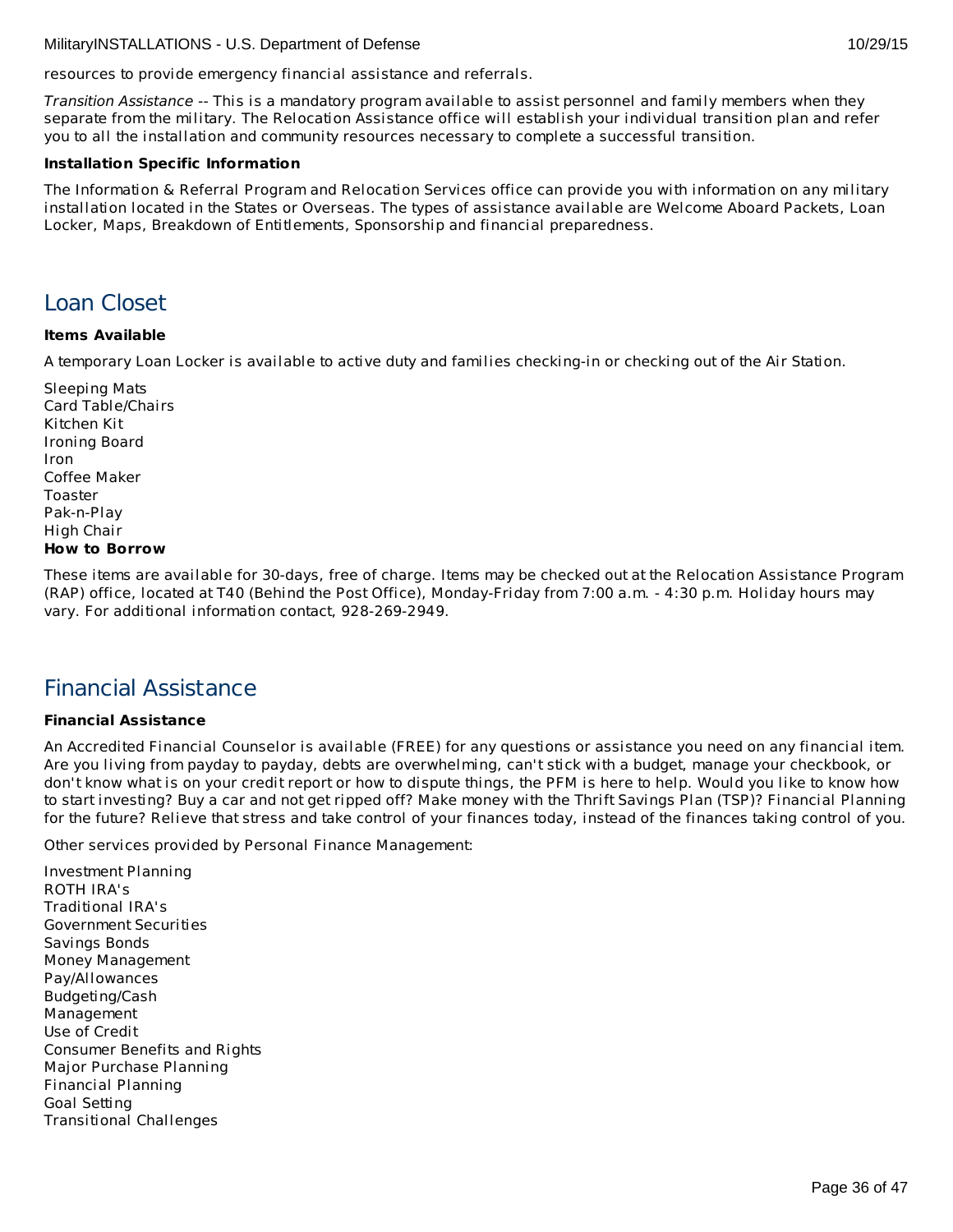resources to provide emergency financial assistance and referrals.

*Transition Assistance* -- This is a mandatory program available to assist personnel and family members when they separate from the military. The Relocation Assistance office will establish your individual transition plan and refer you to all the installation and community resources necessary to complete a successful transition.

**Installation Specific Information**

The Information & Referral Program and Relocation Services office can provide you with information on any military installation located in the States or Overseas. The types of assistance available are Welcome Aboard Packets, Loan Locker, Maps, Breakdown of Entitlements, Sponsorship and financial preparedness.

## Loan Closet

**Items Available**

A temporary Loan Locker is available to active duty and families checking-in or checking out of the Air Station.

Sleeping Mats
Card Table/Chairs
Kitchen Kit
Ironing Board
Iron
Coffee Maker
Toaster
Pak-n-Play
High Chair

**How to Borrow**

These items are available for 30-days, free of charge. Items may be checked out at the Relocation Assistance Program (RAP) office, located at T40 (Behind the Post Office), Monday-Friday from 7:00 a.m. - 4:30 p.m. Holiday hours may vary. For additional information contact, 928-269-2949.

## Financial Assistance

**Financial Assistance**

An Accredited Financial Counselor is available (FREE) for any questions or assistance you need on any financial item. Are you living from payday to payday, debts are overwhelming, can't stick with a budget, manage your checkbook, or don't know what is on your credit report or how to dispute things, the PFM is here to help. Would you like to know how to start investing? Buy a car and not get ripped off? Make money with the Thrift Savings Plan (TSP)? Financial Planning for the future? Relieve that stress and take control of your finances today, instead of the finances taking control of you.

Other services provided by Personal Finance Management:

Investment Planning
ROTH IRA's
Traditional IRA's
Government Securities
Savings Bonds
Money Management
Pay/Allowances
Budgeting/Cash
Management
Use of Credit
Consumer Benefits and Rights
Major Purchase Planning
Financial Planning
Goal Setting
Transitional Challenges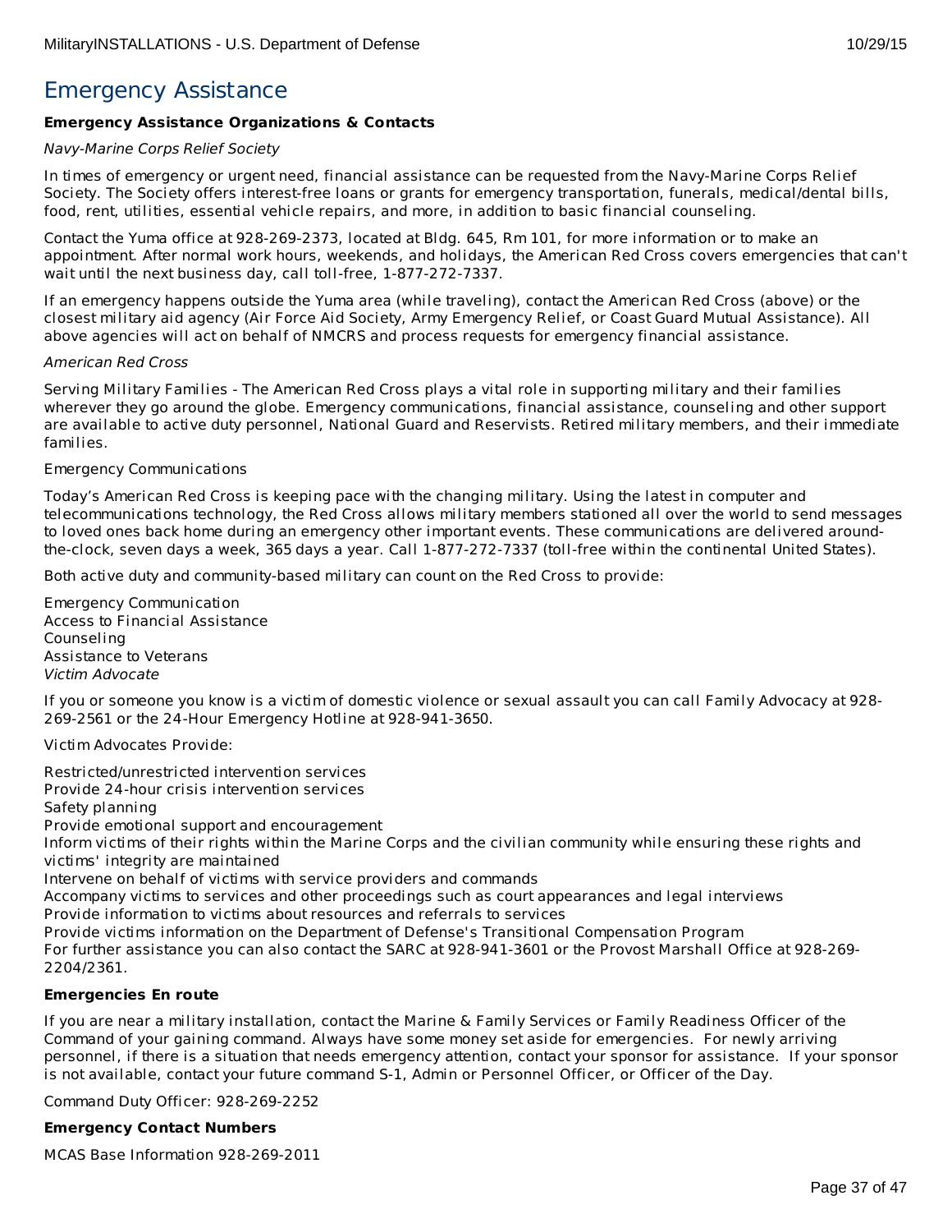# Emergency Assistance

**Emergency Assistance Organizations & Contacts**

*Navy-Marine Corps Relief Society*

In times of emergency or urgent need, financial assistance can be requested from the Navy-Marine Corps Relief Society. The Society offers interest-free loans or grants for emergency transportation, funerals, medical/dental bills, food, rent, utilities, essential vehicle repairs, and more, in addition to basic financial counseling.

Contact the Yuma office at 928-269-2373, located at Bldg. 645, Rm 101, for more information or to make an appointment. After normal work hours, weekends, and holidays, the American Red Cross covers emergencies that can't wait until the next business day, call toll-free, 1-877-272-7337.

If an emergency happens outside the Yuma area (while traveling), contact the American Red Cross (above) or the closest military aid agency (Air Force Aid Society, Army Emergency Relief, or Coast Guard Mutual Assistance). All above agencies will act on behalf of NMCRS and process requests for emergency financial assistance.

*American Red Cross*

Serving Military Families - The American Red Cross plays a vital role in supporting military and their families wherever they go around the globe. Emergency communications, financial assistance, counseling and other support are available to active duty personnel, National Guard and Reservists. Retired military members, and their immediate families.

Emergency Communications

Today's American Red Cross is keeping pace with the changing military. Using the latest in computer and telecommunications technology, the Red Cross allows military members stationed all over the world to send messages to loved ones back home during an emergency other important events. These communications are delivered around-the-clock, seven days a week, 365 days a year. Call 1-877-272-7337 (toll-free within the continental United States).

Both active duty and community-based military can count on the Red Cross to provide:

Emergency Communication
Access to Financial Assistance
Counseling
Assistance to Veterans

*Victim Advocate*

If you or someone you know is a victim of domestic violence or sexual assault you can call Family Advocacy at 928-269-2561 or the 24-Hour Emergency Hotline at 928-941-3650.

Victim Advocates Provide:

Restricted/unrestricted intervention services
Provide 24-hour crisis intervention services
Safety planning
Provide emotional support and encouragement
Inform victims of their rights within the Marine Corps and the civilian community while ensuring these rights and victims' integrity are maintained
Intervene on behalf of victims with service providers and commands
Accompany victims to services and other proceedings such as court appearances and legal interviews
Provide information to victims about resources and referrals to services
Provide victims information on the Department of Defense's Transitional Compensation Program
For further assistance you can also contact the SARC at 928-941-3601 or the Provost Marshall Office at 928-269-2204/2361.

**Emergencies En route**

If you are near a military installation, contact the Marine & Family Services or Family Readiness Officer of the Command of your gaining command. Always have some money set aside for emergencies. For newly arriving personnel, if there is a situation that needs emergency attention, contact your sponsor for assistance. If your sponsor is not available, contact your future command S-1, Admin or Personnel Officer, or Officer of the Day.

Command Duty Officer: 928-269-2252

**Emergency Contact Numbers**

MCAS Base Information 928-269-2011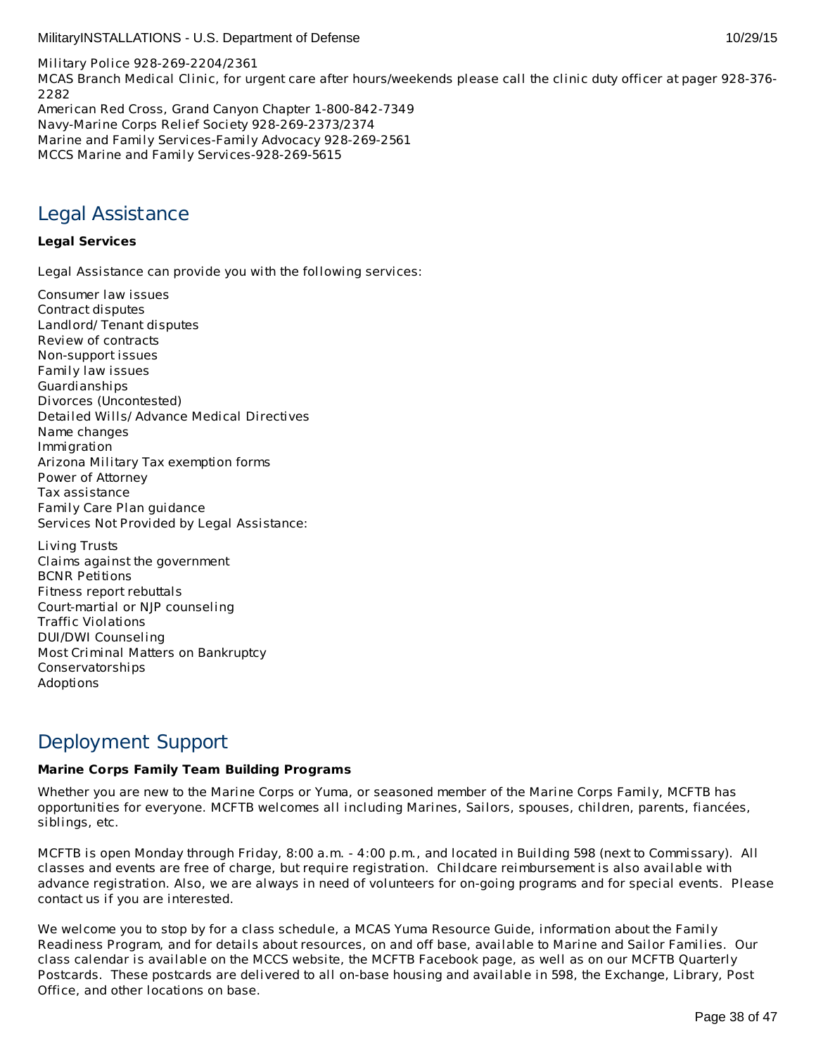Military Police 928-269-2204/2361
MCAS Branch Medical Clinic, for urgent care after hours/weekends please call the clinic duty officer at pager 928-376-2282
American Red Cross, Grand Canyon Chapter 1-800-842-7349
Navy-Marine Corps Relief Society 928-269-2373/2374
Marine and Family Services-Family Advocacy 928-269-2561
MCCS Marine and Family Services-928-269-5615

## Legal Assistance

**Legal Services**

Legal Assistance can provide you with the following services:

Consumer law issues
Contract disputes
Landlord/ Tenant disputes
Review of contracts
Non-support issues
Family law issues
Guardianships
Divorces (Uncontested)
Detailed Wills/ Advance Medical Directives
Name changes
Immigration
Arizona Military Tax exemption forms
Power of Attorney
Tax assistance
Family Care Plan guidance
Services Not Provided by Legal Assistance:

Living Trusts
Claims against the government
BCNR Petitions
Fitness report rebuttals
Court-martial or NJP counseling
Traffic Violations
DUI/DWI Counseling
Most Criminal Matters on Bankruptcy
Conservatorships
Adoptions

## Deployment Support

**Marine Corps Family Team Building Programs**

Whether you are new to the Marine Corps or Yuma, or seasoned member of the Marine Corps Family, MCFTB has opportunities for everyone. MCFTB welcomes all including Marines, Sailors, spouses, children, parents, fiancées, siblings, etc.

MCFTB is open Monday through Friday, 8:00 a.m. - 4:00 p.m., and located in Building 598 (next to Commissary). All classes and events are free of charge, but require registration. Childcare reimbursement is also available with advance registration. Also, we are always in need of volunteers for on-going programs and for special events. Please contact us if you are interested.

We welcome you to stop by for a class schedule, a MCAS Yuma Resource Guide, information about the Family Readiness Program, and for details about resources, on and off base, available to Marine and Sailor Families. Our class calendar is available on the MCCS website, the MCFTB Facebook page, as well as on our MCFTB Quarterly Postcards. These postcards are delivered to all on-base housing and available in 598, the Exchange, Library, Post Office, and other locations on base.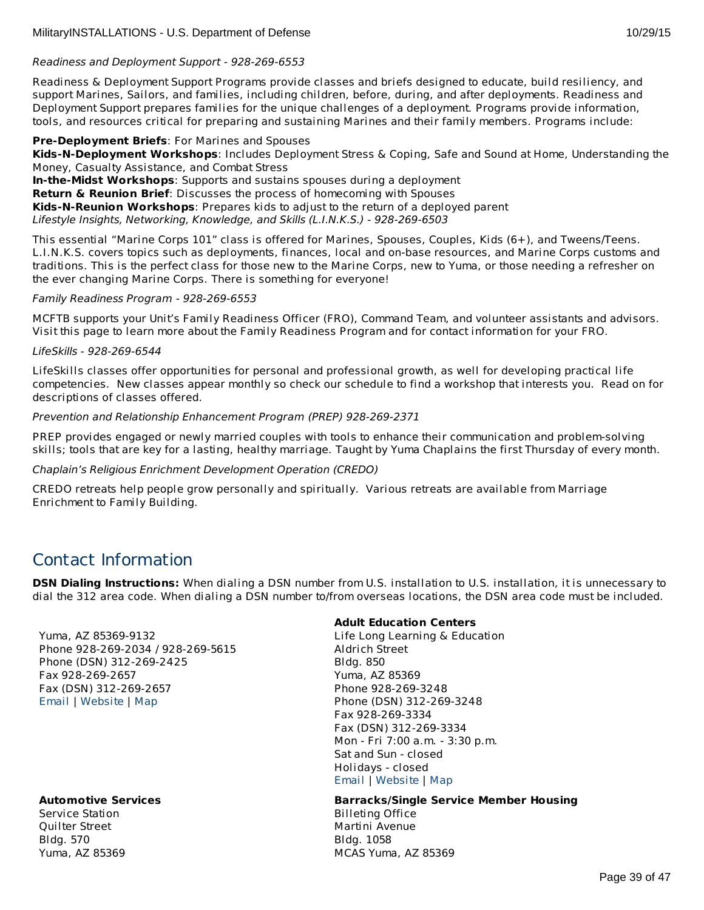*Readiness and Deployment Support - 928-269-6553*

Readiness & Deployment Support Programs provide classes and briefs designed to educate, build resiliency, and support Marines, Sailors, and families, including children, before, during, and after deployments. Readiness and Deployment Support prepares families for the unique challenges of a deployment. Programs provide information, tools, and resources critical for preparing and sustaining Marines and their family members. Programs include:

**Pre-Deployment Briefs**: For Marines and Spouses
**Kids-N-Deployment Workshops**: Includes Deployment Stress & Coping, Safe and Sound at Home, Understanding the Money, Casualty Assistance, and Combat Stress
**In-the-Midst Workshops**: Supports and sustains spouses during a deployment
**Return & Reunion Brief**: Discusses the process of homecoming with Spouses
**Kids-N-Reunion Workshops**: Prepares kids to adjust to the return of a deployed parent
*Lifestyle Insights, Networking, Knowledge, and Skills (L.I.N.K.S.) - 928-269-6503*

This essential “Marine Corps 101” class is offered for Marines, Spouses, Couples, Kids (6+), and Tweens/Teens. L.I.N.K.S. covers topics such as deployments, finances, local and on-base resources, and Marine Corps customs and traditions. This is the perfect class for those new to the Marine Corps, new to Yuma, or those needing a refresher on the ever changing Marine Corps. There is something for everyone!

*Family Readiness Program - 928-269-6553*

MCFTB supports your Unit’s Family Readiness Officer (FRO), Command Team, and volunteer assistants and advisors. Visit this page to learn more about the Family Readiness Program and for contact information for your FRO.

*LifeSkills - 928-269-6544*

LifeSkills classes offer opportunities for personal and professional growth, as well for developing practical life competencies. New classes appear monthly so check our schedule to find a workshop that interests you. Read on for descriptions of classes offered.

*Prevention and Relationship Enhancement Program (PREP) 928-269-2371*

PREP provides engaged or newly married couples with tools to enhance their communication and problem-solving skills; tools that are key for a lasting, healthy marriage. Taught by Yuma Chaplains the first Thursday of every month.

*Chaplain’s Religious Enrichment Development Operation (CREDO)*

CREDO retreats help people grow personally and spiritually. Various retreats are available from Marriage Enrichment to Family Building.

## Contact Information

**DSN Dialing Instructions:** When dialing a DSN number from U.S. installation to U.S. installation, it is unnecessary to dial the 312 area code. When dialing a DSN number to/from overseas locations, the DSN area code must be included.

Yuma, AZ 85369-9132
Phone 928-269-2034 / 928-269-5615
Phone (DSN) 312-269-2425
Fax 928-269-2657
Fax (DSN) 312-269-2657
Email | Website | Map

**Adult Education Centers**
Life Long Learning & Education
Aldrich Street
Bldg. 850
Yuma, AZ 85369
Phone 928-269-3248
Phone (DSN) 312-269-3248
Fax 928-269-3334
Fax (DSN) 312-269-3334
Mon - Fri 7:00 a.m. - 3:30 p.m.
Sat and Sun - closed
Holidays - closed
Email | Website | Map

**Automotive Services**
Service Station
Quilter Street
Bldg. 570
Yuma, AZ 85369

**Barracks/Single Service Member Housing**
Billeting Office
Martini Avenue
Bldg. 1058
MCAS Yuma, AZ 85369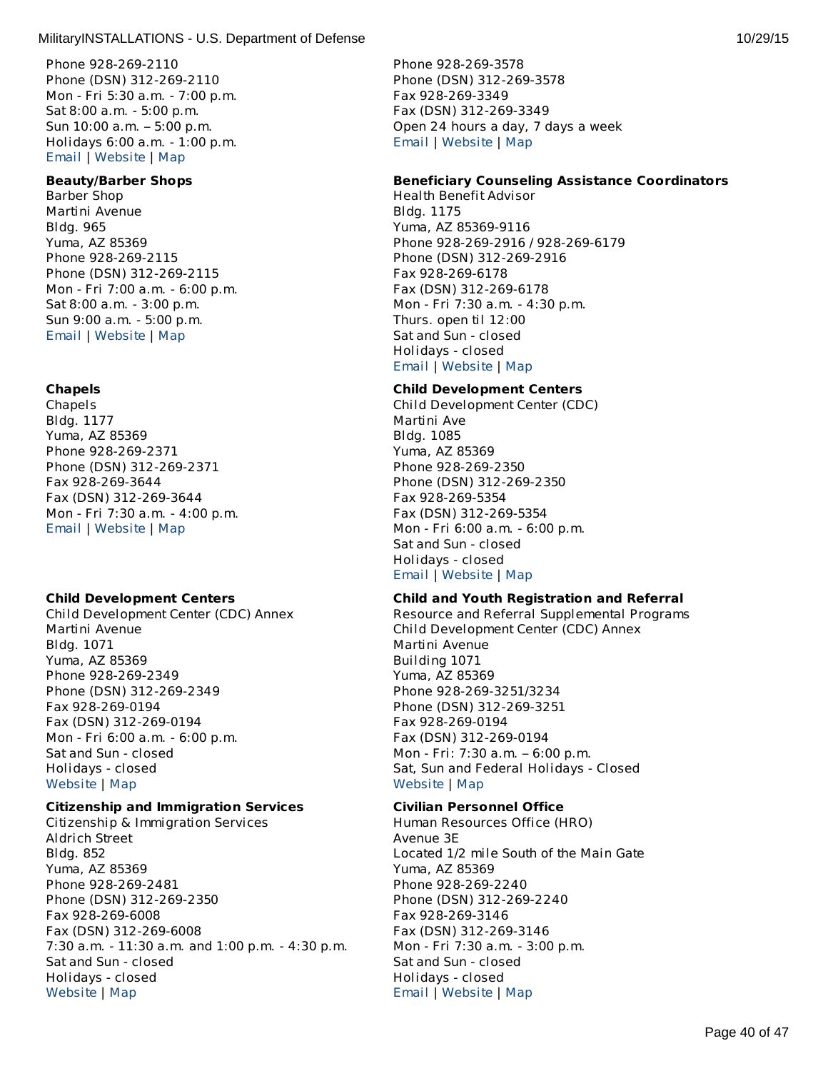Phone 928-269-2110
Phone (DSN) 312-269-2110
Mon - Fri 5:30 a.m. - 7:00 p.m.
Sat 8:00 a.m. - 5:00 p.m.
Sun 10:00 a.m. – 5:00 p.m.
Holidays 6:00 a.m. - 1:00 p.m.
Email | Website | Map

**Beauty/Barber Shops**
Barber Shop
Martini Avenue
Bldg. 965
Yuma, AZ 85369
Phone 928-269-2115
Phone (DSN) 312-269-2115
Mon - Fri 7:00 a.m. - 6:00 p.m.
Sat 8:00 a.m. - 3:00 p.m.
Sun 9:00 a.m. - 5:00 p.m.
Email | Website | Map

**Chapels**
Chapels
Bldg. 1177
Yuma, AZ 85369
Phone 928-269-2371
Phone (DSN) 312-269-2371
Fax 928-269-3644
Fax (DSN) 312-269-3644
Mon - Fri 7:30 a.m. - 4:00 p.m.
Email | Website | Map

**Child Development Centers**
Child Development Center (CDC) Annex
Martini Avenue
Bldg. 1071
Yuma, AZ 85369
Phone 928-269-2349
Phone (DSN) 312-269-2349
Fax 928-269-0194
Fax (DSN) 312-269-0194
Mon - Fri 6:00 a.m. - 6:00 p.m.
Sat and Sun - closed
Holidays - closed
Website | Map

**Citizenship and Immigration Services**
Citizenship & Immigration Services
Aldrich Street
Bldg. 852
Yuma, AZ 85369
Phone 928-269-2481
Phone (DSN) 312-269-2350
Fax 928-269-6008
Fax (DSN) 312-269-6008
7:30 a.m. - 11:30 a.m. and 1:00 p.m. - 4:30 p.m.
Sat and Sun - closed
Holidays - closed
Website | Map

Phone 928-269-3578
Phone (DSN) 312-269-3578
Fax 928-269-3349
Fax (DSN) 312-269-3349
Open 24 hours a day, 7 days a week
Email | Website | Map

**Beneficiary Counseling Assistance Coordinators**
Health Benefit Advisor
Bldg. 1175
Yuma, AZ 85369-9116
Phone 928-269-2916 / 928-269-6179
Phone (DSN) 312-269-2916
Fax 928-269-6178
Fax (DSN) 312-269-6178
Mon - Fri 7:30 a.m. - 4:30 p.m.
Thurs. open til 12:00
Sat and Sun - closed
Holidays - closed
Email | Website | Map

**Child Development Centers**
Child Development Center (CDC)
Martini Ave
Bldg. 1085
Yuma, AZ 85369
Phone 928-269-2350
Phone (DSN) 312-269-2350
Fax 928-269-5354
Fax (DSN) 312-269-5354
Mon - Fri 6:00 a.m. - 6:00 p.m.
Sat and Sun - closed
Holidays - closed
Email | Website | Map

**Child and Youth Registration and Referral**
Resource and Referral Supplemental Programs
Child Development Center (CDC) Annex
Martini Avenue
Building 1071
Yuma, AZ 85369
Phone 928-269-3251/3234
Phone (DSN) 312-269-3251
Fax 928-269-0194
Fax (DSN) 312-269-0194
Mon - Fri: 7:30 a.m. – 6:00 p.m.
Sat, Sun and Federal Holidays - Closed
Website | Map

**Civilian Personnel Office**
Human Resources Office (HRO)
Avenue 3E
Located 1/2 mile South of the Main Gate
Yuma, AZ 85369
Phone 928-269-2240
Phone (DSN) 312-269-2240
Fax 928-269-3146
Fax (DSN) 312-269-3146
Mon - Fri 7:30 a.m. - 3:00 p.m.
Sat and Sun - closed
Holidays - closed
Email | Website | Map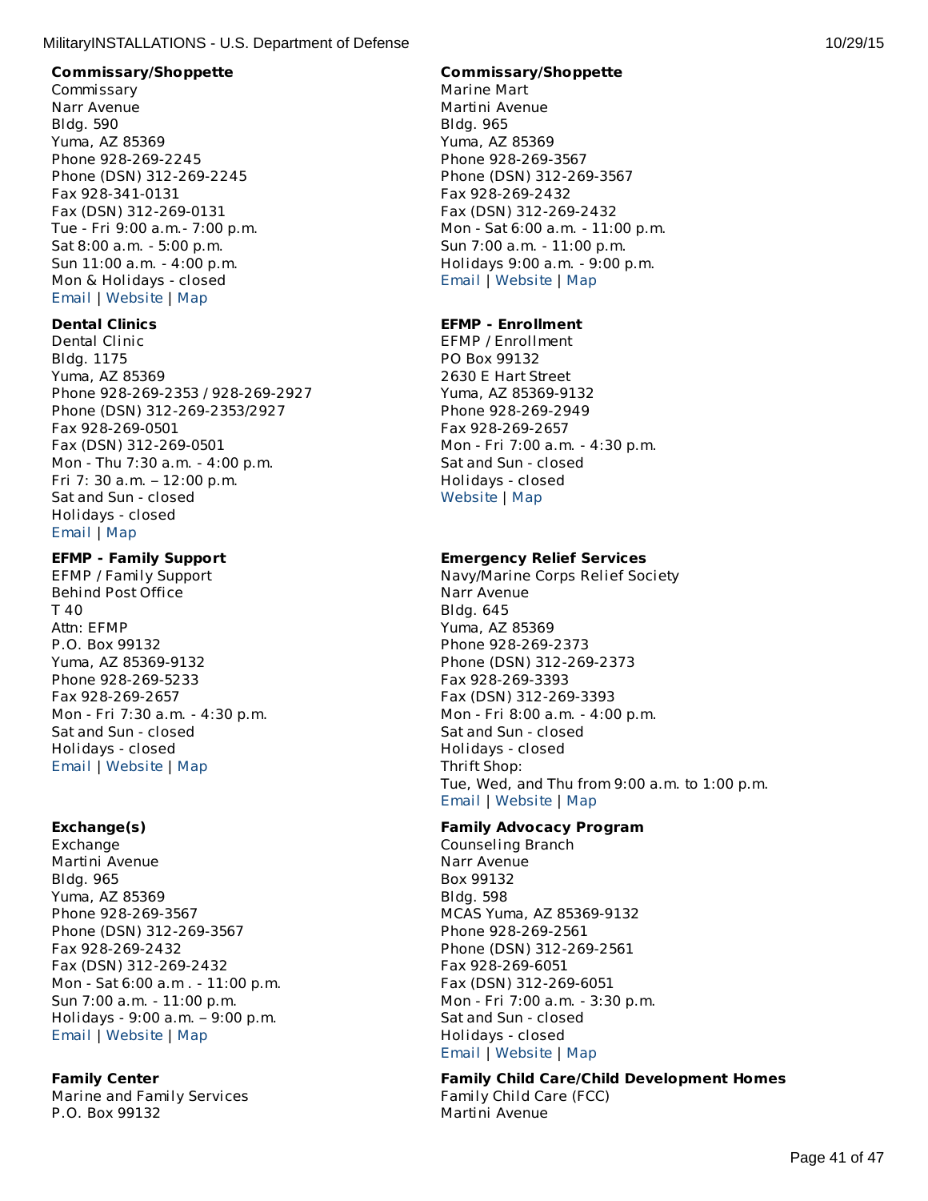**Commissary/Shoppette**
Commissary
Narr Avenue
Bldg. 590
Yuma, AZ 85369
Phone 928-269-2245
Phone (DSN) 312-269-2245
Fax 928-341-0131
Fax (DSN) 312-269-0131
Tue - Fri 9:00 a.m.- 7:00 p.m.
Sat 8:00 a.m. - 5:00 p.m.
Sun 11:00 a.m. - 4:00 p.m.
Mon & Holidays - closed
Email | Website | Map

**Dental Clinics**
Dental Clinic
Bldg. 1175
Yuma, AZ 85369
Phone 928-269-2353 / 928-269-2927
Phone (DSN) 312-269-2353/2927
Fax 928-269-0501
Fax (DSN) 312-269-0501
Mon - Thu 7:30 a.m. - 4:00 p.m.
Fri 7: 30 a.m. – 12:00 p.m.
Sat and Sun - closed
Holidays - closed
Email | Map

**EFMP - Family Support**
EFMP / Family Support
Behind Post Office
T 40
Attn: EFMP
P.O. Box 99132
Yuma, AZ 85369-9132
Phone 928-269-5233
Fax 928-269-2657
Mon - Fri 7:30 a.m. - 4:30 p.m.
Sat and Sun - closed
Holidays - closed
Email | Website | Map

**Exchange(s)**
Exchange
Martini Avenue
Bldg. 965
Yuma, AZ 85369
Phone 928-269-3567
Phone (DSN) 312-269-3567
Fax 928-269-2432
Fax (DSN) 312-269-2432
Mon - Sat 6:00 a.m . - 11:00 p.m.
Sun 7:00 a.m. - 11:00 p.m.
Holidays - 9:00 a.m. – 9:00 p.m.
Email | Website | Map

**Family Center**
Marine and Family Services
P.O. Box 99132

**Commissary/Shoppette**
Marine Mart
Martini Avenue
Bldg. 965
Yuma, AZ 85369
Phone 928-269-3567
Phone (DSN) 312-269-3567
Fax 928-269-2432
Fax (DSN) 312-269-2432
Mon - Sat 6:00 a.m. - 11:00 p.m.
Sun 7:00 a.m. - 11:00 p.m.
Holidays 9:00 a.m. - 9:00 p.m.
Email | Website | Map

**EFMP - Enrollment**
EFMP / Enrollment
PO Box 99132
2630 E Hart Street
Yuma, AZ 85369-9132
Phone 928-269-2949
Fax 928-269-2657
Mon - Fri 7:00 a.m. - 4:30 p.m.
Sat and Sun - closed
Holidays - closed
Website | Map

**Emergency Relief Services**
Navy/Marine Corps Relief Society
Narr Avenue
Bldg. 645
Yuma, AZ 85369
Phone 928-269-2373
Phone (DSN) 312-269-2373
Fax 928-269-3393
Fax (DSN) 312-269-3393
Mon - Fri 8:00 a.m. - 4:00 p.m.
Sat and Sun - closed
Holidays - closed
Thrift Shop:
Tue, Wed, and Thu from 9:00 a.m. to 1:00 p.m.
Email | Website | Map

**Family Advocacy Program**
Counseling Branch
Narr Avenue
Box 99132
Bldg. 598
MCAS Yuma, AZ 85369-9132
Phone 928-269-2561
Phone (DSN) 312-269-2561
Fax 928-269-6051
Fax (DSN) 312-269-6051
Mon - Fri 7:00 a.m. - 3:30 p.m.
Sat and Sun - closed
Holidays - closed
Email | Website | Map

**Family Child Care/Child Development Homes**
Family Child Care (FCC)
Martini Avenue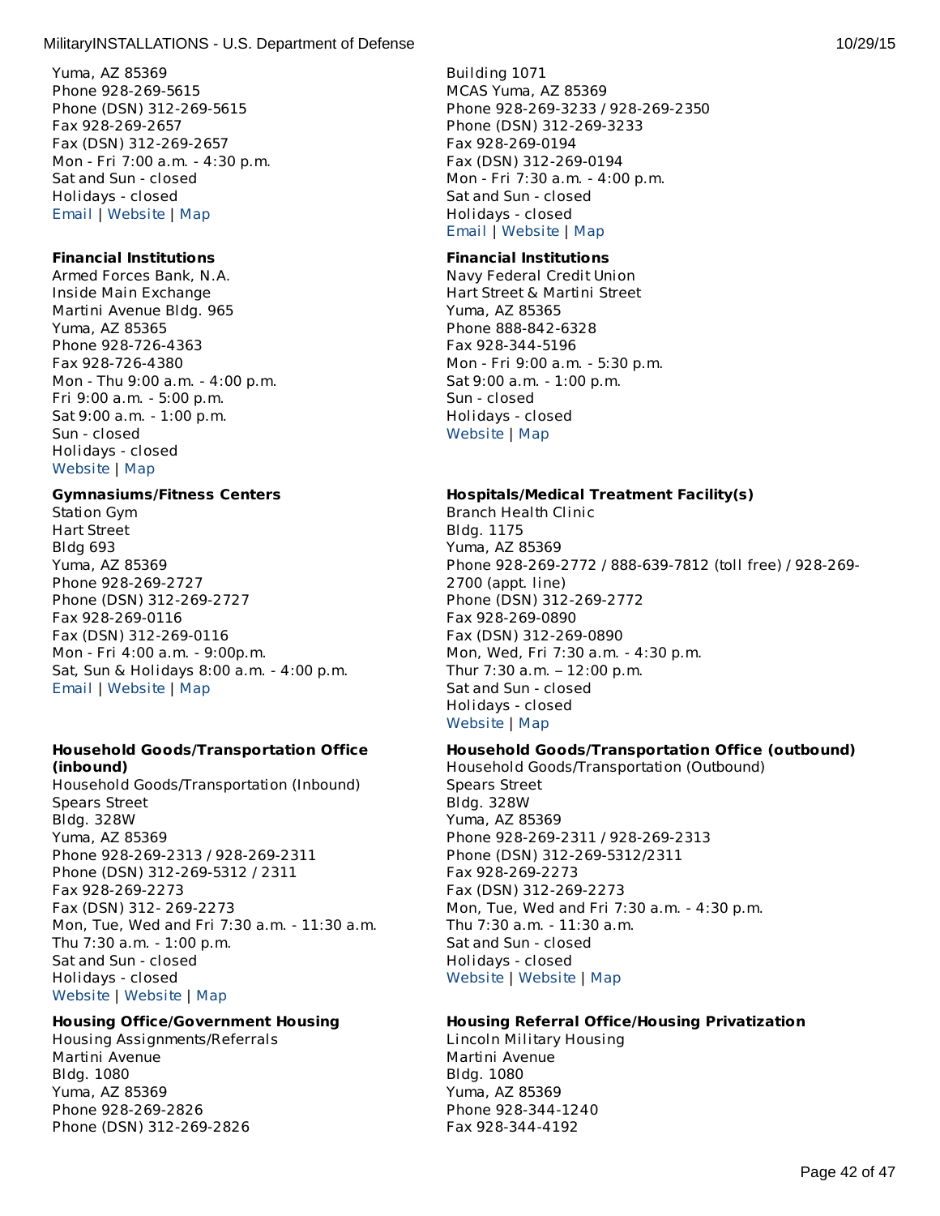Yuma, AZ 85369
Phone 928-269-5615
Phone (DSN) 312-269-5615
Fax 928-269-2657
Fax (DSN) 312-269-2657
Mon - Fri 7:00 a.m. - 4:30 p.m.
Sat and Sun - closed
Holidays - closed
Email | Website | Map

Building 1071
MCAS Yuma, AZ 85369
Phone 928-269-3233 / 928-269-2350
Phone (DSN) 312-269-3233
Fax 928-269-0194
Fax (DSN) 312-269-0194
Mon - Fri 7:30 a.m. - 4:00 p.m.
Sat and Sun - closed
Holidays - closed
Email | Website | Map

**Financial Institutions**

Armed Forces Bank, N.A.
Inside Main Exchange
Martini Avenue Bldg. 965
Yuma, AZ 85365
Phone 928-726-4363
Fax 928-726-4380
Mon - Thu 9:00 a.m. - 4:00 p.m.
Fri 9:00 a.m. - 5:00 p.m.
Sat 9:00 a.m. - 1:00 p.m.
Sun - closed
Holidays - closed
Website | Map

**Financial Institutions**

Navy Federal Credit Union
Hart Street & Martini Street
Yuma, AZ 85365
Phone 888-842-6328
Fax 928-344-5196
Mon - Fri 9:00 a.m. - 5:30 p.m.
Sat 9:00 a.m. - 1:00 p.m.
Sun - closed
Holidays - closed
Website | Map

**Gymnasiums/Fitness Centers**

Station Gym
Hart Street
Bldg 693
Yuma, AZ 85369
Phone 928-269-2727
Phone (DSN) 312-269-2727
Fax 928-269-0116
Fax (DSN) 312-269-0116
Mon - Fri 4:00 a.m. - 9:00p.m.
Sat, Sun & Holidays 8:00 a.m. - 4:00 p.m.
Email | Website | Map

**Hospitals/Medical Treatment Facility(s)**

Branch Health Clinic
Bldg. 1175
Yuma, AZ 85369
Phone 928-269-2772 / 888-639-7812 (toll free) / 928-269-2700 (appt. line)
Phone (DSN) 312-269-2772
Fax 928-269-0890
Fax (DSN) 312-269-0890
Mon, Wed, Fri 7:30 a.m. - 4:30 p.m.
Thur 7:30 a.m. – 12:00 p.m.
Sat and Sun - closed
Holidays - closed
Website | Map

**Household Goods/Transportation Office (inbound)**

Household Goods/Transportation (Inbound)
Spears Street
Bldg. 328W
Yuma, AZ 85369
Phone 928-269-2313 / 928-269-2311
Phone (DSN) 312-269-5312 / 2311
Fax 928-269-2273
Fax (DSN) 312- 269-2273
Mon, Tue, Wed and Fri 7:30 a.m. - 11:30 a.m.
Thu 7:30 a.m. - 1:00 p.m.
Sat and Sun - closed
Holidays - closed
Website | Website | Map

**Household Goods/Transportation Office (outbound)**

Household Goods/Transportation (Outbound)
Spears Street
Bldg. 328W
Yuma, AZ 85369
Phone 928-269-2311 / 928-269-2313
Phone (DSN) 312-269-5312/2311
Fax 928-269-2273
Fax (DSN) 312-269-2273
Mon, Tue, Wed and Fri 7:30 a.m. - 4:30 p.m.
Thu 7:30 a.m. - 11:30 a.m.
Sat and Sun - closed
Holidays - closed
Website | Website | Map

**Housing Office/Government Housing**

Housing Assignments/Referrals
Martini Avenue
Bldg. 1080
Yuma, AZ 85369
Phone 928-269-2826
Phone (DSN) 312-269-2826

**Housing Referral Office/Housing Privatization**

Lincoln Military Housing
Martini Avenue
Bldg. 1080
Yuma, AZ 85369
Phone 928-344-1240
Fax 928-344-4192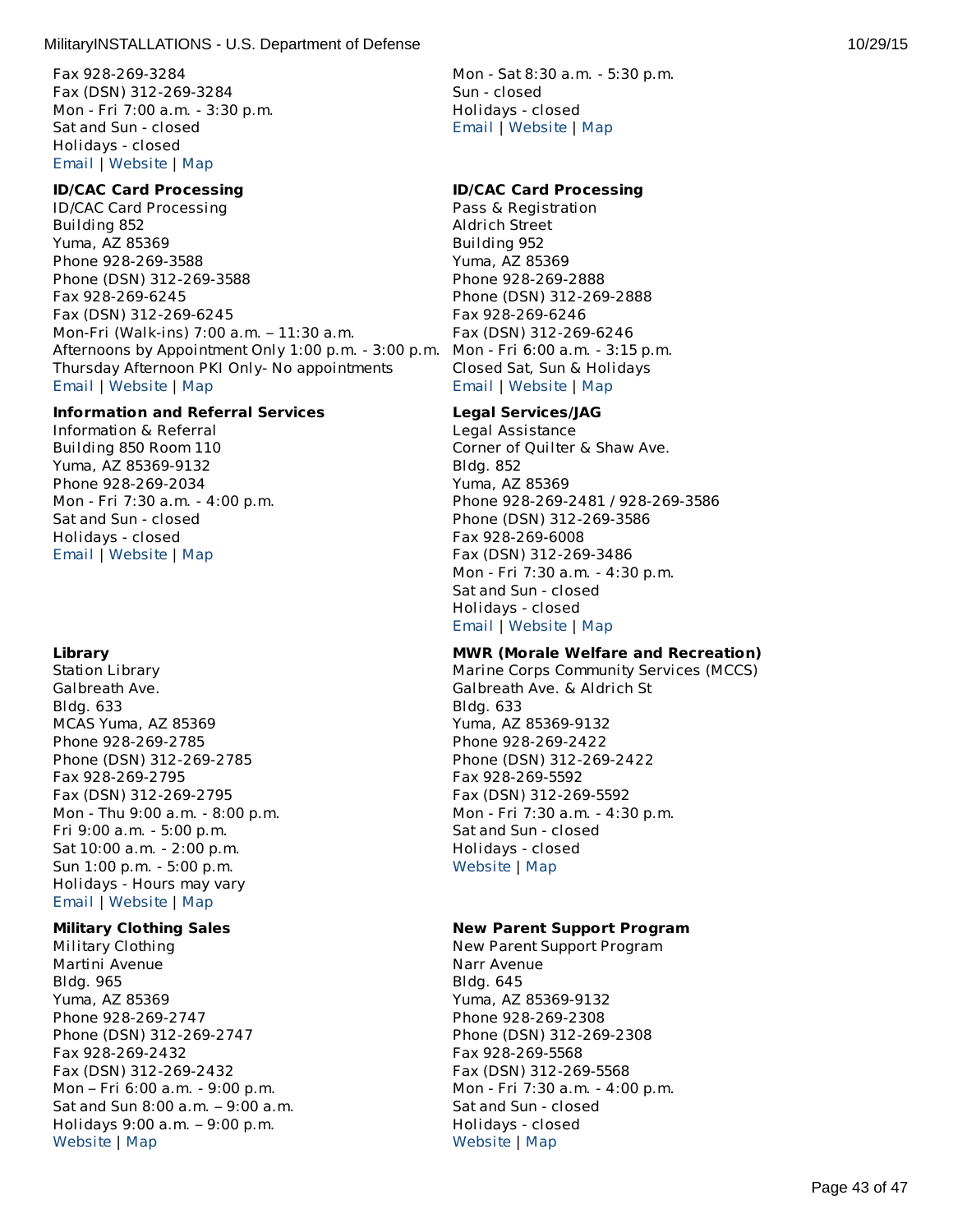Fax 928-269-3284
Fax (DSN) 312-269-3284
Mon - Fri 7:00 a.m. - 3:30 p.m.
Sat and Sun - closed
Holidays - closed
Email | Website | Map

**ID/CAC Card Processing**
ID/CAC Card Processing
Building 852
Yuma, AZ 85369
Phone 928-269-3588
Phone (DSN) 312-269-3588
Fax 928-269-6245
Fax (DSN) 312-269-6245
Mon-Fri (Walk-ins) 7:00 a.m. – 11:30 a.m.
Afternoons by Appointment Only 1:00 p.m. - 3:00 p.m.
Thursday Afternoon PKI Only- No appointments
Email | Website | Map

**Information and Referral Services**
Information & Referral
Building 850 Room 110
Yuma, AZ 85369-9132
Phone 928-269-2034
Mon - Fri 7:30 a.m. - 4:00 p.m.
Sat and Sun - closed
Holidays - closed
Email | Website | Map

**Library**
Station Library
Galbreath Ave.
Bldg. 633
MCAS Yuma, AZ 85369
Phone 928-269-2785
Phone (DSN) 312-269-2785
Fax 928-269-2795
Fax (DSN) 312-269-2795
Mon - Thu 9:00 a.m. - 8:00 p.m.
Fri 9:00 a.m. - 5:00 p.m.
Sat 10:00 a.m. - 2:00 p.m.
Sun 1:00 p.m. - 5:00 p.m.
Holidays - Hours may vary
Email | Website | Map

**Military Clothing Sales**
Military Clothing
Martini Avenue
Bldg. 965
Yuma, AZ 85369
Phone 928-269-2747
Phone (DSN) 312-269-2747
Fax 928-269-2432
Fax (DSN) 312-269-2432
Mon – Fri 6:00 a.m. - 9:00 p.m.
Sat and Sun 8:00 a.m. – 9:00 a.m.
Holidays 9:00 a.m. – 9:00 p.m.
Website | Map

Mon - Sat 8:30 a.m. - 5:30 p.m.
Sun - closed
Holidays - closed
Email | Website | Map

**ID/CAC Card Processing**
Pass & Registration
Aldrich Street
Building 952
Yuma, AZ 85369
Phone 928-269-2888
Phone (DSN) 312-269-2888
Fax 928-269-6246
Fax (DSN) 312-269-6246
Mon - Fri 6:00 a.m. - 3:15 p.m.
Closed Sat, Sun & Holidays
Email | Website | Map

**Legal Services/JAG**
Legal Assistance
Corner of Quilter & Shaw Ave.
Bldg. 852
Yuma, AZ 85369
Phone 928-269-2481 / 928-269-3586
Phone (DSN) 312-269-3586
Fax 928-269-6008
Fax (DSN) 312-269-3486
Mon - Fri 7:30 a.m. - 4:30 p.m.
Sat and Sun - closed
Holidays - closed
Email | Website | Map

**MWR (Morale Welfare and Recreation)**
Marine Corps Community Services (MCCS)
Galbreath Ave. & Aldrich St
Bldg. 633
Yuma, AZ 85369-9132
Phone 928-269-2422
Phone (DSN) 312-269-2422
Fax 928-269-5592
Fax (DSN) 312-269-5592
Mon - Fri 7:30 a.m. - 4:30 p.m.
Sat and Sun - closed
Holidays - closed
Website | Map

**New Parent Support Program**
New Parent Support Program
Narr Avenue
Bldg. 645
Yuma, AZ 85369-9132
Phone 928-269-2308
Phone (DSN) 312-269-2308
Fax 928-269-5568
Fax (DSN) 312-269-5568
Mon - Fri 7:30 a.m. - 4:00 p.m.
Sat and Sun - closed
Holidays - closed
Website | Map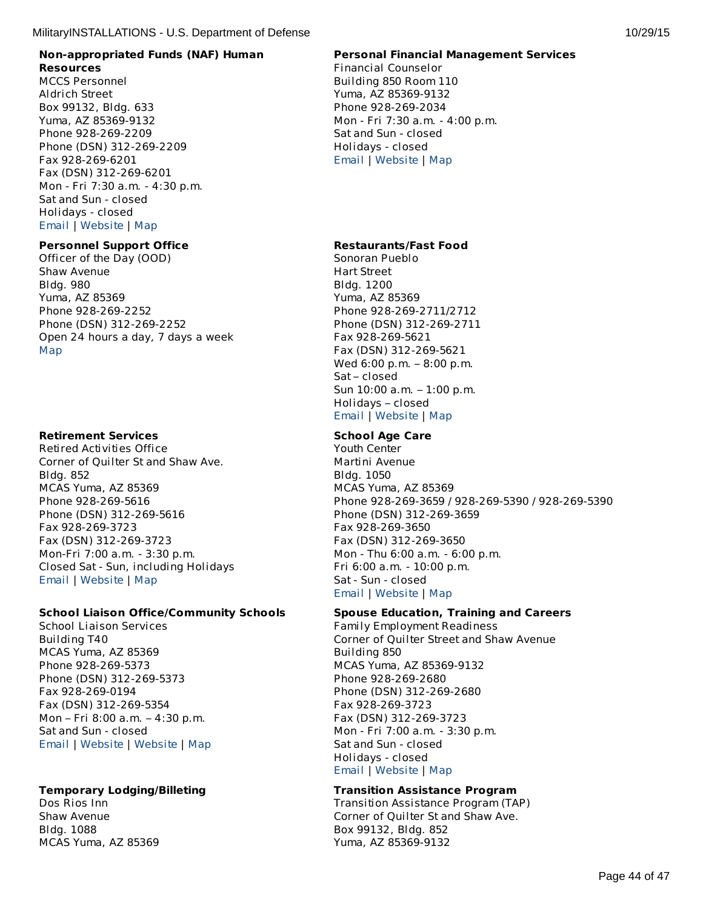**Non-appropriated Funds (NAF) Human Resources**
MCCS Personnel
Aldrich Street
Box 99132, Bldg. 633
Yuma, AZ 85369-9132
Phone 928-269-2209
Phone (DSN) 312-269-2209
Fax 928-269-6201
Fax (DSN) 312-269-6201
Mon - Fri 7:30 a.m. - 4:30 p.m.
Sat and Sun - closed
Holidays - closed
Email | Website | Map

**Personnel Support Office**
Officer of the Day (OOD)
Shaw Avenue
Bldg. 980
Yuma, AZ 85369
Phone 928-269-2252
Phone (DSN) 312-269-2252
Open 24 hours a day, 7 days a week
Map

**Retirement Services**
Retired Activities Office
Corner of Quilter St and Shaw Ave.
Bldg. 852
MCAS Yuma, AZ 85369
Phone 928-269-5616
Phone (DSN) 312-269-5616
Fax 928-269-3723
Fax (DSN) 312-269-3723
Mon-Fri 7:00 a.m. - 3:30 p.m.
Closed Sat - Sun, including Holidays
Email | Website | Map

**School Liaison Office/Community Schools**
School Liaison Services
Building T40
MCAS Yuma, AZ 85369
Phone 928-269-5373
Phone (DSN) 312-269-5373
Fax 928-269-0194
Fax (DSN) 312-269-5354
Mon – Fri 8:00 a.m. – 4:30 p.m.
Sat and Sun - closed
Email | Website | Website | Map

**Temporary Lodging/Billeting**
Dos Rios Inn
Shaw Avenue
Bldg. 1088
MCAS Yuma, AZ 85369

**Personal Financial Management Services**
Financial Counselor
Building 850 Room 110
Yuma, AZ 85369-9132
Phone 928-269-2034
Mon - Fri 7:30 a.m. - 4:00 p.m.
Sat and Sun - closed
Holidays - closed
Email | Website | Map

**Restaurants/Fast Food**
Sonoran Pueblo
Hart Street
Bldg. 1200
Yuma, AZ 85369
Phone 928-269-2711/2712
Phone (DSN) 312-269-2711
Fax 928-269-5621
Fax (DSN) 312-269-5621
Wed 6:00 p.m. – 8:00 p.m.
Sat – closed
Sun 10:00 a.m. – 1:00 p.m.
Holidays – closed
Email | Website | Map

**School Age Care**
Youth Center
Martini Avenue
Bldg. 1050
MCAS Yuma, AZ 85369
Phone 928-269-3659 / 928-269-5390 / 928-269-5390
Phone (DSN) 312-269-3659
Fax 928-269-3650
Fax (DSN) 312-269-3650
Mon - Thu 6:00 a.m. - 6:00 p.m.
Fri 6:00 a.m. - 10:00 p.m.
Sat - Sun - closed
Email | Website | Map

**Spouse Education, Training and Careers**
Family Employment Readiness
Corner of Quilter Street and Shaw Avenue
Building 850
MCAS Yuma, AZ 85369-9132
Phone 928-269-2680
Phone (DSN) 312-269-2680
Fax 928-269-3723
Fax (DSN) 312-269-3723
Mon - Fri 7:00 a.m. - 3:30 p.m.
Sat and Sun - closed
Holidays - closed
Email | Website | Map

**Transition Assistance Program**
Transition Assistance Program (TAP)
Corner of Quilter St and Shaw Ave.
Box 99132, Bldg. 852
Yuma, AZ 85369-9132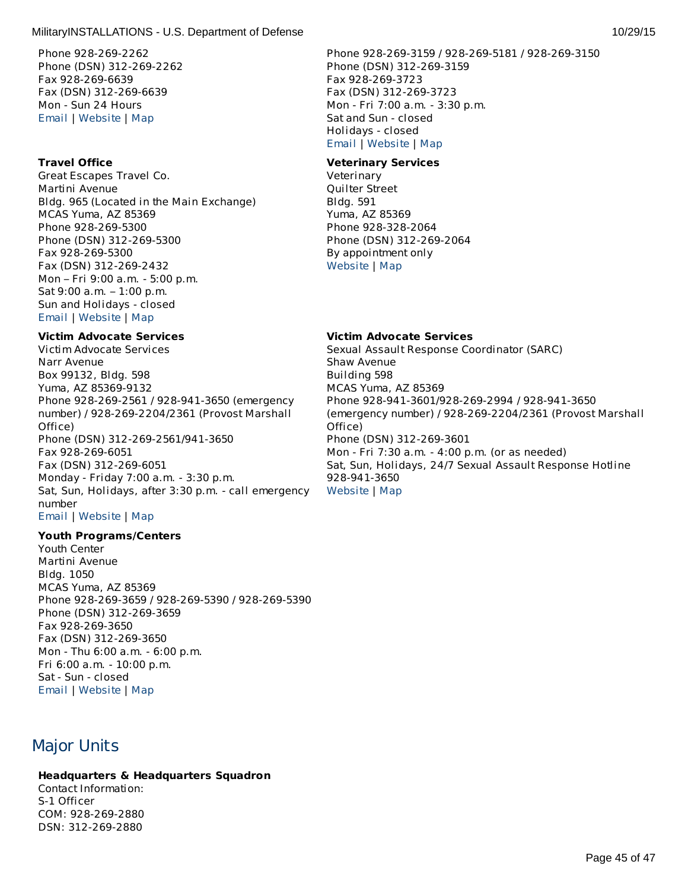Phone 928-269-2262
Phone (DSN) 312-269-2262
Fax 928-269-6639
Fax (DSN) 312-269-6639
Mon - Sun 24 Hours
Email | Website | Map

Phone 928-269-3159 / 928-269-5181 / 928-269-3150
Phone (DSN) 312-269-3159
Fax 928-269-3723
Fax (DSN) 312-269-3723
Mon - Fri 7:00 a.m. - 3:30 p.m.
Sat and Sun - closed
Holidays - closed
Email | Website | Map

**Travel Office**
Great Escapes Travel Co.
Martini Avenue
Bldg. 965 (Located in the Main Exchange)
MCAS Yuma, AZ 85369
Phone 928-269-5300
Phone (DSN) 312-269-5300
Fax 928-269-5300
Fax (DSN) 312-269-2432
Mon – Fri 9:00 a.m. - 5:00 p.m.
Sat 9:00 a.m. – 1:00 p.m.
Sun and Holidays - closed
Email | Website | Map

**Veterinary Services**
Veterinary
Quilter Street
Bldg. 591
Yuma, AZ 85369
Phone 928-328-2064
Phone (DSN) 312-269-2064
By appointment only
Website | Map

**Victim Advocate Services**
Victim Advocate Services
Narr Avenue
Box 99132, Bldg. 598
Yuma, AZ 85369-9132
Phone 928-269-2561 / 928-941-3650 (emergency number) / 928-269-2204/2361 (Provost Marshall Office)
Phone (DSN) 312-269-2561/941-3650
Fax 928-269-6051
Fax (DSN) 312-269-6051
Monday - Friday 7:00 a.m. - 3:30 p.m.
Sat, Sun, Holidays, after 3:30 p.m. - call emergency number
Email | Website | Map

**Victim Advocate Services**
Sexual Assault Response Coordinator (SARC)
Shaw Avenue
Building 598
MCAS Yuma, AZ 85369
Phone 928-941-3601/928-269-2994 / 928-941-3650 (emergency number) / 928-269-2204/2361 (Provost Marshall Office)
Phone (DSN) 312-269-3601
Mon - Fri 7:30 a.m. - 4:00 p.m. (or as needed)
Sat, Sun, Holidays, 24/7 Sexual Assault Response Hotline 928-941-3650
Website | Map

**Youth Programs/Centers**
Youth Center
Martini Avenue
Bldg. 1050
MCAS Yuma, AZ 85369
Phone 928-269-3659 / 928-269-5390 / 928-269-5390
Phone (DSN) 312-269-3659
Fax 928-269-3650
Fax (DSN) 312-269-3650
Mon - Thu 6:00 a.m. - 6:00 p.m.
Fri 6:00 a.m. - 10:00 p.m.
Sat - Sun - closed
Email | Website | Map

## Major Units

**Headquarters & Headquarters Squadron**
Contact Information:
S-1 Officer
COM: 928-269-2880
DSN: 312-269-2880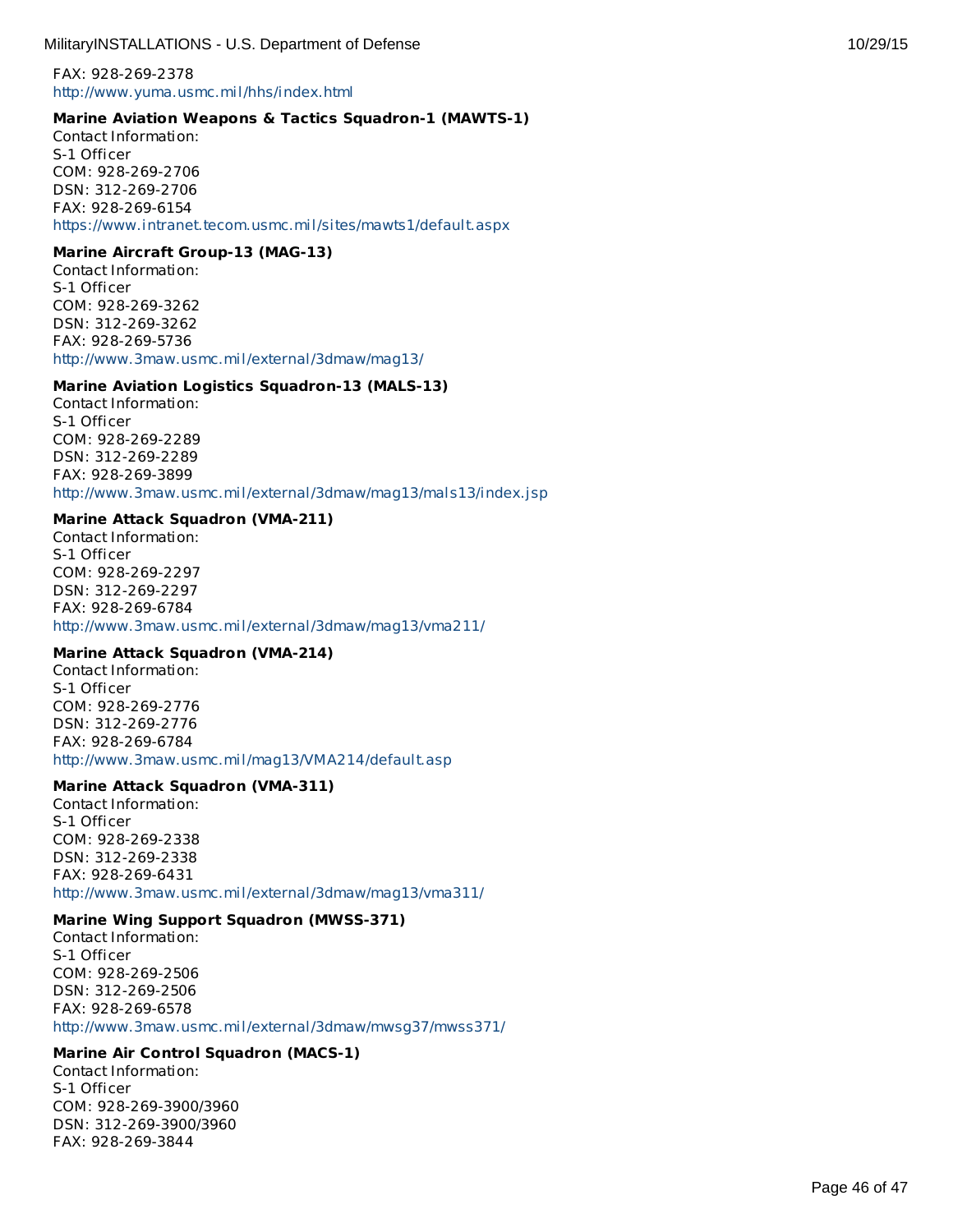FAX: 928-269-2378
http://www.yuma.usmc.mil/hhs/index.html

**Marine Aviation Weapons & Tactics Squadron-1 (MAWTS-1)**
Contact Information:
S-1 Officer
COM: 928-269-2706
DSN: 312-269-2706
FAX: 928-269-6154
https://www.intranet.tecom.usmc.mil/sites/mawts1/default.aspx

**Marine Aircraft Group-13 (MAG-13)**
Contact Information:
S-1 Officer
COM: 928-269-3262
DSN: 312-269-3262
FAX: 928-269-5736
http://www.3maw.usmc.mil/external/3dmaw/mag13/

**Marine Aviation Logistics Squadron-13 (MALS-13)**
Contact Information:
S-1 Officer
COM: 928-269-2289
DSN: 312-269-2289
FAX: 928-269-3899
http://www.3maw.usmc.mil/external/3dmaw/mag13/mals13/index.jsp

**Marine Attack Squadron (VMA-211)**
Contact Information:
S-1 Officer
COM: 928-269-2297
DSN: 312-269-2297
FAX: 928-269-6784
http://www.3maw.usmc.mil/external/3dmaw/mag13/vma211/

**Marine Attack Squadron (VMA-214)**
Contact Information:
S-1 Officer
COM: 928-269-2776
DSN: 312-269-2776
FAX: 928-269-6784
http://www.3maw.usmc.mil/mag13/VMA214/default.asp

**Marine Attack Squadron (VMA-311)**
Contact Information:
S-1 Officer
COM: 928-269-2338
DSN: 312-269-2338
FAX: 928-269-6431
http://www.3maw.usmc.mil/external/3dmaw/mag13/vma311/

**Marine Wing Support Squadron (MWSS-371)**
Contact Information:
S-1 Officer
COM: 928-269-2506
DSN: 312-269-2506
FAX: 928-269-6578
http://www.3maw.usmc.mil/external/3dmaw/mwsg37/mwss371/

**Marine Air Control Squadron (MACS-1)**
Contact Information:
S-1 Officer
COM: 928-269-3900/3960
DSN: 312-269-3900/3960
FAX: 928-269-3844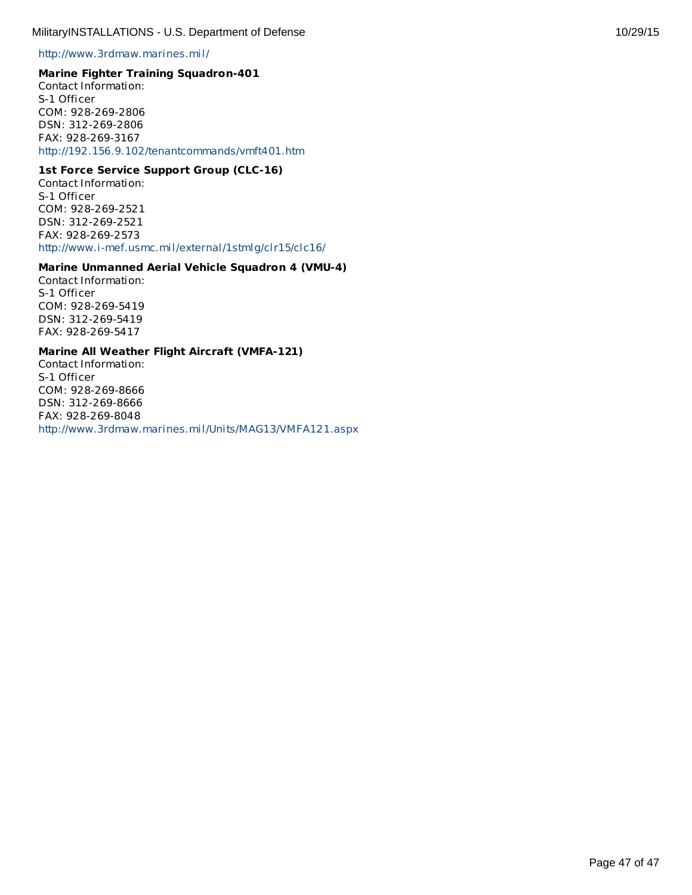http://www.3rdmaw.marines.mil/

**Marine Fighter Training Squadron-401**
Contact Information:
S-1 Officer
COM: 928-269-2806
DSN: 312-269-2806
FAX: 928-269-3167
http://192.156.9.102/tenantcommands/vmft401.htm

**1st Force Service Support Group (CLC-16)**
Contact Information:
S-1 Officer
COM: 928-269-2521
DSN: 312-269-2521
FAX: 928-269-2573
http://www.i-mef.usmc.mil/external/1stmlg/clr15/clc16/

**Marine Unmanned Aerial Vehicle Squadron 4 (VMU-4)**
Contact Information:
S-1 Officer
COM: 928-269-5419
DSN: 312-269-5419
FAX: 928-269-5417

**Marine All Weather Flight Aircraft (VMFA-121)**
Contact Information:
S-1 Officer
COM: 928-269-8666
DSN: 312-269-8666
FAX: 928-269-8048
http://www.3rdmaw.marines.mil/Units/MAG13/VMFA121.aspx